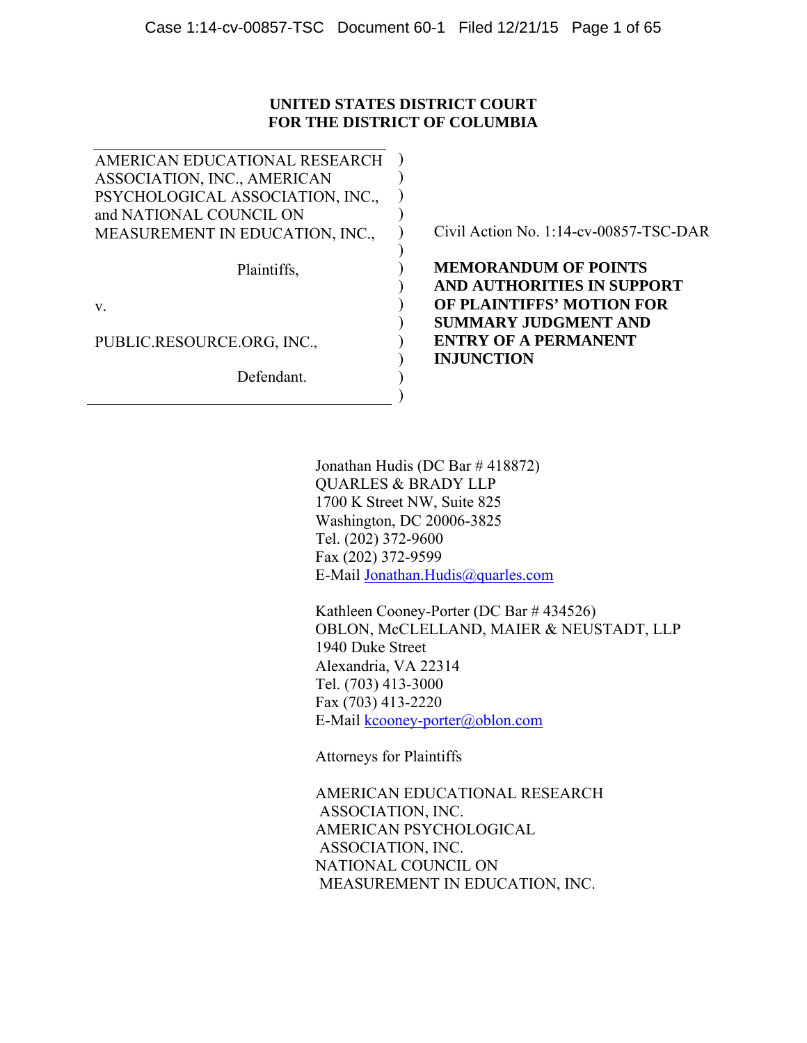**UNITED STATES DISTRICT COURT**
**FOR THE DISTRICT OF COLUMBIA**

| | |
|---|---|
| AMERICAN EDUCATIONAL RESEARCH ASSOCIATION, INC., AMERICAN PSYCHOLOGICAL ASSOCIATION, INC., and NATIONAL COUNCIL ON MEASUREMENT IN EDUCATION, INC., | Civil Action No. 1:14-cv-00857-TSC-DAR |
| Plaintiffs, | **MEMORANDUM OF POINTS AND AUTHORITIES IN SUPPORT OF PLAINTIFFS' MOTION FOR SUMMARY JUDGMENT AND ENTRY OF A PERMANENT INJUNCTION** |
| v. | |
| PUBLIC.RESOURCE.ORG, INC., | |
| Defendant. | |

Jonathan Hudis (DC Bar # 418872)
QUARLES & BRADY LLP
1700 K Street NW, Suite 825
Washington, DC 20006-3825
Tel. (202) 372-9600
Fax (202) 372-9599
E-Mail Jonathan.Hudis@quarles.com

Kathleen Cooney-Porter (DC Bar # 434526)
OBLON, McCLELLAND, MAIER & NEUSTADT, LLP
1940 Duke Street
Alexandria, VA 22314
Tel. (703) 413-3000
Fax (703) 413-2220
E-Mail kcooney-porter@oblon.com

Attorneys for Plaintiffs

AMERICAN EDUCATIONAL RESEARCH ASSOCIATION, INC.
AMERICAN PSYCHOLOGICAL ASSOCIATION, INC.
NATIONAL COUNCIL ON MEASUREMENT IN EDUCATION, INC.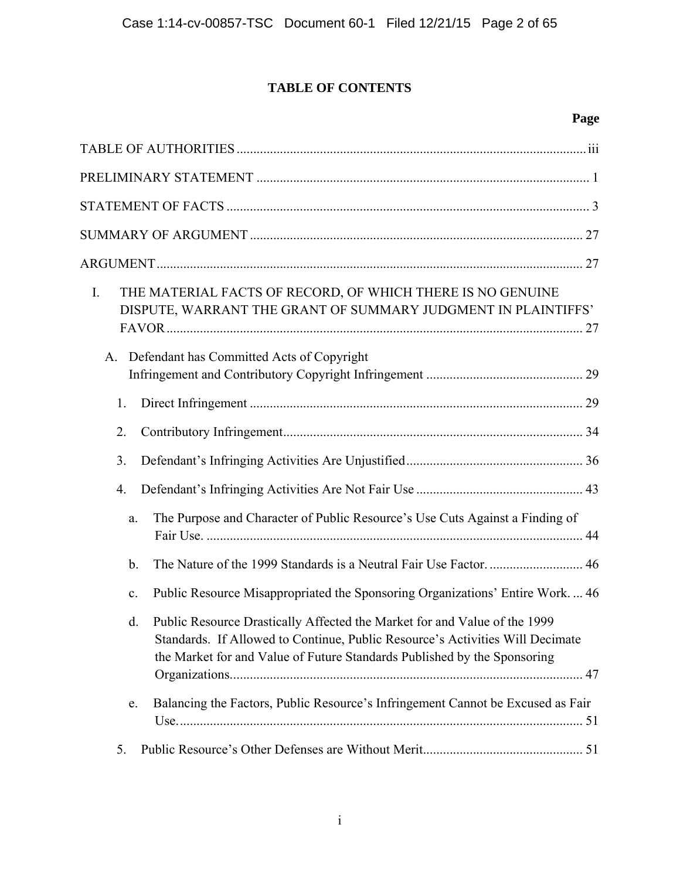## TABLE OF CONTENTS

**Page**

TABLE OF AUTHORITIES ..... iii

PRELIMINARY STATEMENT ..... 1

STATEMENT OF FACTS ..... 3

SUMMARY OF ARGUMENT ..... 27

ARGUMENT ..... 27

- I. THE MATERIAL FACTS OF RECORD, OF WHICH THERE IS NO GENUINE DISPUTE, WARRANT THE GRANT OF SUMMARY JUDGMENT IN PLAINTIFFS' FAVOR ..... 27
  - A. Defendant has Committed Acts of Copyright Infringement and Contributory Copyright Infringement ..... 29
    - 1. Direct Infringement ..... 29
    - 2. Contributory Infringement ..... 34
    - 3. Defendant's Infringing Activities Are Unjustified ..... 36
    - 4. Defendant's Infringing Activities Are Not Fair Use ..... 43
      - a. The Purpose and Character of Public Resource's Use Cuts Against a Finding of Fair Use. ..... 44
      - b. The Nature of the 1999 Standards is a Neutral Fair Use Factor. ..... 46
      - c. Public Resource Misappropriated the Sponsoring Organizations' Entire Work. ..... 46
      - d. Public Resource Drastically Affected the Market for and Value of the 1999 Standards. If Allowed to Continue, Public Resource's Activities Will Decimate the Market for and Value of Future Standards Published by the Sponsoring Organizations. ..... 47
      - e. Balancing the Factors, Public Resource's Infringement Cannot be Excused as Fair Use. ..... 51
    - 5. Public Resource's Other Defenses are Without Merit ..... 51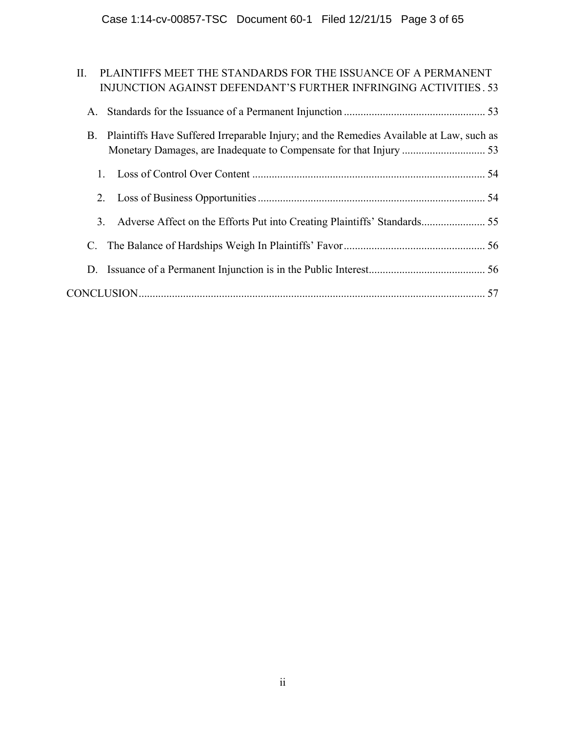II. PLAINTIFFS MEET THE STANDARDS FOR THE ISSUANCE OF A PERMANENT INJUNCTION AGAINST DEFENDANT'S FURTHER INFRINGING ACTIVITIES . 53

- A. Standards for the Issuance of a Permanent Injunction ... 53
- B. Plaintiffs Have Suffered Irreparable Injury; and the Remedies Available at Law, such as Monetary Damages, are Inadequate to Compensate for that Injury ... 53
  - 1. Loss of Control Over Content ... 54
  - 2. Loss of Business Opportunities ... 54
  - 3. Adverse Affect on the Efforts Put into Creating Plaintiffs' Standards ... 55
- C. The Balance of Hardships Weigh In Plaintiffs' Favor ... 56
- D. Issuance of a Permanent Injunction is in the Public Interest ... 56

CONCLUSION ... 57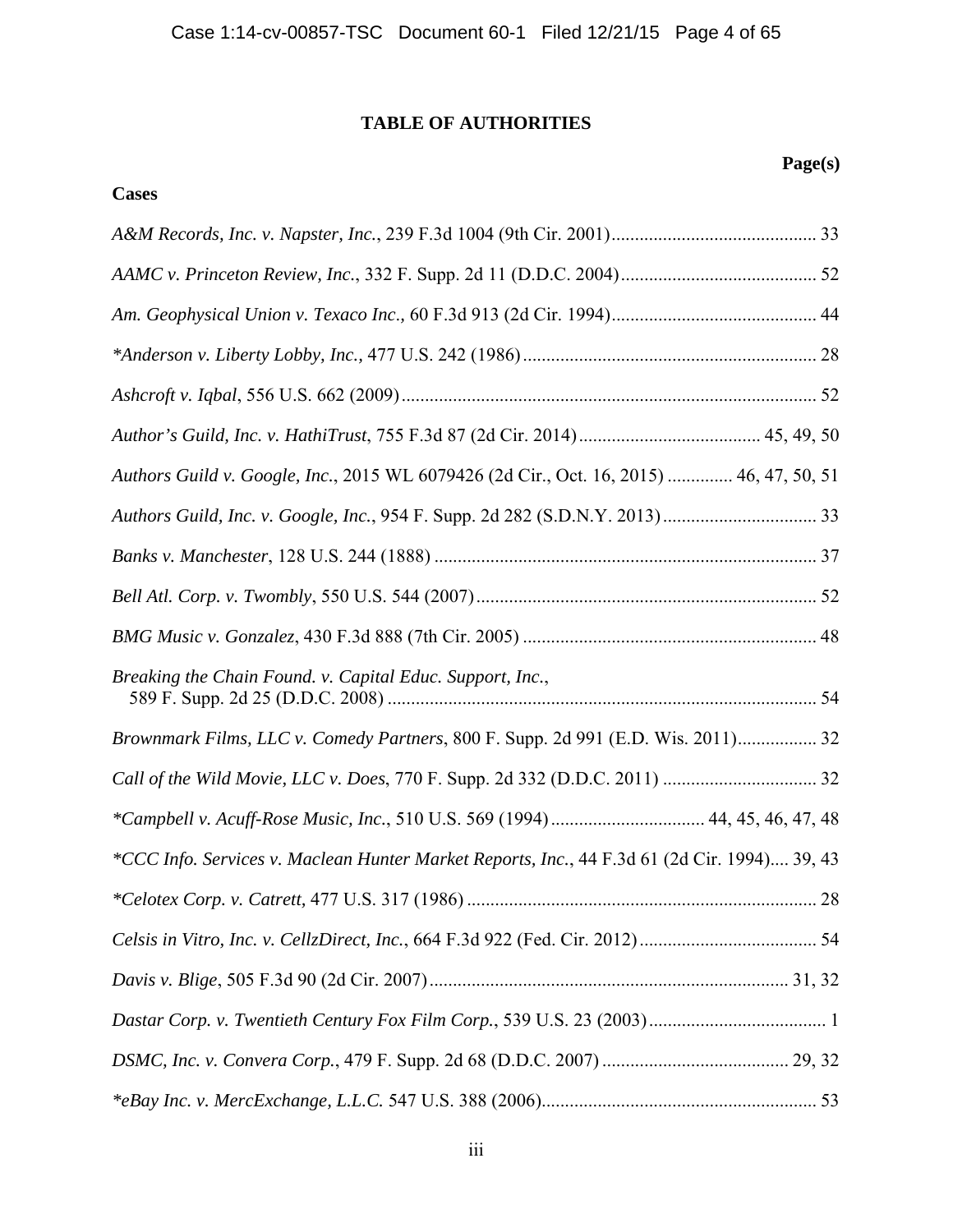# TABLE OF AUTHORITIES

**Page(s)**

**Cases**

*A&M Records, Inc. v. Napster, Inc.*, 239 F.3d 1004 (9th Cir. 2001) ............................................ 33

*AAMC v. Princeton Review, Inc.*, 332 F. Supp. 2d 11 (D.D.C. 2004) .......................................... 52

*Am. Geophysical Union v. Texaco Inc.,* 60 F.3d 913 (2d Cir. 1994) ............................................ 44

*\*Anderson v. Liberty Lobby, Inc.,* 477 U.S. 242 (1986) ............................................................... 28

*Ashcroft v. Iqbal*, 556 U.S. 662 (2009) ......................................................................................... 52

*Author's Guild, Inc. v. HathiTrust*, 755 F.3d 87 (2d Cir. 2014) ....................................... 45, 49, 50

*Authors Guild v. Google, Inc.*, 2015 WL 6079426 (2d Cir., Oct. 16, 2015) ............. 46, 47, 50, 51

*Authors Guild, Inc. v. Google, Inc.*, 954 F. Supp. 2d 282 (S.D.N.Y. 2013) ................................. 33

*Banks v. Manchester*, 128 U.S. 244 (1888) .................................................................................. 37

*Bell Atl. Corp. v. Twombly*, 550 U.S. 544 (2007) ......................................................................... 52

*BMG Music v. Gonzalez*, 430 F.3d 888 (7th Cir. 2005) ............................................................... 48

*Breaking the Chain Found. v. Capital Educ. Support, Inc.*, 589 F. Supp. 2d 25 (D.D.C. 2008) ........................................................................................... 54

*Brownmark Films, LLC v. Comedy Partners*, 800 F. Supp. 2d 991 (E.D. Wis. 2011) ................. 32

*Call of the Wild Movie, LLC v. Does*, 770 F. Supp. 2d 332 (D.D.C. 2011) ................................. 32

*\*Campbell v. Acuff-Rose Music, Inc.*, 510 U.S. 569 (1994) ................................. 44, 45, 46, 47, 48

*\*CCC Info. Services v. Maclean Hunter Market Reports, Inc.*, 44 F.3d 61 (2d Cir. 1994).... 39, 43

*\*Celotex Corp. v. Catrett*, 477 U.S. 317 (1986) ........................................................................... 28

*Celsis in Vitro, Inc. v. CellzDirect, Inc.*, 664 F.3d 922 (Fed. Cir. 2012) ...................................... 54

*Davis v. Blige*, 505 F.3d 90 (2d Cir. 2007) ............................................................................. 31, 32

*Dastar Corp. v. Twentieth Century Fox Film Corp.*, 539 U.S. 23 (2003) ....................................... 1

*DSMC, Inc. v. Convera Corp.*, 479 F. Supp. 2d 68 (D.D.C. 2007) ........................................ 29, 32

*\*eBay Inc. v. MercExchange, L.L.C.* 547 U.S. 388 (2006) ........................................................... 53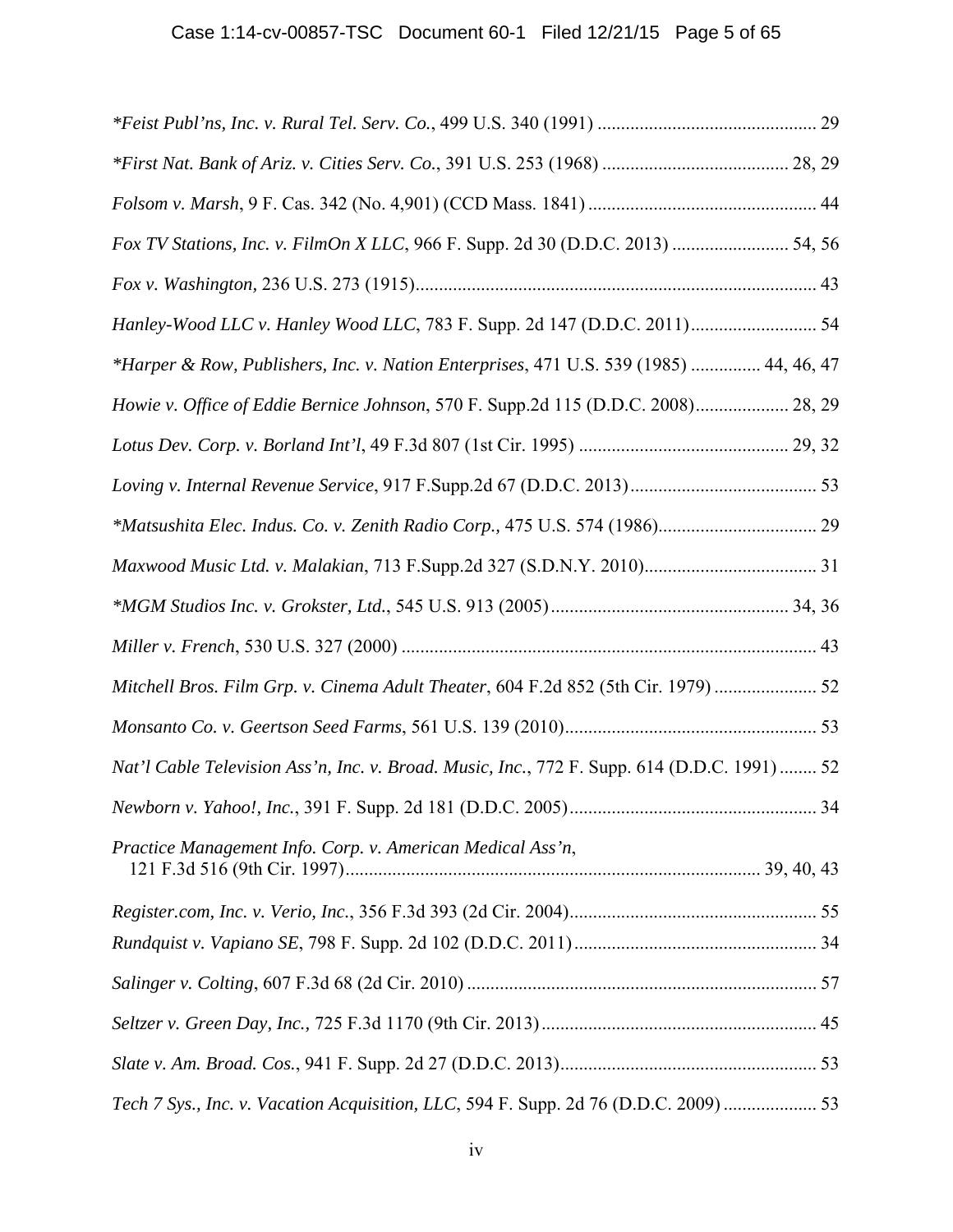*\*Feist Publ'ns, Inc. v. Rural Tel. Serv. Co.*, 499 U.S. 340 (1991) .............................................. 29

*\*First Nat. Bank of Ariz. v. Cities Serv. Co.*, 391 U.S. 253 (1968) ........................................ 28, 29

*Folsom v. Marsh*, 9 F. Cas. 342 (No. 4,901) (CCD Mass. 1841) ................................................ 44

*Fox TV Stations, Inc. v. FilmOn X LLC*, 966 F. Supp. 2d 30 (D.D.C. 2013) ......................... 54, 56

*Fox v. Washington*, 236 U.S. 273 (1915)..................................................................................... 43

*Hanley-Wood LLC v. Hanley Wood LLC*, 783 F. Supp. 2d 147 (D.D.C. 2011)........................... 54

*\*Harper & Row, Publishers, Inc. v. Nation Enterprises*, 471 U.S. 539 (1985) ............... 44, 46, 47

*Howie v. Office of Eddie Bernice Johnson*, 570 F. Supp.2d 115 (D.D.C. 2008).................... 28, 29

*Lotus Dev. Corp. v. Borland Int'l*, 49 F.3d 807 (1st Cir. 1995) ............................................. 29, 32

*Loving v. Internal Revenue Service*, 917 F.Supp.2d 67 (D.D.C. 2013)........................................ 53

*\*Matsushita Elec. Indus. Co. v. Zenith Radio Corp.,* 475 U.S. 574 (1986).................................. 29

*Maxwood Music Ltd. v. Malakian*, 713 F.Supp.2d 327 (S.D.N.Y. 2010)..................................... 31

*\*MGM Studios Inc. v. Grokster, Ltd.*, 545 U.S. 913 (2005)................................................... 34, 36

*Miller v. French*, 530 U.S. 327 (2000) ......................................................................................... 43

*Mitchell Bros. Film Grp. v. Cinema Adult Theater*, 604 F.2d 852 (5th Cir. 1979) ...................... 52

*Monsanto Co. v. Geertson Seed Farms*, 561 U.S. 139 (2010)...................................................... 53

*Nat'l Cable Television Ass'n, Inc. v. Broad. Music, Inc.*, 772 F. Supp. 614 (D.D.C. 1991) ........ 52

*Newborn v. Yahoo!, Inc.*, 391 F. Supp. 2d 181 (D.D.C. 2005)..................................................... 34

*Practice Management Info. Corp. v. American Medical Ass'n*, 121 F.3d 516 (9th Cir. 1997)......................................................................................... 39, 40, 43

*Register.com, Inc. v. Verio, Inc.*, 356 F.3d 393 (2d Cir. 2004)..................................................... 55

*Rundquist v. Vapiano SE*, 798 F. Supp. 2d 102 (D.D.C. 2011).................................................... 34

*Salinger v. Colting*, 607 F.3d 68 (2d Cir. 2010) ........................................................................... 57

*Seltzer v. Green Day, Inc.*, 725 F.3d 1170 (9th Cir. 2013)........................................................... 45

*Slate v. Am. Broad. Cos.*, 941 F. Supp. 2d 27 (D.D.C. 2013)....................................................... 53

*Tech 7 Sys., Inc. v. Vacation Acquisition, LLC*, 594 F. Supp. 2d 76 (D.D.C. 2009) .................... 53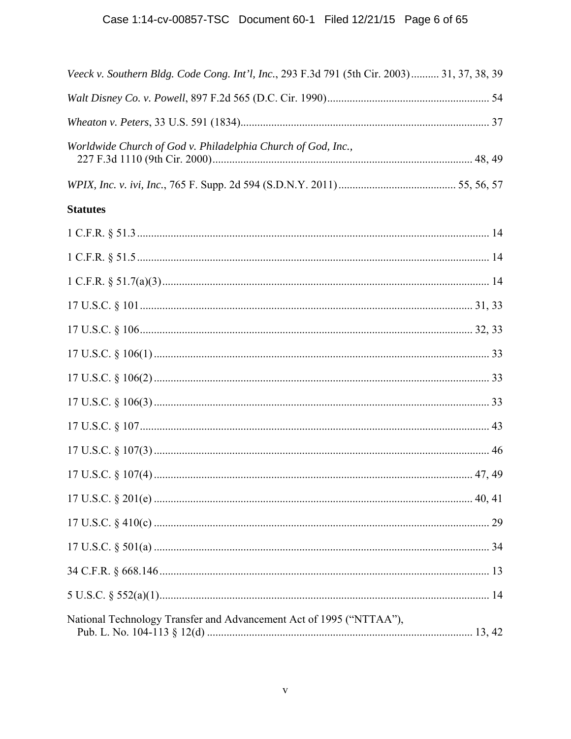*Veeck v. Southern Bldg. Code Cong. Int'l, Inc.*, 293 F.3d 791 (5th Cir. 2003).......... 31, 37, 38, 39

*Walt Disney Co. v. Powell*, 897 F.2d 565 (D.C. Cir. 1990)........................................................... 54

*Wheaton v. Peters*, 33 U.S. 591 (1834)......................................................................................... 37

*Worldwide Church of God v. Philadelphia Church of God, Inc.*,
227 F.3d 1110 (9th Cir. 2000)............................................................................................. 48, 49

*WPIX, Inc. v. ivi, Inc.*, 765 F. Supp. 2d 594 (S.D.N.Y. 2011).......................................... 55, 56, 57

**Statutes**

1 C.F.R. § 51.3............................................................................................................................. 14

1 C.F.R. § 51.5............................................................................................................................. 14

1 C.F.R. § 51.7(a)(3)................................................................................................................... 14

17 U.S.C. § 101....................................................................................................................... 31, 33

17 U.S.C. § 106....................................................................................................................... 32, 33

17 U.S.C. § 106(1)....................................................................................................................... 33

17 U.S.C. § 106(2)....................................................................................................................... 33

17 U.S.C. § 106(3)....................................................................................................................... 33

17 U.S.C. § 107............................................................................................................................ 43

17 U.S.C. § 107(3)....................................................................................................................... 46

17 U.S.C. § 107(4)................................................................................................................. 47, 49

17 U.S.C. § 201(e)................................................................................................................. 40, 41

17 U.S.C. § 410(c)....................................................................................................................... 29

17 U.S.C. § 501(a)....................................................................................................................... 34

34 C.F.R. § 668.146..................................................................................................................... 13

5 U.S.C. § 552(a)(1)..................................................................................................................... 14

National Technology Transfer and Advancement Act of 1995 ("NTTAA"),
Pub. L. No. 104-113 § 12(d)............................................................................................... 13, 42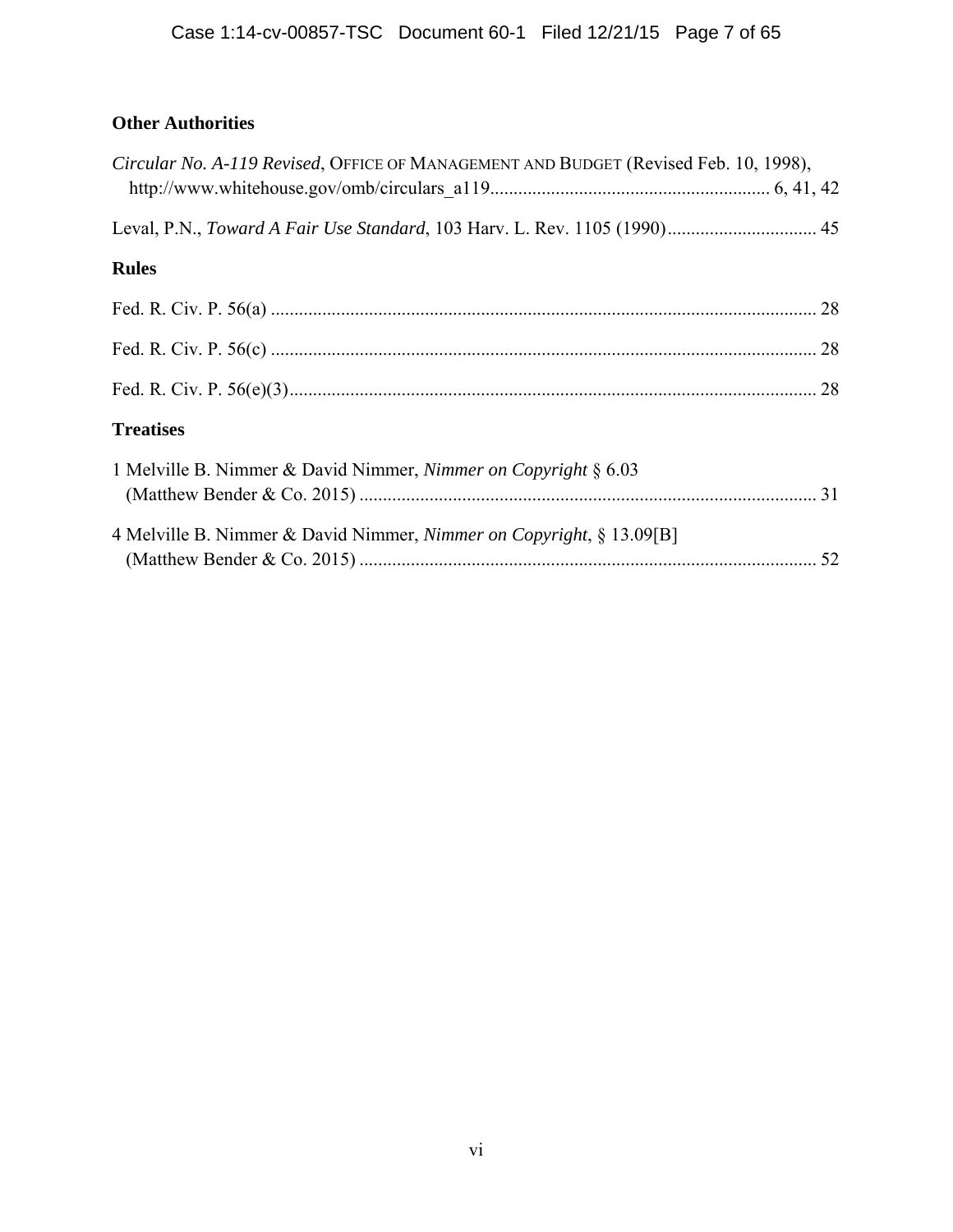## Other Authorities

*Circular No. A-119 Revised*, OFFICE OF MANAGEMENT AND BUDGET (Revised Feb. 10, 1998), http://www.whitehouse.gov/omb/circulars_a119 ........................................................... 6, 41, 42

Leval, P.N., *Toward A Fair Use Standard*, 103 Harv. L. Rev. 1105 (1990) ................................ 45

## Rules

Fed. R. Civ. P. 56(a) ..................................................................................................................... 28

Fed. R. Civ. P. 56(c) ..................................................................................................................... 28

Fed. R. Civ. P. 56(e)(3) ................................................................................................................. 28

## Treatises

1 Melville B. Nimmer & David Nimmer, *Nimmer on Copyright* § 6.03 (Matthew Bender & Co. 2015) .................................................................................................. 31

4 Melville B. Nimmer & David Nimmer, *Nimmer on Copyright*, § 13.09[B] (Matthew Bender & Co. 2015) .................................................................................................. 52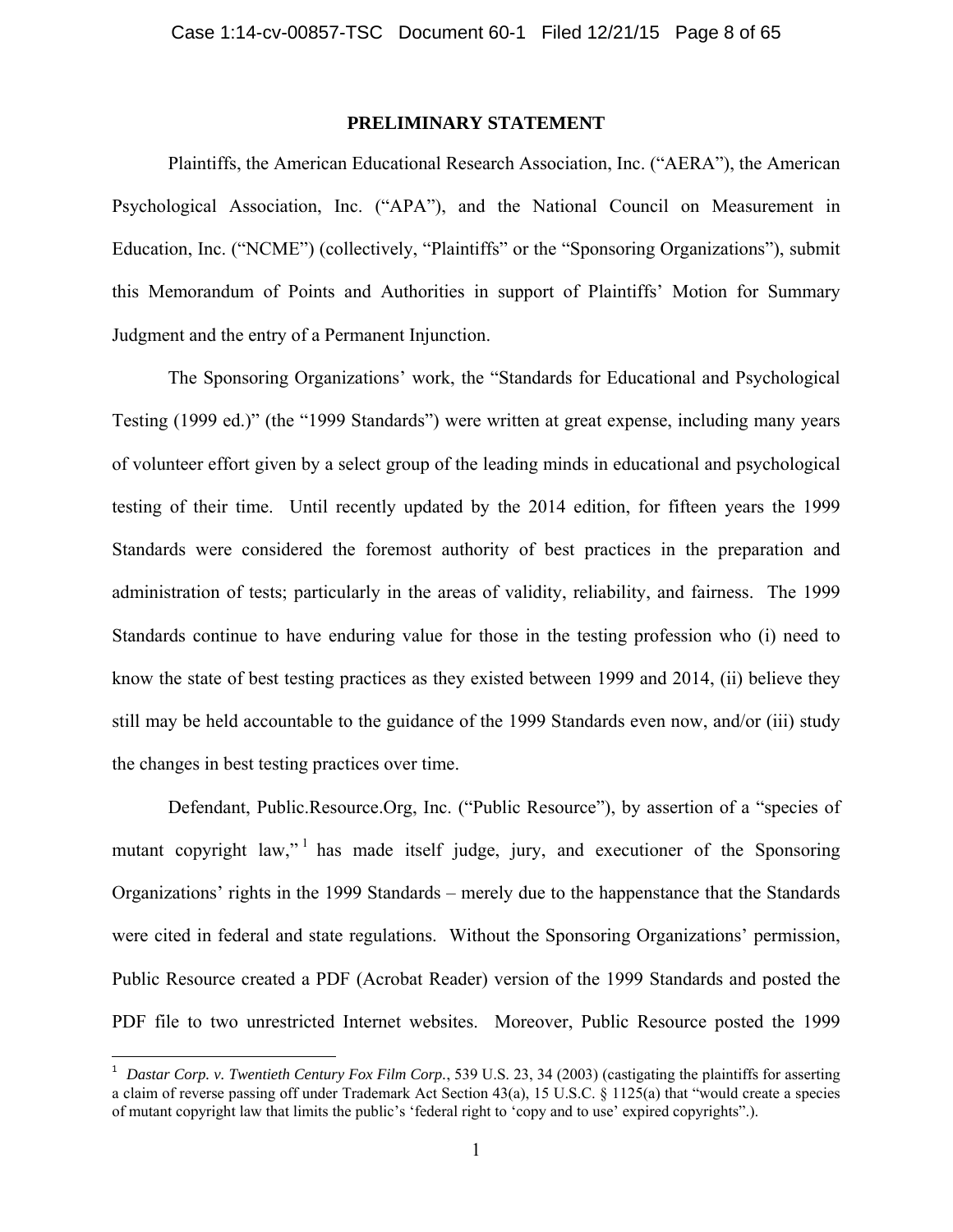## PRELIMINARY STATEMENT

Plaintiffs, the American Educational Research Association, Inc. ("AERA"), the American Psychological Association, Inc. ("APA"), and the National Council on Measurement in Education, Inc. ("NCME") (collectively, "Plaintiffs" or the "Sponsoring Organizations"), submit this Memorandum of Points and Authorities in support of Plaintiffs' Motion for Summary Judgment and the entry of a Permanent Injunction.

The Sponsoring Organizations' work, the "Standards for Educational and Psychological Testing (1999 ed.)" (the "1999 Standards") were written at great expense, including many years of volunteer effort given by a select group of the leading minds in educational and psychological testing of their time. Until recently updated by the 2014 edition, for fifteen years the 1999 Standards were considered the foremost authority of best practices in the preparation and administration of tests; particularly in the areas of validity, reliability, and fairness. The 1999 Standards continue to have enduring value for those in the testing profession who (i) need to know the state of best testing practices as they existed between 1999 and 2014, (ii) believe they still may be held accountable to the guidance of the 1999 Standards even now, and/or (iii) study the changes in best testing practices over time.

Defendant, Public.Resource.Org, Inc. ("Public Resource"), by assertion of a "species of mutant copyright law,"[1] has made itself judge, jury, and executioner of the Sponsoring Organizations' rights in the 1999 Standards – merely due to the happenstance that the Standards were cited in federal and state regulations. Without the Sponsoring Organizations' permission, Public Resource created a PDF (Acrobat Reader) version of the 1999 Standards and posted the PDF file to two unrestricted Internet websites. Moreover, Public Resource posted the 1999

---

[1] *Dastar Corp. v. Twentieth Century Fox Film Corp.*, 539 U.S. 23, 34 (2003) (castigating the plaintiffs for asserting a claim of reverse passing off under Trademark Act Section 43(a), 15 U.S.C. § 1125(a) that "would create a species of mutant copyright law that limits the public's 'federal right to 'copy and to use' expired copyrights".).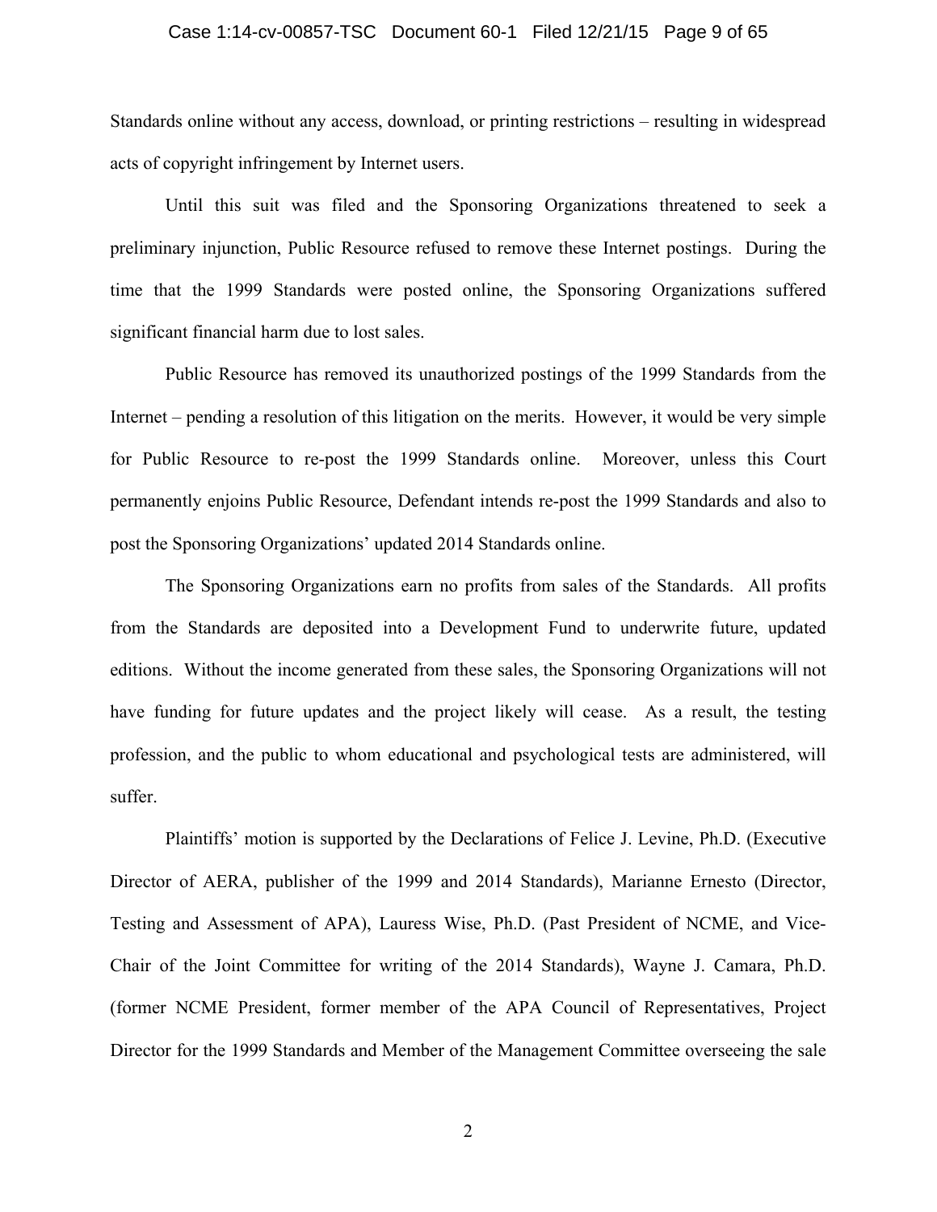Standards online without any access, download, or printing restrictions – resulting in widespread acts of copyright infringement by Internet users.

Until this suit was filed and the Sponsoring Organizations threatened to seek a preliminary injunction, Public Resource refused to remove these Internet postings. During the time that the 1999 Standards were posted online, the Sponsoring Organizations suffered significant financial harm due to lost sales.

Public Resource has removed its unauthorized postings of the 1999 Standards from the Internet – pending a resolution of this litigation on the merits. However, it would be very simple for Public Resource to re-post the 1999 Standards online. Moreover, unless this Court permanently enjoins Public Resource, Defendant intends re-post the 1999 Standards and also to post the Sponsoring Organizations' updated 2014 Standards online.

The Sponsoring Organizations earn no profits from sales of the Standards. All profits from the Standards are deposited into a Development Fund to underwrite future, updated editions. Without the income generated from these sales, the Sponsoring Organizations will not have funding for future updates and the project likely will cease. As a result, the testing profession, and the public to whom educational and psychological tests are administered, will suffer.

Plaintiffs' motion is supported by the Declarations of Felice J. Levine, Ph.D. (Executive Director of AERA, publisher of the 1999 and 2014 Standards), Marianne Ernesto (Director, Testing and Assessment of APA), Lauress Wise, Ph.D. (Past President of NCME, and Vice-Chair of the Joint Committee for writing of the 2014 Standards), Wayne J. Camara, Ph.D. (former NCME President, former member of the APA Council of Representatives, Project Director for the 1999 Standards and Member of the Management Committee overseeing the sale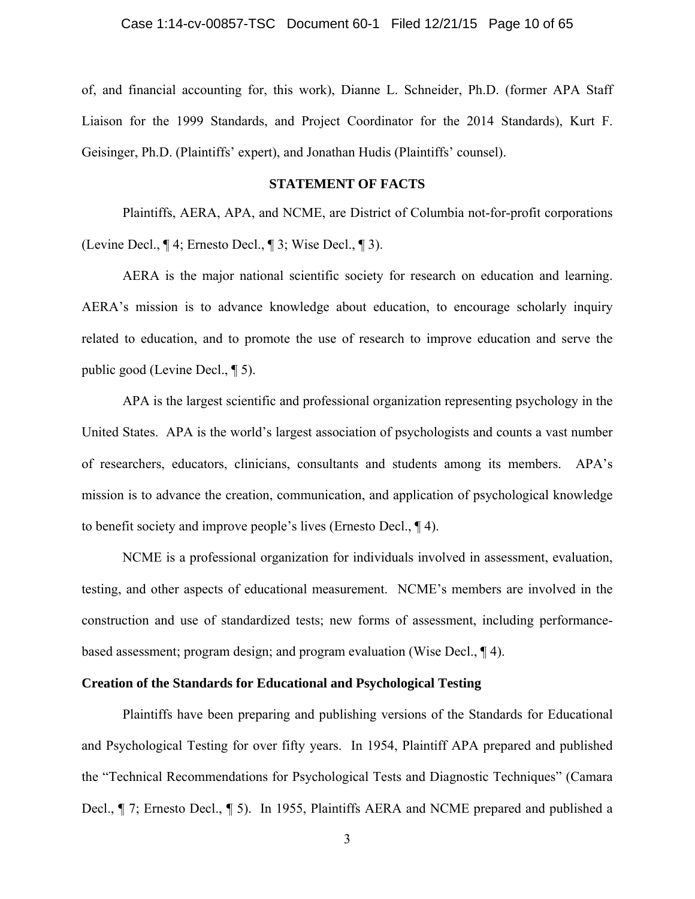of, and financial accounting for, this work), Dianne L. Schneider, Ph.D. (former APA Staff Liaison for the 1999 Standards, and Project Coordinator for the 2014 Standards), Kurt F. Geisinger, Ph.D. (Plaintiffs' expert), and Jonathan Hudis (Plaintiffs' counsel).

## STATEMENT OF FACTS

Plaintiffs, AERA, APA, and NCME, are District of Columbia not-for-profit corporations (Levine Decl., ¶ 4; Ernesto Decl., ¶ 3; Wise Decl., ¶ 3).

AERA is the major national scientific society for research on education and learning. AERA's mission is to advance knowledge about education, to encourage scholarly inquiry related to education, and to promote the use of research to improve education and serve the public good (Levine Decl., ¶ 5).

APA is the largest scientific and professional organization representing psychology in the United States. APA is the world's largest association of psychologists and counts a vast number of researchers, educators, clinicians, consultants and students among its members. APA's mission is to advance the creation, communication, and application of psychological knowledge to benefit society and improve people's lives (Ernesto Decl., ¶ 4).

NCME is a professional organization for individuals involved in assessment, evaluation, testing, and other aspects of educational measurement. NCME's members are involved in the construction and use of standardized tests; new forms of assessment, including performance-based assessment; program design; and program evaluation (Wise Decl., ¶ 4).

### Creation of the Standards for Educational and Psychological Testing

Plaintiffs have been preparing and publishing versions of the Standards for Educational and Psychological Testing for over fifty years. In 1954, Plaintiff APA prepared and published the "Technical Recommendations for Psychological Tests and Diagnostic Techniques" (Camara Decl., ¶ 7; Ernesto Decl., ¶ 5). In 1955, Plaintiffs AERA and NCME prepared and published a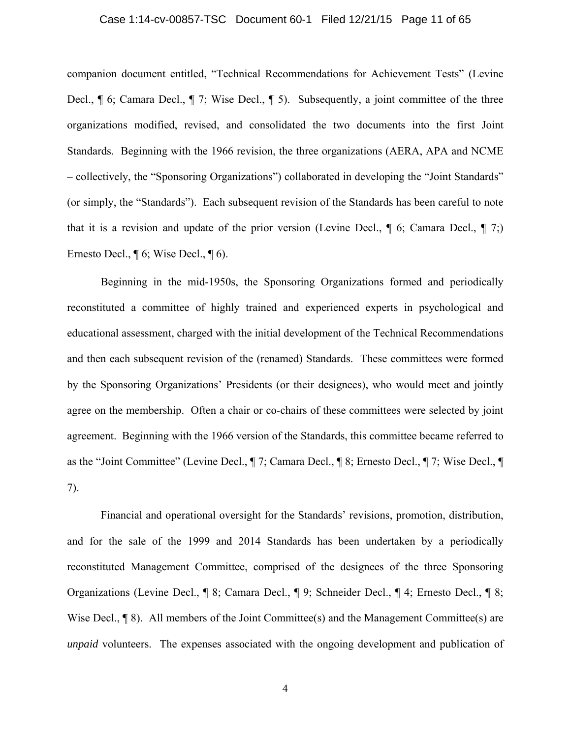companion document entitled, "Technical Recommendations for Achievement Tests" (Levine Decl., ¶ 6; Camara Decl., ¶ 7; Wise Decl., ¶ 5). Subsequently, a joint committee of the three organizations modified, revised, and consolidated the two documents into the first Joint Standards. Beginning with the 1966 revision, the three organizations (AERA, APA and NCME – collectively, the "Sponsoring Organizations") collaborated in developing the "Joint Standards" (or simply, the "Standards"). Each subsequent revision of the Standards has been careful to note that it is a revision and update of the prior version (Levine Decl., ¶ 6; Camara Decl., ¶ 7;) Ernesto Decl., ¶ 6; Wise Decl., ¶ 6).

Beginning in the mid-1950s, the Sponsoring Organizations formed and periodically reconstituted a committee of highly trained and experienced experts in psychological and educational assessment, charged with the initial development of the Technical Recommendations and then each subsequent revision of the (renamed) Standards. These committees were formed by the Sponsoring Organizations' Presidents (or their designees), who would meet and jointly agree on the membership. Often a chair or co-chairs of these committees were selected by joint agreement. Beginning with the 1966 version of the Standards, this committee became referred to as the "Joint Committee" (Levine Decl., ¶ 7; Camara Decl., ¶ 8; Ernesto Decl., ¶ 7; Wise Decl., ¶ 7).

Financial and operational oversight for the Standards' revisions, promotion, distribution, and for the sale of the 1999 and 2014 Standards has been undertaken by a periodically reconstituted Management Committee, comprised of the designees of the three Sponsoring Organizations (Levine Decl., ¶ 8; Camara Decl., ¶ 9; Schneider Decl., ¶ 4; Ernesto Decl., ¶ 8; Wise Decl., ¶ 8). All members of the Joint Committee(s) and the Management Committee(s) are *unpaid* volunteers. The expenses associated with the ongoing development and publication of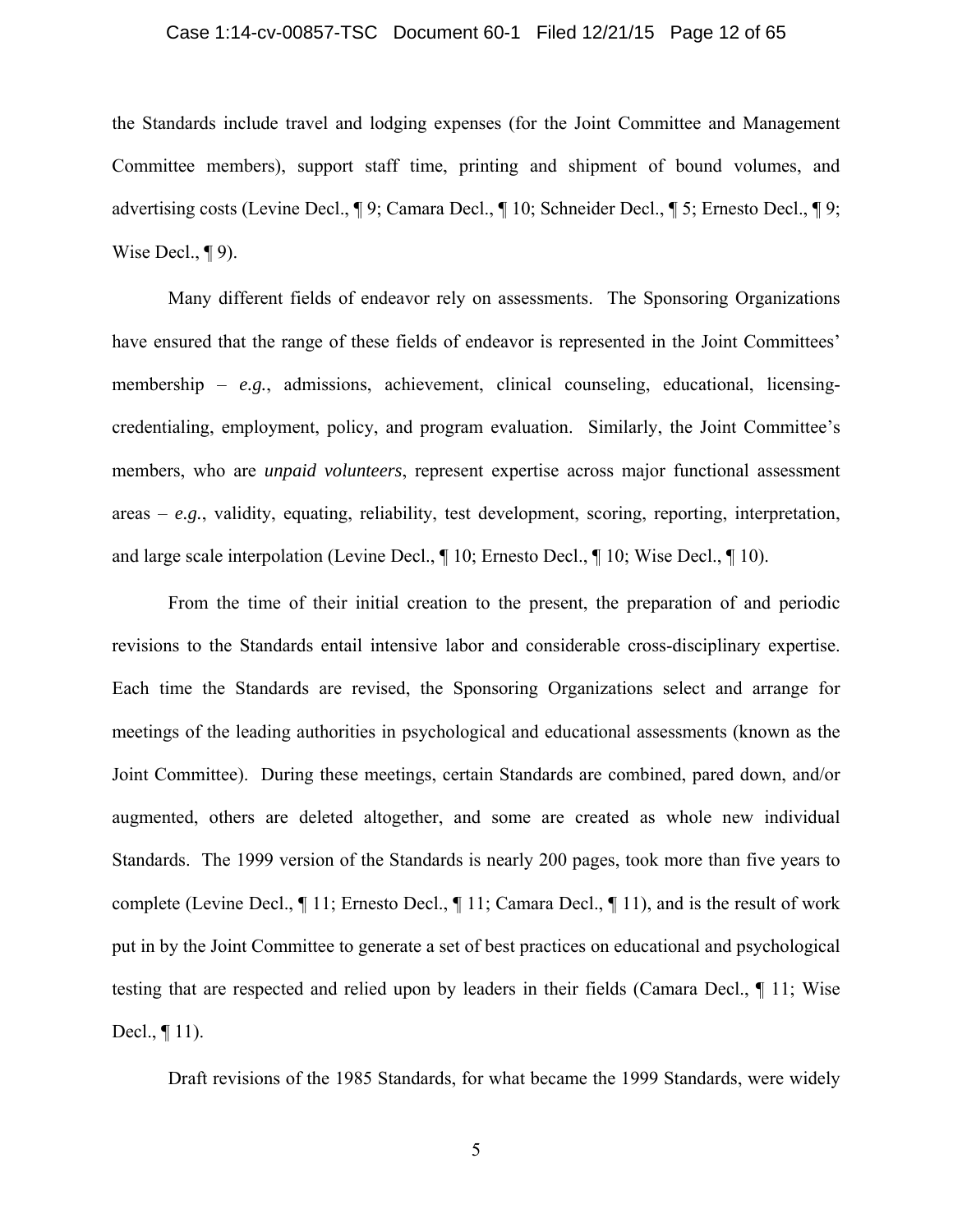the Standards include travel and lodging expenses (for the Joint Committee and Management Committee members), support staff time, printing and shipment of bound volumes, and advertising costs (Levine Decl., ¶ 9; Camara Decl., ¶ 10; Schneider Decl., ¶ 5; Ernesto Decl., ¶ 9; Wise Decl., ¶ 9).

Many different fields of endeavor rely on assessments. The Sponsoring Organizations have ensured that the range of these fields of endeavor is represented in the Joint Committees' membership – *e.g.*, admissions, achievement, clinical counseling, educational, licensing-credentialing, employment, policy, and program evaluation. Similarly, the Joint Committee's members, who are *unpaid volunteers*, represent expertise across major functional assessment areas – *e.g.*, validity, equating, reliability, test development, scoring, reporting, interpretation, and large scale interpolation (Levine Decl., ¶ 10; Ernesto Decl., ¶ 10; Wise Decl., ¶ 10).

From the time of their initial creation to the present, the preparation of and periodic revisions to the Standards entail intensive labor and considerable cross-disciplinary expertise. Each time the Standards are revised, the Sponsoring Organizations select and arrange for meetings of the leading authorities in psychological and educational assessments (known as the Joint Committee). During these meetings, certain Standards are combined, pared down, and/or augmented, others are deleted altogether, and some are created as whole new individual Standards. The 1999 version of the Standards is nearly 200 pages, took more than five years to complete (Levine Decl., ¶ 11; Ernesto Decl., ¶ 11; Camara Decl., ¶ 11), and is the result of work put in by the Joint Committee to generate a set of best practices on educational and psychological testing that are respected and relied upon by leaders in their fields (Camara Decl., ¶ 11; Wise Decl., ¶ 11).

Draft revisions of the 1985 Standards, for what became the 1999 Standards, were widely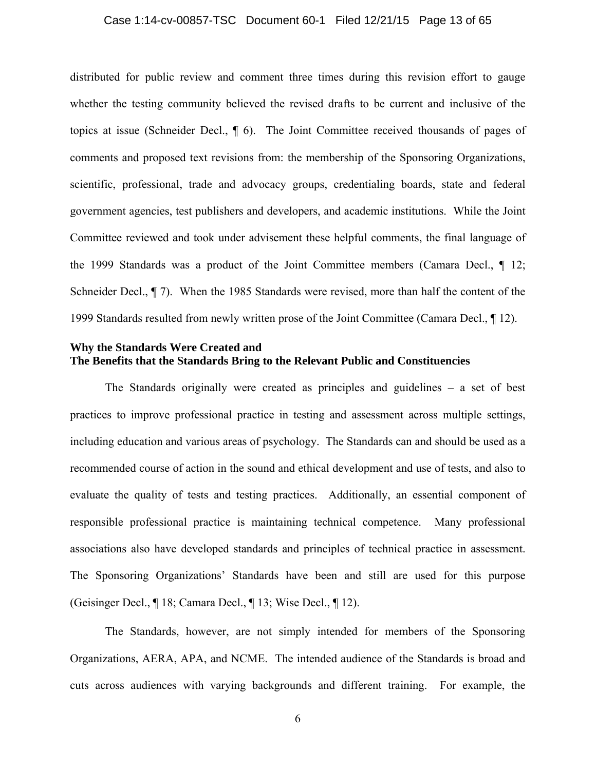distributed for public review and comment three times during this revision effort to gauge whether the testing community believed the revised drafts to be current and inclusive of the topics at issue (Schneider Decl., ¶ 6). The Joint Committee received thousands of pages of comments and proposed text revisions from: the membership of the Sponsoring Organizations, scientific, professional, trade and advocacy groups, credentialing boards, state and federal government agencies, test publishers and developers, and academic institutions. While the Joint Committee reviewed and took under advisement these helpful comments, the final language of the 1999 Standards was a product of the Joint Committee members (Camara Decl., ¶ 12; Schneider Decl., ¶ 7). When the 1985 Standards were revised, more than half the content of the 1999 Standards resulted from newly written prose of the Joint Committee (Camara Decl., ¶ 12).

**Why the Standards Were Created and**
**The Benefits that the Standards Bring to the Relevant Public and Constituencies**

The Standards originally were created as principles and guidelines – a set of best practices to improve professional practice in testing and assessment across multiple settings, including education and various areas of psychology. The Standards can and should be used as a recommended course of action in the sound and ethical development and use of tests, and also to evaluate the quality of tests and testing practices. Additionally, an essential component of responsible professional practice is maintaining technical competence. Many professional associations also have developed standards and principles of technical practice in assessment. The Sponsoring Organizations' Standards have been and still are used for this purpose (Geisinger Decl., ¶ 18; Camara Decl., ¶ 13; Wise Decl., ¶ 12).

The Standards, however, are not simply intended for members of the Sponsoring Organizations, AERA, APA, and NCME. The intended audience of the Standards is broad and cuts across audiences with varying backgrounds and different training. For example, the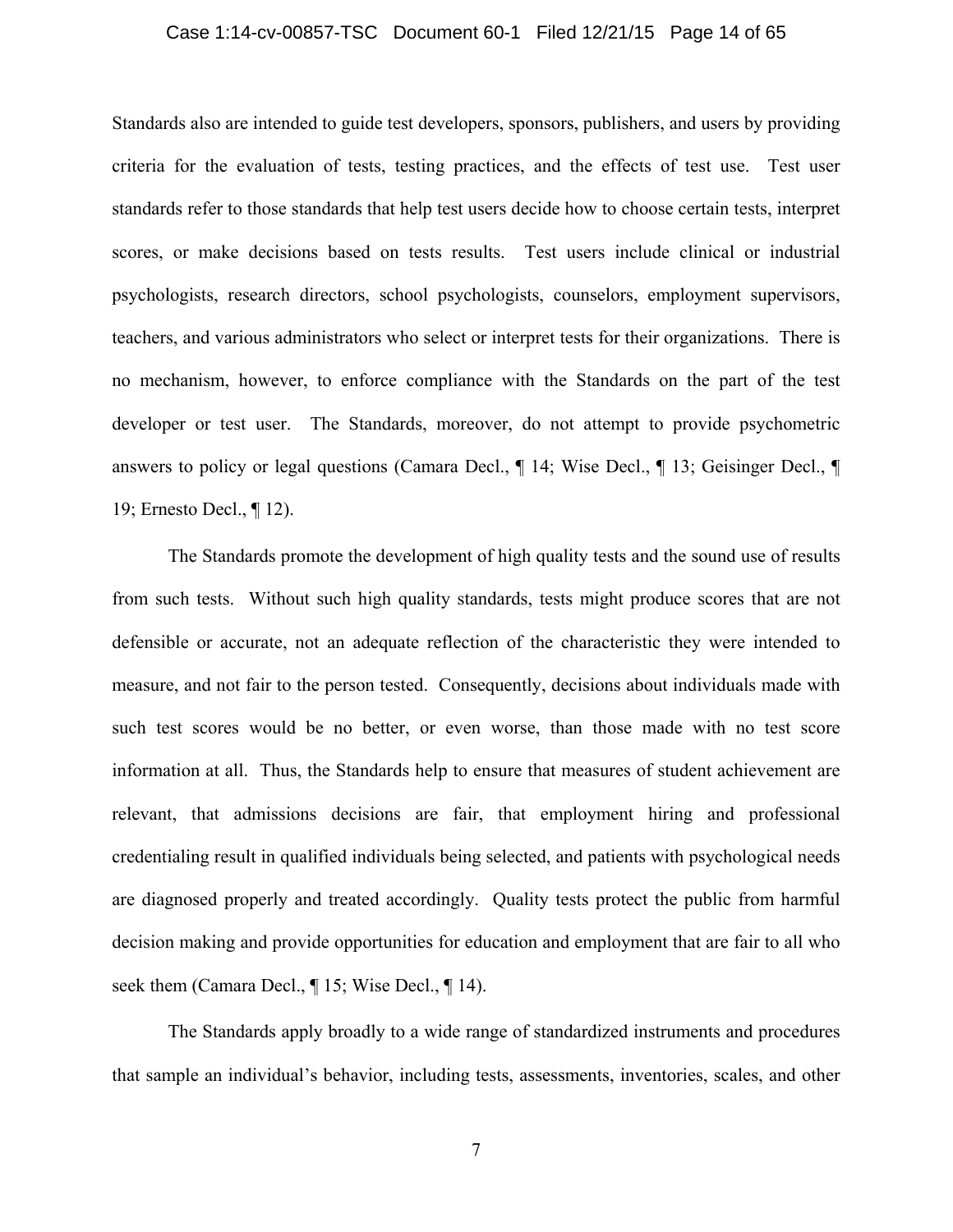Standards also are intended to guide test developers, sponsors, publishers, and users by providing criteria for the evaluation of tests, testing practices, and the effects of test use. Test user standards refer to those standards that help test users decide how to choose certain tests, interpret scores, or make decisions based on tests results. Test users include clinical or industrial psychologists, research directors, school psychologists, counselors, employment supervisors, teachers, and various administrators who select or interpret tests for their organizations. There is no mechanism, however, to enforce compliance with the Standards on the part of the test developer or test user. The Standards, moreover, do not attempt to provide psychometric answers to policy or legal questions (Camara Decl., ¶ 14; Wise Decl., ¶ 13; Geisinger Decl., ¶ 19; Ernesto Decl., ¶ 12).

The Standards promote the development of high quality tests and the sound use of results from such tests. Without such high quality standards, tests might produce scores that are not defensible or accurate, not an adequate reflection of the characteristic they were intended to measure, and not fair to the person tested. Consequently, decisions about individuals made with such test scores would be no better, or even worse, than those made with no test score information at all. Thus, the Standards help to ensure that measures of student achievement are relevant, that admissions decisions are fair, that employment hiring and professional credentialing result in qualified individuals being selected, and patients with psychological needs are diagnosed properly and treated accordingly. Quality tests protect the public from harmful decision making and provide opportunities for education and employment that are fair to all who seek them (Camara Decl., ¶ 15; Wise Decl., ¶ 14).

The Standards apply broadly to a wide range of standardized instruments and procedures that sample an individual's behavior, including tests, assessments, inventories, scales, and other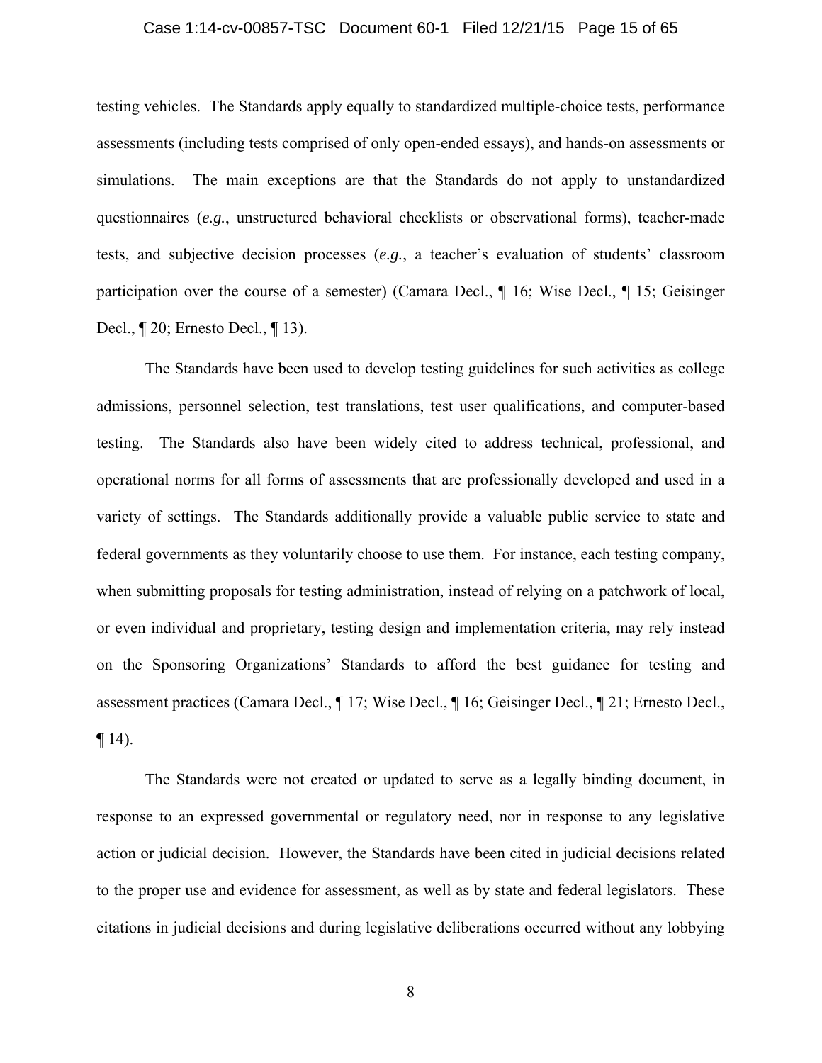testing vehicles. The Standards apply equally to standardized multiple-choice tests, performance assessments (including tests comprised of only open-ended essays), and hands-on assessments or simulations. The main exceptions are that the Standards do not apply to unstandardized questionnaires (*e.g.*, unstructured behavioral checklists or observational forms), teacher-made tests, and subjective decision processes (*e.g.*, a teacher's evaluation of students' classroom participation over the course of a semester) (Camara Decl., ¶ 16; Wise Decl., ¶ 15; Geisinger Decl., ¶ 20; Ernesto Decl., ¶ 13).

The Standards have been used to develop testing guidelines for such activities as college admissions, personnel selection, test translations, test user qualifications, and computer-based testing. The Standards also have been widely cited to address technical, professional, and operational norms for all forms of assessments that are professionally developed and used in a variety of settings. The Standards additionally provide a valuable public service to state and federal governments as they voluntarily choose to use them. For instance, each testing company, when submitting proposals for testing administration, instead of relying on a patchwork of local, or even individual and proprietary, testing design and implementation criteria, may rely instead on the Sponsoring Organizations' Standards to afford the best guidance for testing and assessment practices (Camara Decl., ¶ 17; Wise Decl., ¶ 16; Geisinger Decl., ¶ 21; Ernesto Decl., ¶ 14).

The Standards were not created or updated to serve as a legally binding document, in response to an expressed governmental or regulatory need, nor in response to any legislative action or judicial decision. However, the Standards have been cited in judicial decisions related to the proper use and evidence for assessment, as well as by state and federal legislators. These citations in judicial decisions and during legislative deliberations occurred without any lobbying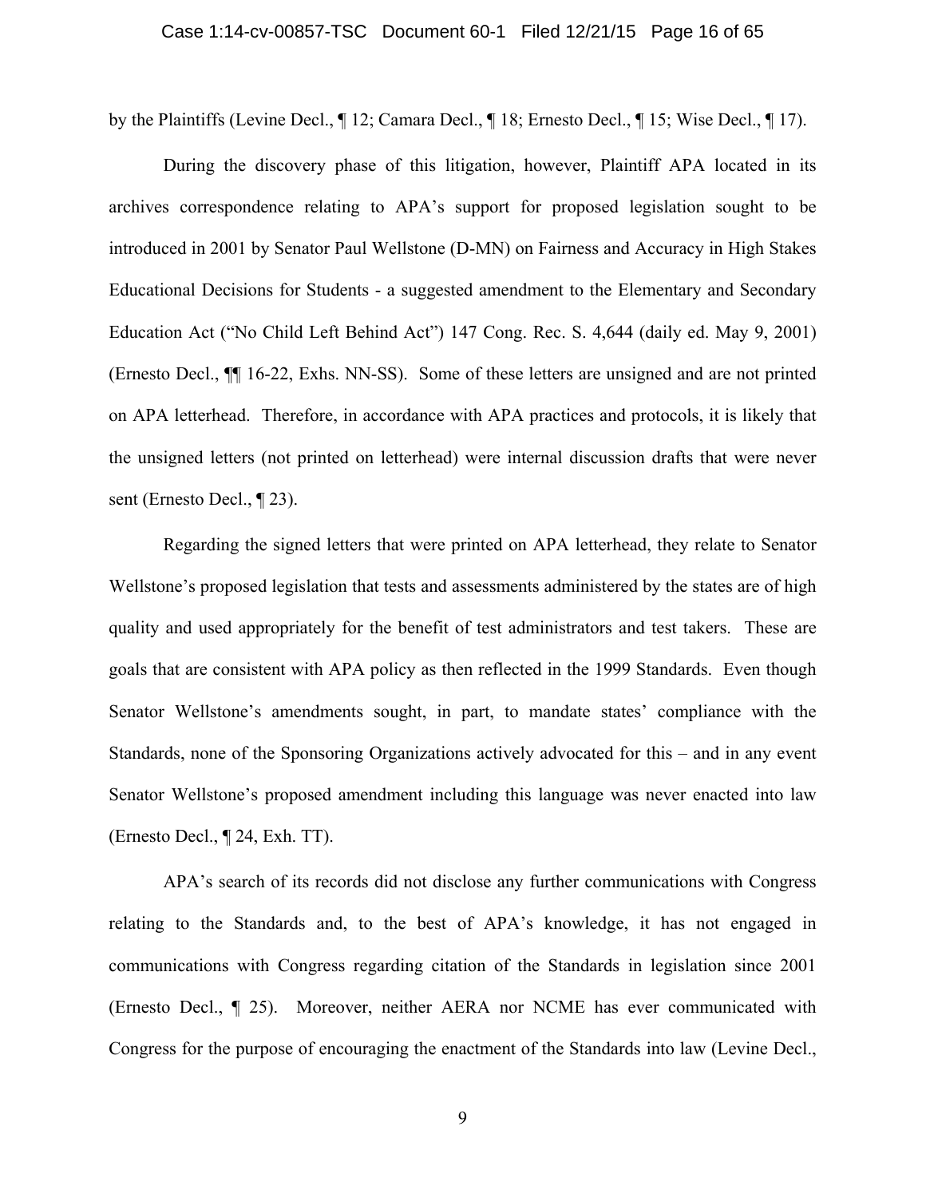by the Plaintiffs (Levine Decl., ¶ 12; Camara Decl., ¶ 18; Ernesto Decl., ¶ 15; Wise Decl., ¶ 17).

During the discovery phase of this litigation, however, Plaintiff APA located in its archives correspondence relating to APA's support for proposed legislation sought to be introduced in 2001 by Senator Paul Wellstone (D-MN) on Fairness and Accuracy in High Stakes Educational Decisions for Students - a suggested amendment to the Elementary and Secondary Education Act ("No Child Left Behind Act") 147 Cong. Rec. S. 4,644 (daily ed. May 9, 2001) (Ernesto Decl., ¶¶ 16-22, Exhs. NN-SS). Some of these letters are unsigned and are not printed on APA letterhead. Therefore, in accordance with APA practices and protocols, it is likely that the unsigned letters (not printed on letterhead) were internal discussion drafts that were never sent (Ernesto Decl., ¶ 23).

Regarding the signed letters that were printed on APA letterhead, they relate to Senator Wellstone's proposed legislation that tests and assessments administered by the states are of high quality and used appropriately for the benefit of test administrators and test takers. These are goals that are consistent with APA policy as then reflected in the 1999 Standards. Even though Senator Wellstone's amendments sought, in part, to mandate states' compliance with the Standards, none of the Sponsoring Organizations actively advocated for this – and in any event Senator Wellstone's proposed amendment including this language was never enacted into law (Ernesto Decl., ¶ 24, Exh. TT).

APA's search of its records did not disclose any further communications with Congress relating to the Standards and, to the best of APA's knowledge, it has not engaged in communications with Congress regarding citation of the Standards in legislation since 2001 (Ernesto Decl., ¶ 25). Moreover, neither AERA nor NCME has ever communicated with Congress for the purpose of encouraging the enactment of the Standards into law (Levine Decl.,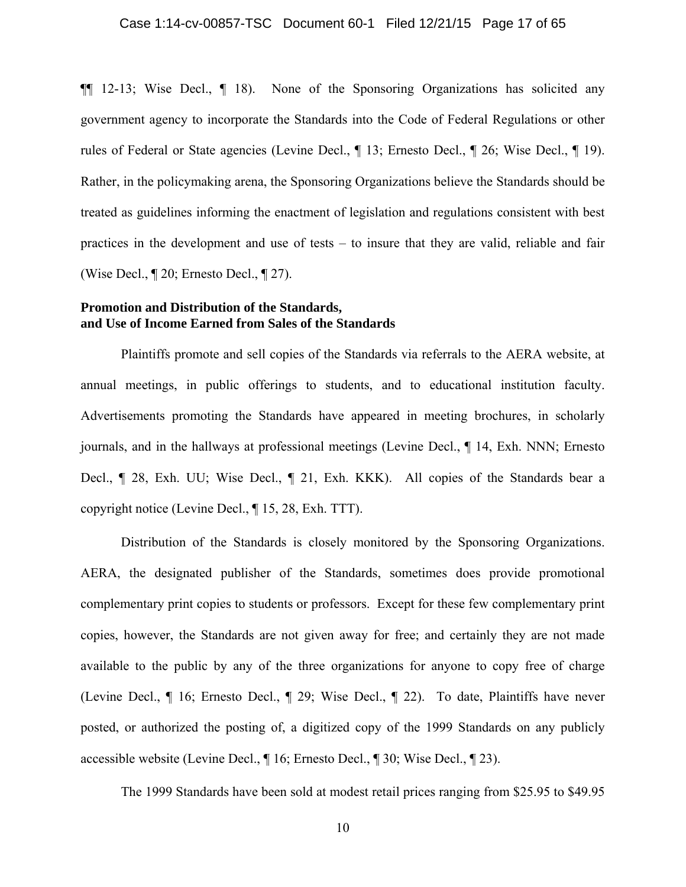¶¶ 12-13; Wise Decl., ¶ 18). None of the Sponsoring Organizations has solicited any government agency to incorporate the Standards into the Code of Federal Regulations or other rules of Federal or State agencies (Levine Decl., ¶ 13; Ernesto Decl., ¶ 26; Wise Decl., ¶ 19). Rather, in the policymaking arena, the Sponsoring Organizations believe the Standards should be treated as guidelines informing the enactment of legislation and regulations consistent with best practices in the development and use of tests – to insure that they are valid, reliable and fair (Wise Decl., ¶ 20; Ernesto Decl., ¶ 27).

**Promotion and Distribution of the Standards, and Use of Income Earned from Sales of the Standards**

Plaintiffs promote and sell copies of the Standards via referrals to the AERA website, at annual meetings, in public offerings to students, and to educational institution faculty. Advertisements promoting the Standards have appeared in meeting brochures, in scholarly journals, and in the hallways at professional meetings (Levine Decl., ¶ 14, Exh. NNN; Ernesto Decl., ¶ 28, Exh. UU; Wise Decl., ¶ 21, Exh. KKK). All copies of the Standards bear a copyright notice (Levine Decl., ¶ 15, 28, Exh. TTT).

Distribution of the Standards is closely monitored by the Sponsoring Organizations. AERA, the designated publisher of the Standards, sometimes does provide promotional complementary print copies to students or professors. Except for these few complementary print copies, however, the Standards are not given away for free; and certainly they are not made available to the public by any of the three organizations for anyone to copy free of charge (Levine Decl., ¶ 16; Ernesto Decl., ¶ 29; Wise Decl., ¶ 22). To date, Plaintiffs have never posted, or authorized the posting of, a digitized copy of the 1999 Standards on any publicly accessible website (Levine Decl., ¶ 16; Ernesto Decl., ¶ 30; Wise Decl., ¶ 23).

The 1999 Standards have been sold at modest retail prices ranging from $25.95 to $49.95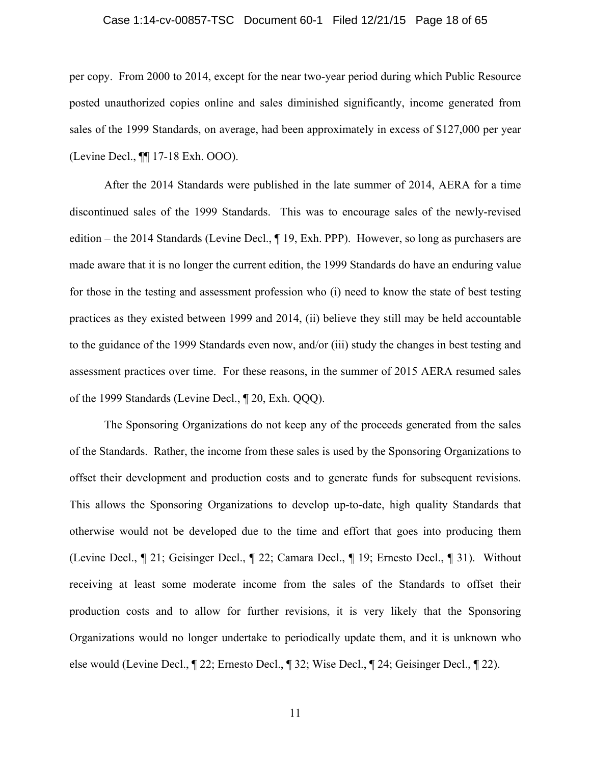per copy. From 2000 to 2014, except for the near two-year period during which Public Resource posted unauthorized copies online and sales diminished significantly, income generated from sales of the 1999 Standards, on average, had been approximately in excess of $127,000 per year (Levine Decl., ¶¶ 17-18 Exh. OOO).

After the 2014 Standards were published in the late summer of 2014, AERA for a time discontinued sales of the 1999 Standards. This was to encourage sales of the newly-revised edition – the 2014 Standards (Levine Decl., ¶ 19, Exh. PPP). However, so long as purchasers are made aware that it is no longer the current edition, the 1999 Standards do have an enduring value for those in the testing and assessment profession who (i) need to know the state of best testing practices as they existed between 1999 and 2014, (ii) believe they still may be held accountable to the guidance of the 1999 Standards even now, and/or (iii) study the changes in best testing and assessment practices over time. For these reasons, in the summer of 2015 AERA resumed sales of the 1999 Standards (Levine Decl., ¶ 20, Exh. QQQ).

The Sponsoring Organizations do not keep any of the proceeds generated from the sales of the Standards. Rather, the income from these sales is used by the Sponsoring Organizations to offset their development and production costs and to generate funds for subsequent revisions. This allows the Sponsoring Organizations to develop up-to-date, high quality Standards that otherwise would not be developed due to the time and effort that goes into producing them (Levine Decl., ¶ 21; Geisinger Decl., ¶ 22; Camara Decl., ¶ 19; Ernesto Decl., ¶ 31). Without receiving at least some moderate income from the sales of the Standards to offset their production costs and to allow for further revisions, it is very likely that the Sponsoring Organizations would no longer undertake to periodically update them, and it is unknown who else would (Levine Decl., ¶ 22; Ernesto Decl., ¶ 32; Wise Decl., ¶ 24; Geisinger Decl., ¶ 22).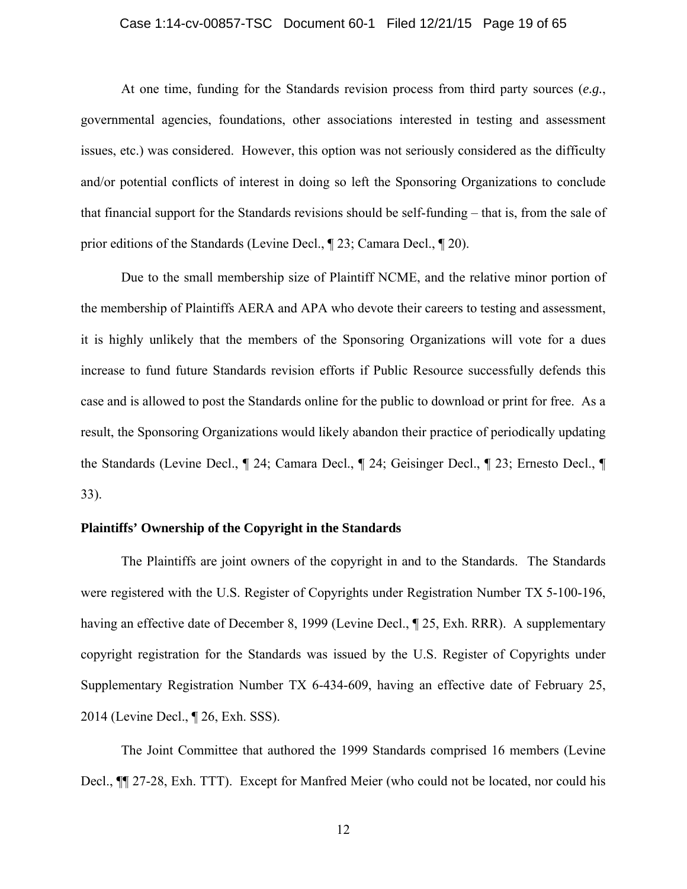At one time, funding for the Standards revision process from third party sources (*e.g.*, governmental agencies, foundations, other associations interested in testing and assessment issues, etc.) was considered. However, this option was not seriously considered as the difficulty and/or potential conflicts of interest in doing so left the Sponsoring Organizations to conclude that financial support for the Standards revisions should be self-funding – that is, from the sale of prior editions of the Standards (Levine Decl., ¶ 23; Camara Decl., ¶ 20).

Due to the small membership size of Plaintiff NCME, and the relative minor portion of the membership of Plaintiffs AERA and APA who devote their careers to testing and assessment, it is highly unlikely that the members of the Sponsoring Organizations will vote for a dues increase to fund future Standards revision efforts if Public Resource successfully defends this case and is allowed to post the Standards online for the public to download or print for free. As a result, the Sponsoring Organizations would likely abandon their practice of periodically updating the Standards (Levine Decl., ¶ 24; Camara Decl., ¶ 24; Geisinger Decl., ¶ 23; Ernesto Decl., ¶ 33).

**Plaintiffs' Ownership of the Copyright in the Standards**

The Plaintiffs are joint owners of the copyright in and to the Standards. The Standards were registered with the U.S. Register of Copyrights under Registration Number TX 5-100-196, having an effective date of December 8, 1999 (Levine Decl., ¶ 25, Exh. RRR). A supplementary copyright registration for the Standards was issued by the U.S. Register of Copyrights under Supplementary Registration Number TX 6-434-609, having an effective date of February 25, 2014 (Levine Decl., ¶ 26, Exh. SSS).

The Joint Committee that authored the 1999 Standards comprised 16 members (Levine Decl., ¶¶ 27-28, Exh. TTT). Except for Manfred Meier (who could not be located, nor could his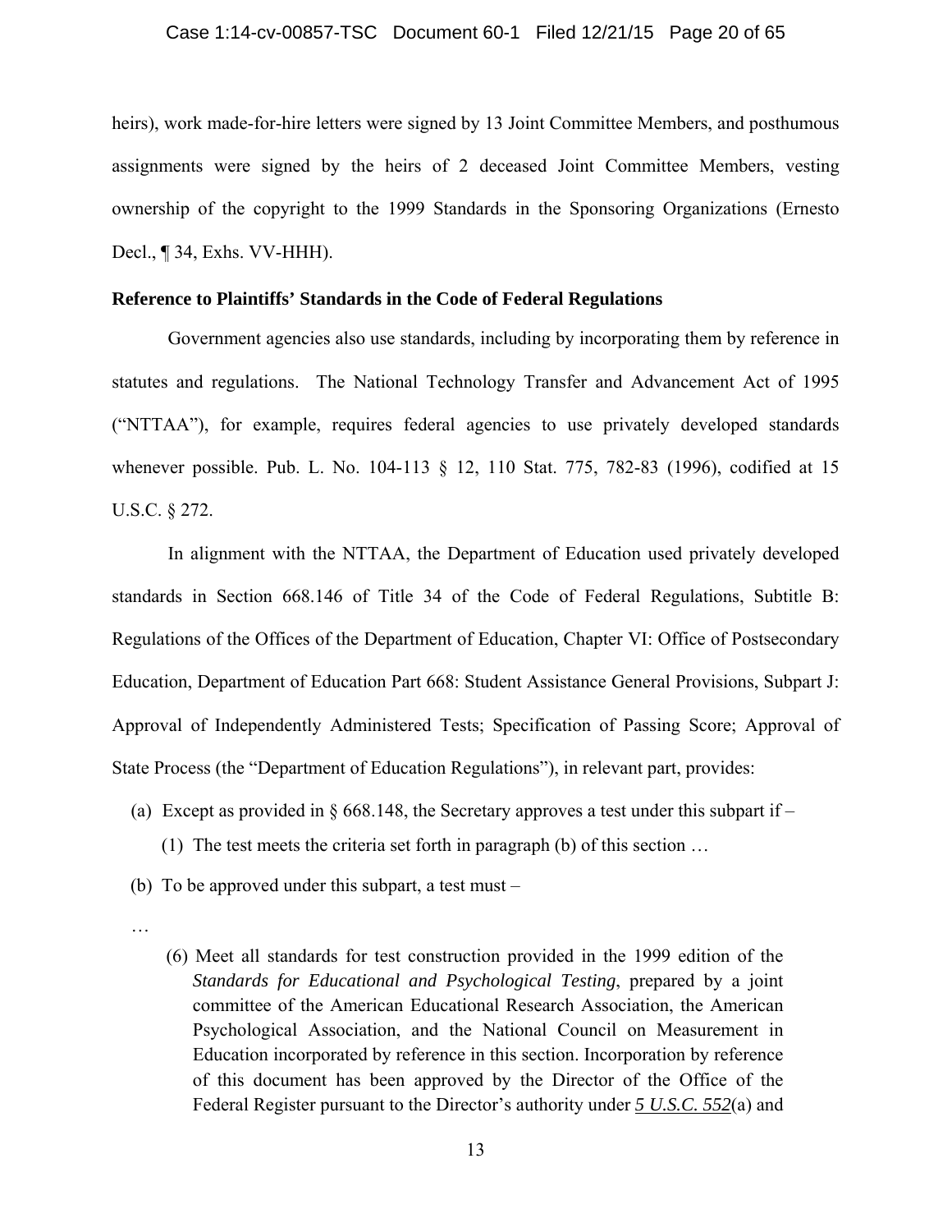heirs), work made-for-hire letters were signed by 13 Joint Committee Members, and posthumous assignments were signed by the heirs of 2 deceased Joint Committee Members, vesting ownership of the copyright to the 1999 Standards in the Sponsoring Organizations (Ernesto Decl., ¶ 34, Exhs. VV-HHH).

**Reference to Plaintiffs' Standards in the Code of Federal Regulations**

Government agencies also use standards, including by incorporating them by reference in statutes and regulations. The National Technology Transfer and Advancement Act of 1995 ("NTTAA"), for example, requires federal agencies to use privately developed standards whenever possible. Pub. L. No. 104-113 § 12, 110 Stat. 775, 782-83 (1996), codified at 15 U.S.C. § 272.

In alignment with the NTTAA, the Department of Education used privately developed standards in Section 668.146 of Title 34 of the Code of Federal Regulations, Subtitle B: Regulations of the Offices of the Department of Education, Chapter VI: Office of Postsecondary Education, Department of Education Part 668: Student Assistance General Provisions, Subpart J: Approval of Independently Administered Tests; Specification of Passing Score; Approval of State Process (the "Department of Education Regulations"), in relevant part, provides:

(a) Except as provided in § 668.148, the Secretary approves a test under this subpart if –

 (1) The test meets the criteria set forth in paragraph (b) of this section …

(b) To be approved under this subpart, a test must –

…

 (6) Meet all standards for test construction provided in the 1999 edition of the *Standards for Educational and Psychological Testing*, prepared by a joint committee of the American Educational Research Association, the American Psychological Association, and the National Council on Measurement in Education incorporated by reference in this section. Incorporation by reference of this document has been approved by the Director of the Office of the Federal Register pursuant to the Director's authority under ***5 U.S.C. 552***(a) and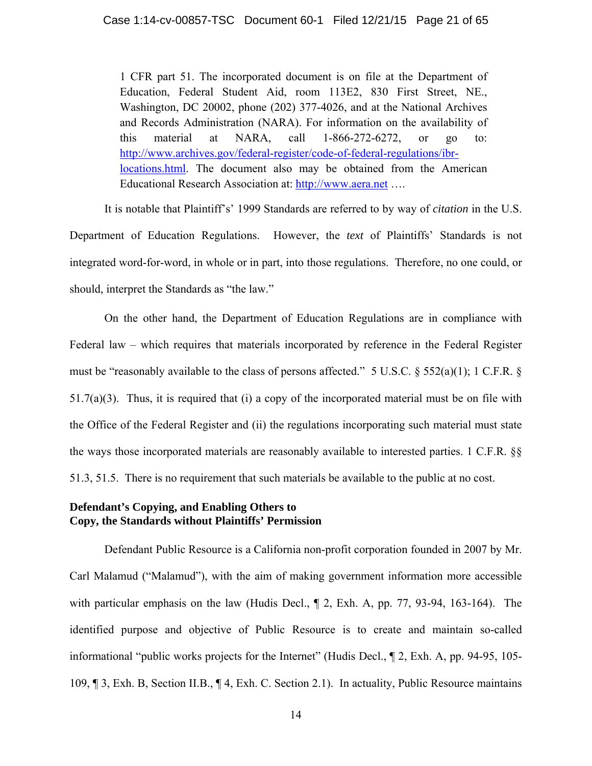> 1 CFR part 51. The incorporated document is on file at the Department of Education, Federal Student Aid, room 113E2, 830 First Street, NE., Washington, DC 20002, phone (202) 377-4026, and at the National Archives and Records Administration (NARA). For information on the availability of this material at NARA, call 1-866-272-6272, or go to: http://www.archives.gov/federal-register/code-of-federal-regulations/ibr-locations.html. The document also may be obtained from the American Educational Research Association at: http://www.aera.net ….

It is notable that Plaintiff's' 1999 Standards are referred to by way of *citation* in the U.S. Department of Education Regulations. However, the *text* of Plaintiffs' Standards is not integrated word-for-word, in whole or in part, into those regulations. Therefore, no one could, or should, interpret the Standards as "the law."

On the other hand, the Department of Education Regulations are in compliance with Federal law – which requires that materials incorporated by reference in the Federal Register must be "reasonably available to the class of persons affected." 5 U.S.C. § 552(a)(1); 1 C.F.R. § 51.7(a)(3). Thus, it is required that (i) a copy of the incorporated material must be on file with the Office of the Federal Register and (ii) the regulations incorporating such material must state the ways those incorporated materials are reasonably available to interested parties. 1 C.F.R. §§ 51.3, 51.5. There is no requirement that such materials be available to the public at no cost.

**Defendant's Copying, and Enabling Others to Copy, the Standards without Plaintiffs' Permission**

Defendant Public Resource is a California non-profit corporation founded in 2007 by Mr. Carl Malamud ("Malamud"), with the aim of making government information more accessible with particular emphasis on the law (Hudis Decl., ¶ 2, Exh. A, pp. 77, 93-94, 163-164). The identified purpose and objective of Public Resource is to create and maintain so-called informational "public works projects for the Internet" (Hudis Decl., ¶ 2, Exh. A, pp. 94-95, 105-109, ¶ 3, Exh. B, Section II.B., ¶ 4, Exh. C. Section 2.1). In actuality, Public Resource maintains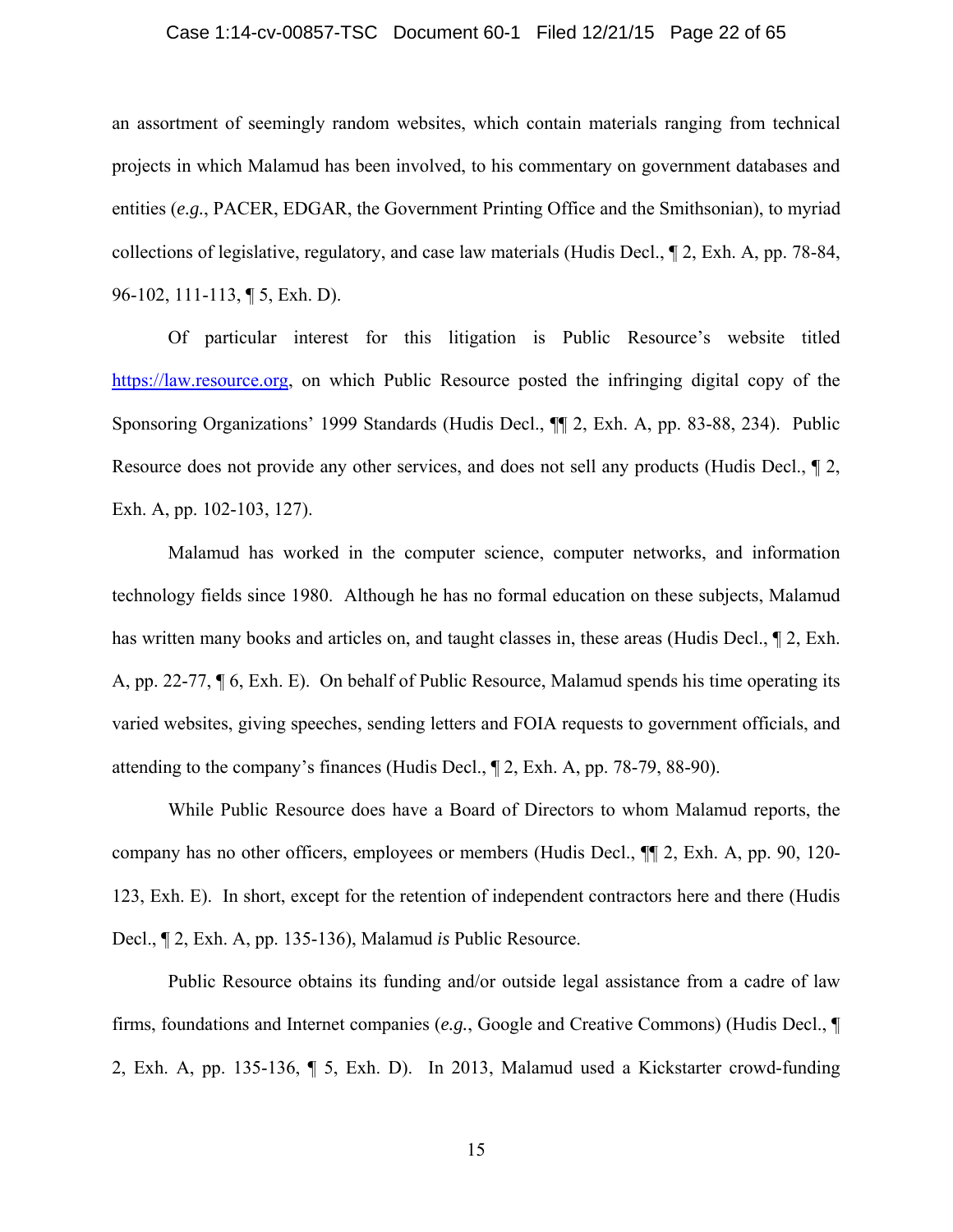an assortment of seemingly random websites, which contain materials ranging from technical projects in which Malamud has been involved, to his commentary on government databases and entities (*e.g.*, PACER, EDGAR, the Government Printing Office and the Smithsonian), to myriad collections of legislative, regulatory, and case law materials (Hudis Decl., ¶ 2, Exh. A, pp. 78-84, 96-102, 111-113, ¶ 5, Exh. D).

Of particular interest for this litigation is Public Resource's website titled [https://law.resource.org](https://law.resource.org), on which Public Resource posted the infringing digital copy of the Sponsoring Organizations' 1999 Standards (Hudis Decl., ¶¶ 2, Exh. A, pp. 83-88, 234). Public Resource does not provide any other services, and does not sell any products (Hudis Decl., ¶ 2, Exh. A, pp. 102-103, 127).

Malamud has worked in the computer science, computer networks, and information technology fields since 1980. Although he has no formal education on these subjects, Malamud has written many books and articles on, and taught classes in, these areas (Hudis Decl., ¶ 2, Exh. A, pp. 22-77, ¶ 6, Exh. E). On behalf of Public Resource, Malamud spends his time operating its varied websites, giving speeches, sending letters and FOIA requests to government officials, and attending to the company's finances (Hudis Decl., ¶ 2, Exh. A, pp. 78-79, 88-90).

While Public Resource does have a Board of Directors to whom Malamud reports, the company has no other officers, employees or members (Hudis Decl., ¶¶ 2, Exh. A, pp. 90, 120-123, Exh. E). In short, except for the retention of independent contractors here and there (Hudis Decl., ¶ 2, Exh. A, pp. 135-136), Malamud *is* Public Resource.

Public Resource obtains its funding and/or outside legal assistance from a cadre of law firms, foundations and Internet companies (*e.g.*, Google and Creative Commons) (Hudis Decl., ¶ 2, Exh. A, pp. 135-136, ¶ 5, Exh. D). In 2013, Malamud used a Kickstarter crowd-funding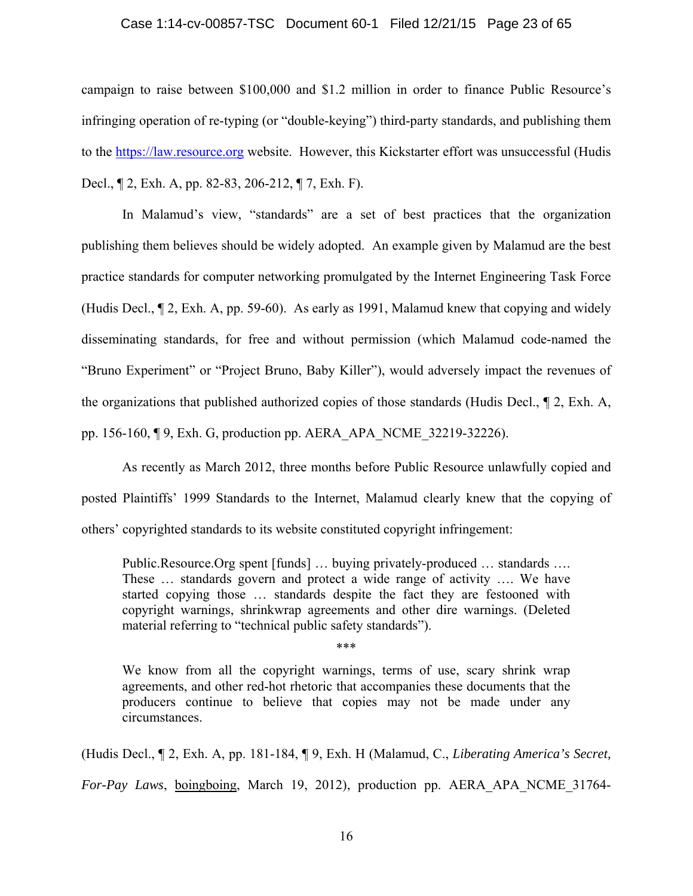campaign to raise between $100,000 and $1.2 million in order to finance Public Resource's infringing operation of re-typing (or "double-keying") third-party standards, and publishing them to the https://law.resource.org website. However, this Kickstarter effort was unsuccessful (Hudis Decl., ¶ 2, Exh. A, pp. 82-83, 206-212, ¶ 7, Exh. F).

In Malamud's view, "standards" are a set of best practices that the organization publishing them believes should be widely adopted. An example given by Malamud are the best practice standards for computer networking promulgated by the Internet Engineering Task Force (Hudis Decl., ¶ 2, Exh. A, pp. 59-60). As early as 1991, Malamud knew that copying and widely disseminating standards, for free and without permission (which Malamud code-named the "Bruno Experiment" or "Project Bruno, Baby Killer"), would adversely impact the revenues of the organizations that published authorized copies of those standards (Hudis Decl., ¶ 2, Exh. A, pp. 156-160, ¶ 9, Exh. G, production pp. AERA_APA_NCME_32219-32226).

As recently as March 2012, three months before Public Resource unlawfully copied and posted Plaintiffs' 1999 Standards to the Internet, Malamud clearly knew that the copying of others' copyrighted standards to its website constituted copyright infringement:

> Public.Resource.Org spent [funds] … buying privately-produced … standards …. These … standards govern and protect a wide range of activity …. We have started copying those … standards despite the fact they are festooned with copyright warnings, shrinkwrap agreements and other dire warnings. (Deleted material referring to "technical public safety standards").
>
> ***
>
> We know from all the copyright warnings, terms of use, scary shrink wrap agreements, and other red-hot rhetoric that accompanies these documents that the producers continue to believe that copies may not be made under any circumstances.

(Hudis Decl., ¶ 2, Exh. A, pp. 181-184, ¶ 9, Exh. H (Malamud, C., *Liberating America's Secret, For-Pay Laws*, boingboing, March 19, 2012), production pp. AERA_APA_NCME_31764-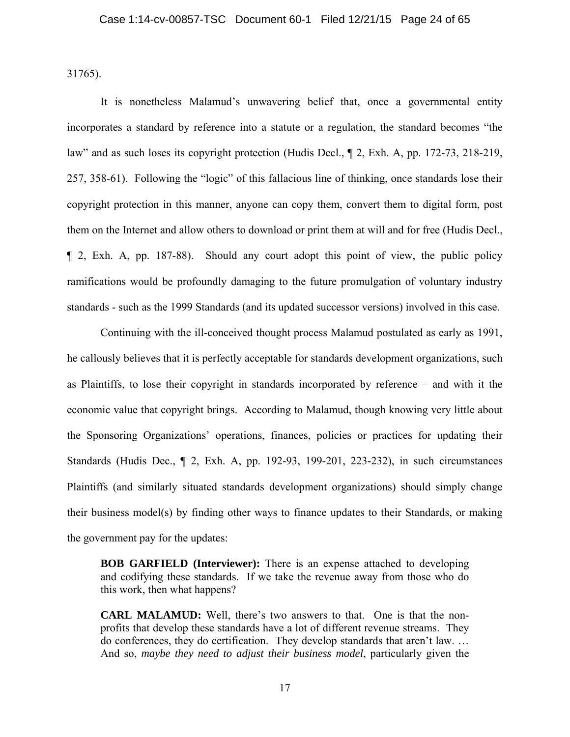31765).

It is nonetheless Malamud's unwavering belief that, once a governmental entity incorporates a standard by reference into a statute or a regulation, the standard becomes "the law" and as such loses its copyright protection (Hudis Decl., ¶ 2, Exh. A, pp. 172-73, 218-219, 257, 358-61). Following the "logic" of this fallacious line of thinking, once standards lose their copyright protection in this manner, anyone can copy them, convert them to digital form, post them on the Internet and allow others to download or print them at will and for free (Hudis Decl., ¶ 2, Exh. A, pp. 187-88). Should any court adopt this point of view, the public policy ramifications would be profoundly damaging to the future promulgation of voluntary industry standards - such as the 1999 Standards (and its updated successor versions) involved in this case.

Continuing with the ill-conceived thought process Malamud postulated as early as 1991, he callously believes that it is perfectly acceptable for standards development organizations, such as Plaintiffs, to lose their copyright in standards incorporated by reference – and with it the economic value that copyright brings. According to Malamud, though knowing very little about the Sponsoring Organizations' operations, finances, policies or practices for updating their Standards (Hudis Dec., ¶ 2, Exh. A, pp. 192-93, 199-201, 223-232), in such circumstances Plaintiffs (and similarly situated standards development organizations) should simply change their business model(s) by finding other ways to finance updates to their Standards, or making the government pay for the updates:

> **BOB GARFIELD (Interviewer):** There is an expense attached to developing and codifying these standards. If we take the revenue away from those who do this work, then what happens?
>
> **CARL MALAMUD:** Well, there's two answers to that. One is that the non-profits that develop these standards have a lot of different revenue streams. They do conferences, they do certification. They develop standards that aren't law. … And so, *maybe they need to adjust their business model*, particularly given the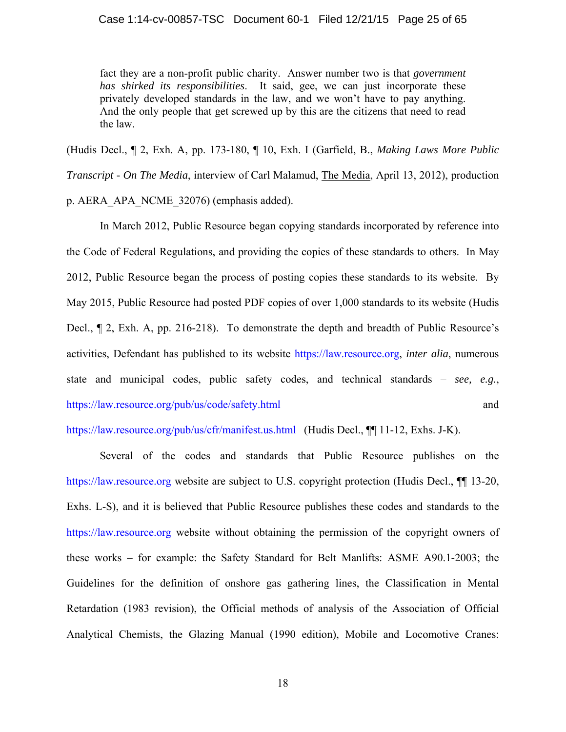> fact they are a non-profit public charity. Answer number two is that *government has shirked its responsibilities*. It said, gee, we can just incorporate these privately developed standards in the law, and we won't have to pay anything. And the only people that get screwed up by this are the citizens that need to read the law.

(Hudis Decl., ¶ 2, Exh. A, pp. 173-180, ¶ 10, Exh. I (Garfield, B., *Making Laws More Public Transcript - On The Media*, interview of Carl Malamud, The Media, April 13, 2012), production p. AERA_APA_NCME_32076) (emphasis added).

In March 2012, Public Resource began copying standards incorporated by reference into the Code of Federal Regulations, and providing the copies of these standards to others. In May 2012, Public Resource began the process of posting copies these standards to its website. By May 2015, Public Resource had posted PDF copies of over 1,000 standards to its website (Hudis Decl., ¶ 2, Exh. A, pp. 216-218). To demonstrate the depth and breadth of Public Resource's activities, Defendant has published to its website https://law.resource.org, *inter alia*, numerous state and municipal codes, public safety codes, and technical standards – *see, e.g.*, https://law.resource.org/pub/us/code/safety.html and https://law.resource.org/pub/us/cfr/manifest.us.html (Hudis Decl., ¶¶ 11-12, Exhs. J-K).

Several of the codes and standards that Public Resource publishes on the https://law.resource.org website are subject to U.S. copyright protection (Hudis Decl., ¶¶ 13-20, Exhs. L-S), and it is believed that Public Resource publishes these codes and standards to the https://law.resource.org website without obtaining the permission of the copyright owners of these works – for example: the Safety Standard for Belt Manlifts: ASME A90.1-2003; the Guidelines for the definition of onshore gas gathering lines, the Classification in Mental Retardation (1983 revision), the Official methods of analysis of the Association of Official Analytical Chemists, the Glazing Manual (1990 edition), Mobile and Locomotive Cranes: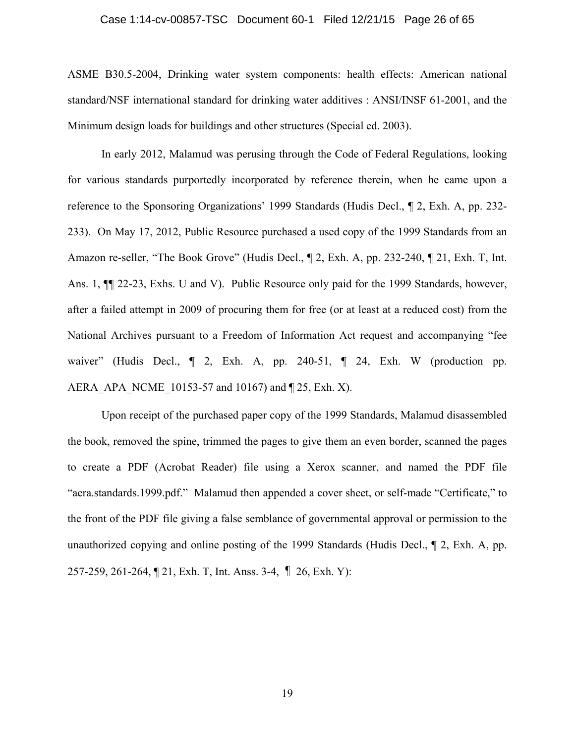ASME B30.5-2004, Drinking water system components: health effects: American national standard/NSF international standard for drinking water additives : ANSI/INSF 61-2001, and the Minimum design loads for buildings and other structures (Special ed. 2003).

In early 2012, Malamud was perusing through the Code of Federal Regulations, looking for various standards purportedly incorporated by reference therein, when he came upon a reference to the Sponsoring Organizations' 1999 Standards (Hudis Decl., ¶ 2, Exh. A, pp. 232-233). On May 17, 2012, Public Resource purchased a used copy of the 1999 Standards from an Amazon re-seller, "The Book Grove" (Hudis Decl., ¶ 2, Exh. A, pp. 232-240, ¶ 21, Exh. T, Int. Ans. 1, ¶¶ 22-23, Exhs. U and V). Public Resource only paid for the 1999 Standards, however, after a failed attempt in 2009 of procuring them for free (or at least at a reduced cost) from the National Archives pursuant to a Freedom of Information Act request and accompanying "fee waiver" (Hudis Decl., ¶ 2, Exh. A, pp. 240-51, ¶ 24, Exh. W (production pp. AERA_APA_NCME_10153-57 and 10167) and ¶ 25, Exh. X).

Upon receipt of the purchased paper copy of the 1999 Standards, Malamud disassembled the book, removed the spine, trimmed the pages to give them an even border, scanned the pages to create a PDF (Acrobat Reader) file using a Xerox scanner, and named the PDF file "aera.standards.1999.pdf." Malamud then appended a cover sheet, or self-made "Certificate," to the front of the PDF file giving a false semblance of governmental approval or permission to the unauthorized copying and online posting of the 1999 Standards (Hudis Decl., ¶ 2, Exh. A, pp. 257-259, 261-264, ¶ 21, Exh. T, Int. Anss. 3-4, ¶ 26, Exh. Y):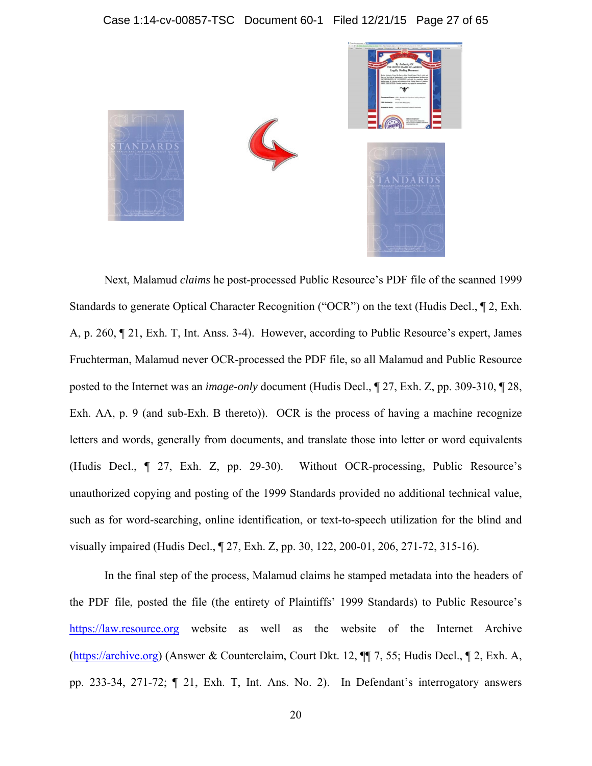Next, Malamud *claims* he post-processed Public Resource's PDF file of the scanned 1999 Standards to generate Optical Character Recognition ("OCR") on the text (Hudis Decl., ¶ 2, Exh. A, p. 260, ¶ 21, Exh. T, Int. Anss. 3-4). However, according to Public Resource's expert, James Fruchterman, Malamud never OCR-processed the PDF file, so all Malamud and Public Resource posted to the Internet was an *image-only* document (Hudis Decl., ¶ 27, Exh. Z, pp. 309-310, ¶ 28, Exh. AA, p. 9 (and sub-Exh. B thereto)). OCR is the process of having a machine recognize letters and words, generally from documents, and translate those into letter or word equivalents (Hudis Decl., ¶ 27, Exh. Z, pp. 29-30). Without OCR-processing, Public Resource's unauthorized copying and posting of the 1999 Standards provided no additional technical value, such as for word-searching, online identification, or text-to-speech utilization for the blind and visually impaired (Hudis Decl., ¶ 27, Exh. Z, pp. 30, 122, 200-01, 206, 271-72, 315-16).

In the final step of the process, Malamud claims he stamped metadata into the headers of the PDF file, posted the file (the entirety of Plaintiffs' 1999 Standards) to Public Resource's https://law.resource.org website as well as the website of the Internet Archive (https://archive.org) (Answer & Counterclaim, Court Dkt. 12, ¶¶ 7, 55; Hudis Decl., ¶ 2, Exh. A, pp. 233-34, 271-72; ¶ 21, Exh. T, Int. Ans. No. 2). In Defendant's interrogatory answers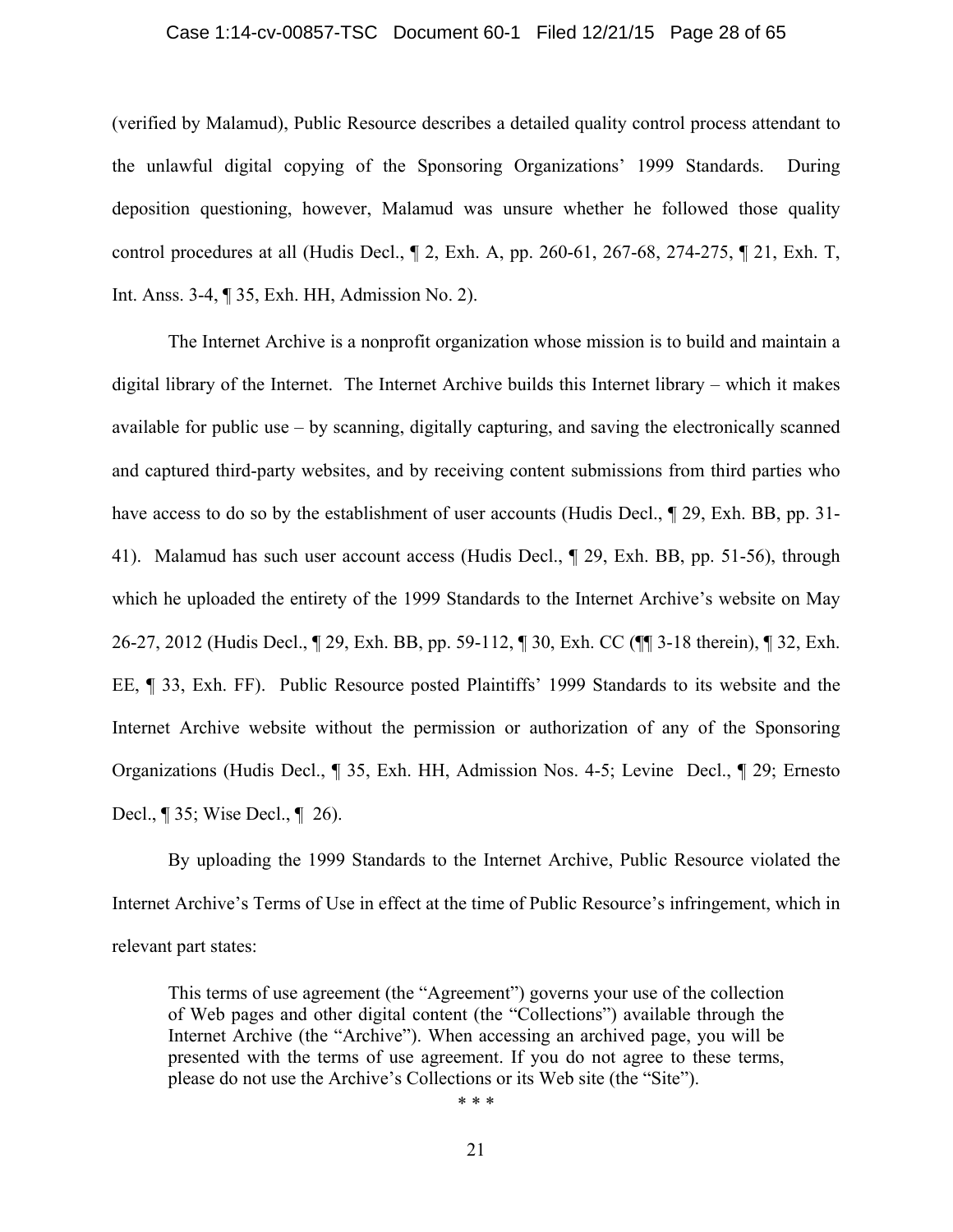(verified by Malamud), Public Resource describes a detailed quality control process attendant to the unlawful digital copying of the Sponsoring Organizations' 1999 Standards. During deposition questioning, however, Malamud was unsure whether he followed those quality control procedures at all (Hudis Decl., ¶ 2, Exh. A, pp. 260-61, 267-68, 274-275, ¶ 21, Exh. T, Int. Anss. 3-4, ¶ 35, Exh. HH, Admission No. 2).

The Internet Archive is a nonprofit organization whose mission is to build and maintain a digital library of the Internet. The Internet Archive builds this Internet library – which it makes available for public use – by scanning, digitally capturing, and saving the electronically scanned and captured third-party websites, and by receiving content submissions from third parties who have access to do so by the establishment of user accounts (Hudis Decl., ¶ 29, Exh. BB, pp. 31-41). Malamud has such user account access (Hudis Decl., ¶ 29, Exh. BB, pp. 51-56), through which he uploaded the entirety of the 1999 Standards to the Internet Archive's website on May 26-27, 2012 (Hudis Decl., ¶ 29, Exh. BB, pp. 59-112, ¶ 30, Exh. CC (¶¶ 3-18 therein), ¶ 32, Exh. EE, ¶ 33, Exh. FF). Public Resource posted Plaintiffs' 1999 Standards to its website and the Internet Archive website without the permission or authorization of any of the Sponsoring Organizations (Hudis Decl., ¶ 35, Exh. HH, Admission Nos. 4-5; Levine Decl., ¶ 29; Ernesto Decl., ¶ 35; Wise Decl., ¶ 26).

By uploading the 1999 Standards to the Internet Archive, Public Resource violated the Internet Archive's Terms of Use in effect at the time of Public Resource's infringement, which in relevant part states:

> This terms of use agreement (the "Agreement") governs your use of the collection of Web pages and other digital content (the "Collections") available through the Internet Archive (the "Archive"). When accessing an archived page, you will be presented with the terms of use agreement. If you do not agree to these terms, please do not use the Archive's Collections or its Web site (the "Site").
>
> * * *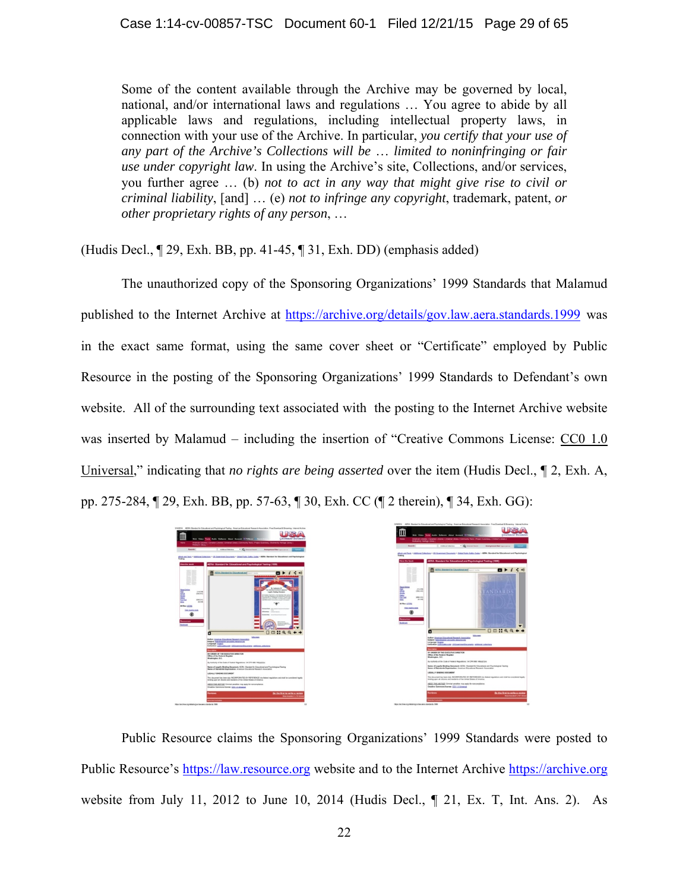> Some of the content available through the Archive may be governed by local, national, and/or international laws and regulations … You agree to abide by all applicable laws and regulations, including intellectual property laws, in connection with your use of the Archive. In particular, *you certify that your use of any part of the Archive's Collections will be … limited to noninfringing or fair use under copyright law*. In using the Archive's site, Collections, and/or services, you further agree … (b) *not to act in any way that might give rise to civil or criminal liability*, [and] … (e) *not to infringe any copyright*, trademark, patent, *or other proprietary rights of any person*, …

(Hudis Decl., ¶ 29, Exh. BB, pp. 41-45, ¶ 31, Exh. DD) (emphasis added)

The unauthorized copy of the Sponsoring Organizations' 1999 Standards that Malamud published to the Internet Archive at https://archive.org/details/gov.law.aera.standards.1999 was in the exact same format, using the same cover sheet or "Certificate" employed by Public Resource in the posting of the Sponsoring Organizations' 1999 Standards to Defendant's own website. All of the surrounding text associated with the posting to the Internet Archive website was inserted by Malamud – including the insertion of "Creative Commons License: CC0 1.0 Universal," indicating that *no rights are being asserted* over the item (Hudis Decl., ¶ 2, Exh. A, pp. 275-284, ¶ 29, Exh. BB, pp. 57-63, ¶ 30, Exh. CC (¶ 2 therein), ¶ 34, Exh. GG):

Public Resource claims the Sponsoring Organizations' 1999 Standards were posted to Public Resource's https://law.resource.org website and to the Internet Archive https://archive.org website from July 11, 2012 to June 10, 2014 (Hudis Decl., ¶ 21, Ex. T, Int. Ans. 2). As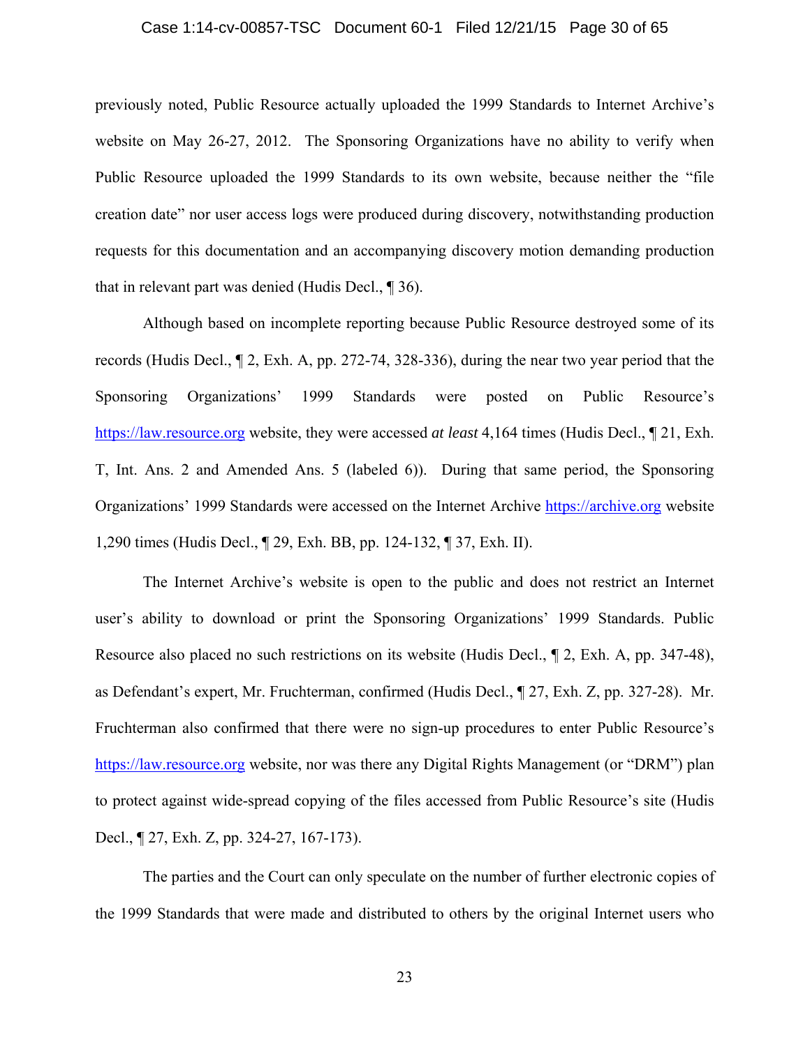previously noted, Public Resource actually uploaded the 1999 Standards to Internet Archive's website on May 26-27, 2012. The Sponsoring Organizations have no ability to verify when Public Resource uploaded the 1999 Standards to its own website, because neither the "file creation date" nor user access logs were produced during discovery, notwithstanding production requests for this documentation and an accompanying discovery motion demanding production that in relevant part was denied (Hudis Decl., ¶ 36).

Although based on incomplete reporting because Public Resource destroyed some of its records (Hudis Decl., ¶ 2, Exh. A, pp. 272-74, 328-336), during the near two year period that the Sponsoring Organizations' 1999 Standards were posted on Public Resource's https://law.resource.org website, they were accessed *at least* 4,164 times (Hudis Decl., ¶ 21, Exh. T, Int. Ans. 2 and Amended Ans. 5 (labeled 6)). During that same period, the Sponsoring Organizations' 1999 Standards were accessed on the Internet Archive https://archive.org website 1,290 times (Hudis Decl., ¶ 29, Exh. BB, pp. 124-132, ¶ 37, Exh. II).

The Internet Archive's website is open to the public and does not restrict an Internet user's ability to download or print the Sponsoring Organizations' 1999 Standards. Public Resource also placed no such restrictions on its website (Hudis Decl., ¶ 2, Exh. A, pp. 347-48), as Defendant's expert, Mr. Fruchterman, confirmed (Hudis Decl., ¶ 27, Exh. Z, pp. 327-28). Mr. Fruchterman also confirmed that there were no sign-up procedures to enter Public Resource's https://law.resource.org website, nor was there any Digital Rights Management (or "DRM") plan to protect against wide-spread copying of the files accessed from Public Resource's site (Hudis Decl., ¶ 27, Exh. Z, pp. 324-27, 167-173).

The parties and the Court can only speculate on the number of further electronic copies of the 1999 Standards that were made and distributed to others by the original Internet users who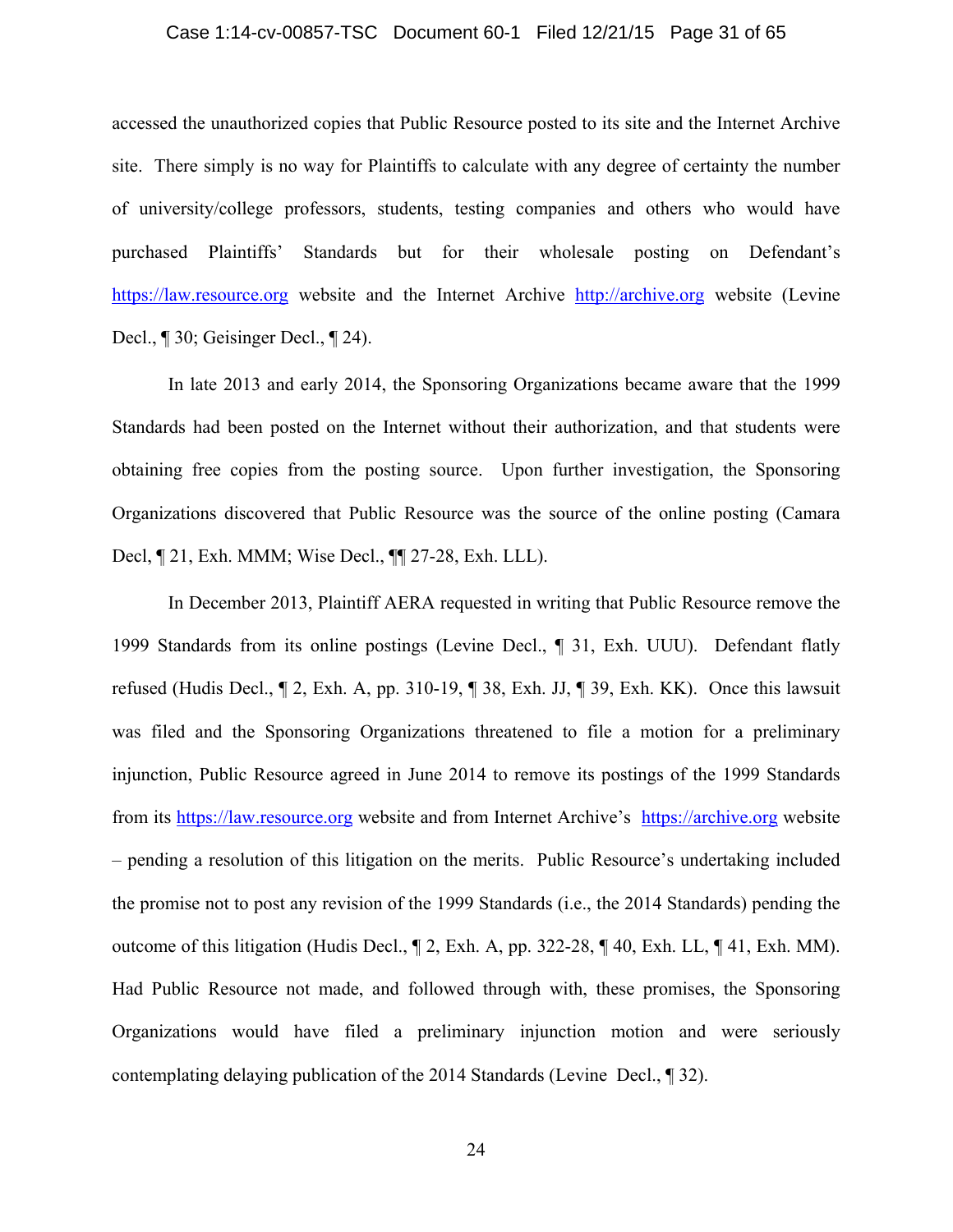accessed the unauthorized copies that Public Resource posted to its site and the Internet Archive site. There simply is no way for Plaintiffs to calculate with any degree of certainty the number of university/college professors, students, testing companies and others who would have purchased Plaintiffs' Standards but for their wholesale posting on Defendant's https://law.resource.org website and the Internet Archive http://archive.org website (Levine Decl., ¶ 30; Geisinger Decl., ¶ 24).

In late 2013 and early 2014, the Sponsoring Organizations became aware that the 1999 Standards had been posted on the Internet without their authorization, and that students were obtaining free copies from the posting source. Upon further investigation, the Sponsoring Organizations discovered that Public Resource was the source of the online posting (Camara Decl, ¶ 21, Exh. MMM; Wise Decl., ¶¶ 27-28, Exh. LLL).

In December 2013, Plaintiff AERA requested in writing that Public Resource remove the 1999 Standards from its online postings (Levine Decl., ¶ 31, Exh. UUU). Defendant flatly refused (Hudis Decl., ¶ 2, Exh. A, pp. 310-19, ¶ 38, Exh. JJ, ¶ 39, Exh. KK). Once this lawsuit was filed and the Sponsoring Organizations threatened to file a motion for a preliminary injunction, Public Resource agreed in June 2014 to remove its postings of the 1999 Standards from its https://law.resource.org website and from Internet Archive's https://archive.org website – pending a resolution of this litigation on the merits. Public Resource's undertaking included the promise not to post any revision of the 1999 Standards (i.e., the 2014 Standards) pending the outcome of this litigation (Hudis Decl., ¶ 2, Exh. A, pp. 322-28, ¶ 40, Exh. LL, ¶ 41, Exh. MM). Had Public Resource not made, and followed through with, these promises, the Sponsoring Organizations would have filed a preliminary injunction motion and were seriously contemplating delaying publication of the 2014 Standards (Levine Decl., ¶ 32).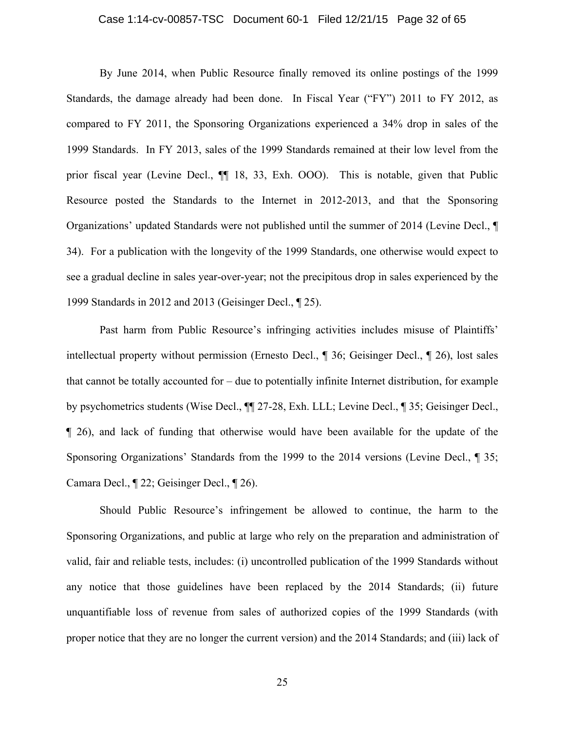By June 2014, when Public Resource finally removed its online postings of the 1999 Standards, the damage already had been done. In Fiscal Year ("FY") 2011 to FY 2012, as compared to FY 2011, the Sponsoring Organizations experienced a 34% drop in sales of the 1999 Standards. In FY 2013, sales of the 1999 Standards remained at their low level from the prior fiscal year (Levine Decl., ¶¶ 18, 33, Exh. OOO). This is notable, given that Public Resource posted the Standards to the Internet in 2012-2013, and that the Sponsoring Organizations' updated Standards were not published until the summer of 2014 (Levine Decl., ¶ 34). For a publication with the longevity of the 1999 Standards, one otherwise would expect to see a gradual decline in sales year-over-year; not the precipitous drop in sales experienced by the 1999 Standards in 2012 and 2013 (Geisinger Decl., ¶ 25).

Past harm from Public Resource's infringing activities includes misuse of Plaintiffs' intellectual property without permission (Ernesto Decl., ¶ 36; Geisinger Decl., ¶ 26), lost sales that cannot be totally accounted for – due to potentially infinite Internet distribution, for example by psychometrics students (Wise Decl., ¶¶ 27-28, Exh. LLL; Levine Decl., ¶ 35; Geisinger Decl., ¶ 26), and lack of funding that otherwise would have been available for the update of the Sponsoring Organizations' Standards from the 1999 to the 2014 versions (Levine Decl., ¶ 35; Camara Decl., ¶ 22; Geisinger Decl., ¶ 26).

Should Public Resource's infringement be allowed to continue, the harm to the Sponsoring Organizations, and public at large who rely on the preparation and administration of valid, fair and reliable tests, includes: (i) uncontrolled publication of the 1999 Standards without any notice that those guidelines have been replaced by the 2014 Standards; (ii) future unquantifiable loss of revenue from sales of authorized copies of the 1999 Standards (with proper notice that they are no longer the current version) and the 2014 Standards; and (iii) lack of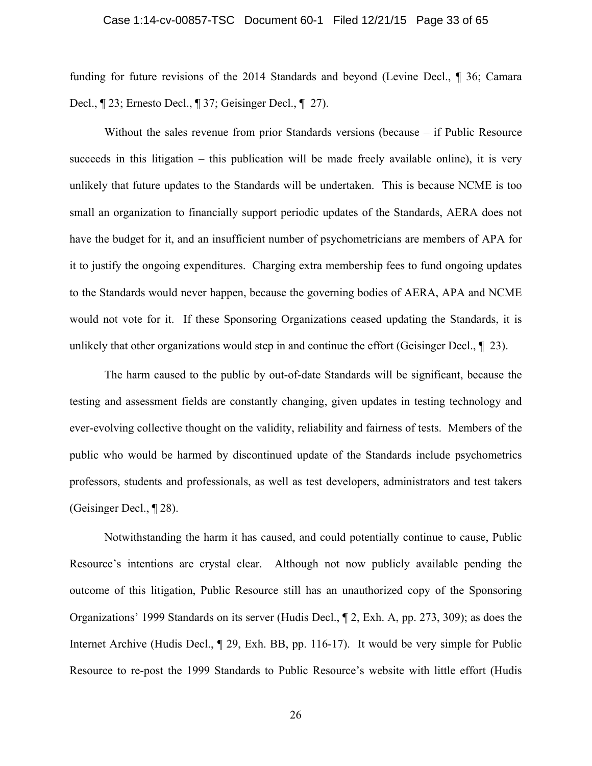funding for future revisions of the 2014 Standards and beyond (Levine Decl., ¶ 36; Camara Decl., ¶ 23; Ernesto Decl., ¶ 37; Geisinger Decl., ¶ 27).

Without the sales revenue from prior Standards versions (because – if Public Resource succeeds in this litigation – this publication will be made freely available online), it is very unlikely that future updates to the Standards will be undertaken. This is because NCME is too small an organization to financially support periodic updates of the Standards, AERA does not have the budget for it, and an insufficient number of psychometricians are members of APA for it to justify the ongoing expenditures. Charging extra membership fees to fund ongoing updates to the Standards would never happen, because the governing bodies of AERA, APA and NCME would not vote for it. If these Sponsoring Organizations ceased updating the Standards, it is unlikely that other organizations would step in and continue the effort (Geisinger Decl., ¶ 23).

The harm caused to the public by out-of-date Standards will be significant, because the testing and assessment fields are constantly changing, given updates in testing technology and ever-evolving collective thought on the validity, reliability and fairness of tests. Members of the public who would be harmed by discontinued update of the Standards include psychometrics professors, students and professionals, as well as test developers, administrators and test takers (Geisinger Decl., ¶ 28).

Notwithstanding the harm it has caused, and could potentially continue to cause, Public Resource's intentions are crystal clear. Although not now publicly available pending the outcome of this litigation, Public Resource still has an unauthorized copy of the Sponsoring Organizations' 1999 Standards on its server (Hudis Decl., ¶ 2, Exh. A, pp. 273, 309); as does the Internet Archive (Hudis Decl., ¶ 29, Exh. BB, pp. 116-17). It would be very simple for Public Resource to re-post the 1999 Standards to Public Resource's website with little effort (Hudis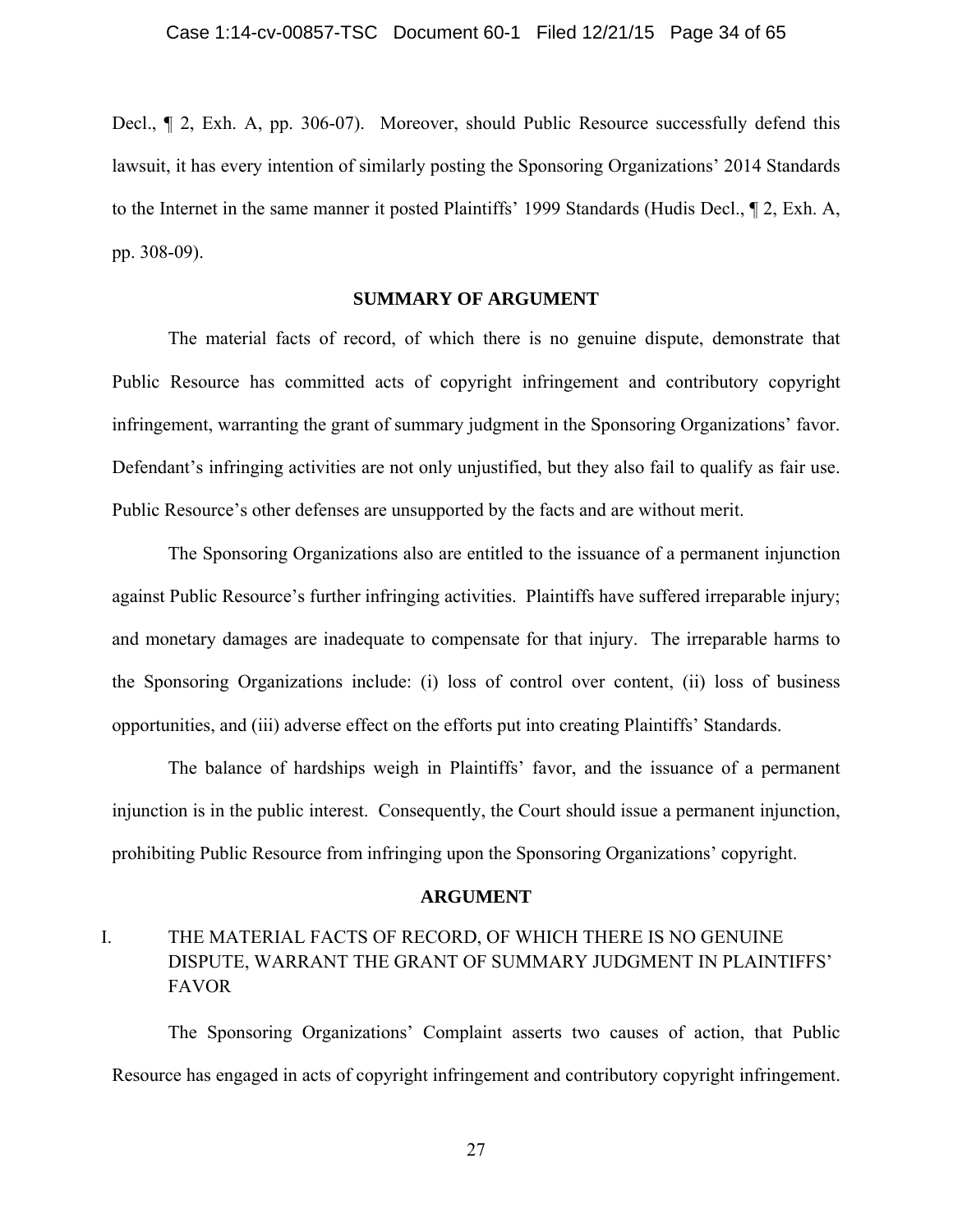Decl., ¶ 2, Exh. A, pp. 306-07). Moreover, should Public Resource successfully defend this lawsuit, it has every intention of similarly posting the Sponsoring Organizations' 2014 Standards to the Internet in the same manner it posted Plaintiffs' 1999 Standards (Hudis Decl., ¶ 2, Exh. A, pp. 308-09).

## SUMMARY OF ARGUMENT

The material facts of record, of which there is no genuine dispute, demonstrate that Public Resource has committed acts of copyright infringement and contributory copyright infringement, warranting the grant of summary judgment in the Sponsoring Organizations' favor. Defendant's infringing activities are not only unjustified, but they also fail to qualify as fair use. Public Resource's other defenses are unsupported by the facts and are without merit.

The Sponsoring Organizations also are entitled to the issuance of a permanent injunction against Public Resource's further infringing activities. Plaintiffs have suffered irreparable injury; and monetary damages are inadequate to compensate for that injury. The irreparable harms to the Sponsoring Organizations include: (i) loss of control over content, (ii) loss of business opportunities, and (iii) adverse effect on the efforts put into creating Plaintiffs' Standards.

The balance of hardships weigh in Plaintiffs' favor, and the issuance of a permanent injunction is in the public interest. Consequently, the Court should issue a permanent injunction, prohibiting Public Resource from infringing upon the Sponsoring Organizations' copyright.

## ARGUMENT

### I. THE MATERIAL FACTS OF RECORD, OF WHICH THERE IS NO GENUINE DISPUTE, WARRANT THE GRANT OF SUMMARY JUDGMENT IN PLAINTIFFS' FAVOR

The Sponsoring Organizations' Complaint asserts two causes of action, that Public Resource has engaged in acts of copyright infringement and contributory copyright infringement.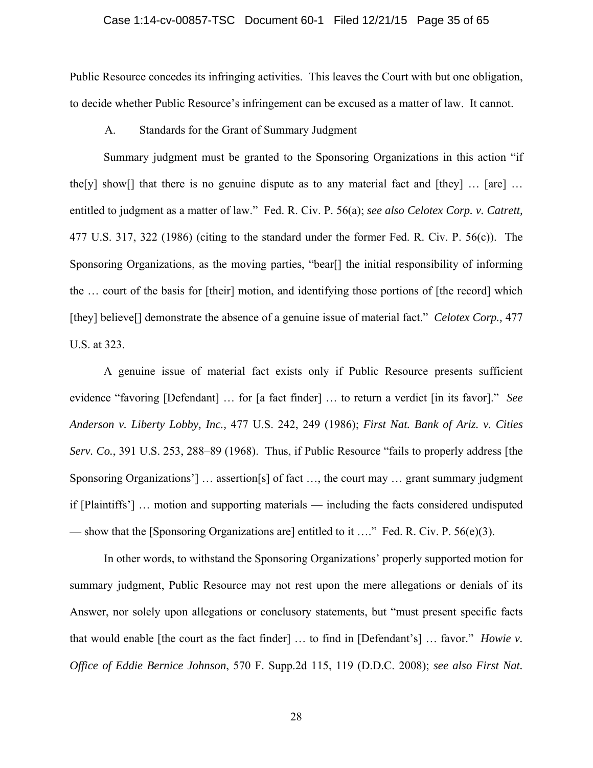Public Resource concedes its infringing activities. This leaves the Court with but one obligation, to decide whether Public Resource's infringement can be excused as a matter of law. It cannot.

### A. Standards for the Grant of Summary Judgment

Summary judgment must be granted to the Sponsoring Organizations in this action "if the[y] show[] that there is no genuine dispute as to any material fact and [they] … [are] … entitled to judgment as a matter of law." Fed. R. Civ. P. 56(a); *see also Celotex Corp. v. Catrett,* 477 U.S. 317, 322 (1986) (citing to the standard under the former Fed. R. Civ. P. 56(c)). The Sponsoring Organizations, as the moving parties, "bear[] the initial responsibility of informing the … court of the basis for [their] motion, and identifying those portions of [the record] which [they] believe[] demonstrate the absence of a genuine issue of material fact." *Celotex Corp.,* 477 U.S. at 323.

A genuine issue of material fact exists only if Public Resource presents sufficient evidence "favoring [Defendant] … for [a fact finder] … to return a verdict [in its favor]." *See Anderson v. Liberty Lobby, Inc.,* 477 U.S. 242, 249 (1986); *First Nat. Bank of Ariz. v. Cities Serv. Co.*, 391 U.S. 253, 288–89 (1968). Thus, if Public Resource "fails to properly address [the Sponsoring Organizations'] … assertion[s] of fact …, the court may … grant summary judgment if [Plaintiffs'] … motion and supporting materials — including the facts considered undisputed — show that the [Sponsoring Organizations are] entitled to it …." Fed. R. Civ. P. 56(e)(3).

In other words, to withstand the Sponsoring Organizations' properly supported motion for summary judgment, Public Resource may not rest upon the mere allegations or denials of its Answer, nor solely upon allegations or conclusory statements, but "must present specific facts that would enable [the court as the fact finder] … to find in [Defendant's] … favor." *Howie v. Office of Eddie Bernice Johnson*, 570 F. Supp.2d 115, 119 (D.D.C. 2008); *see also First Nat.*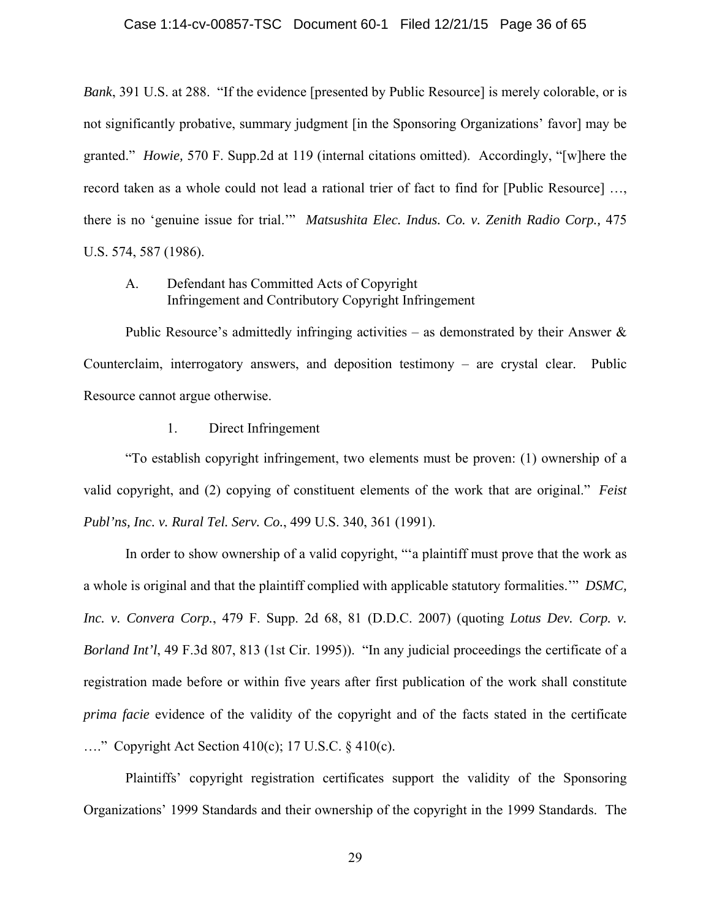*Bank*, 391 U.S. at 288. "If the evidence [presented by Public Resource] is merely colorable, or is not significantly probative, summary judgment [in the Sponsoring Organizations' favor] may be granted." *Howie,* 570 F. Supp.2d at 119 (internal citations omitted). Accordingly, "[w]here the record taken as a whole could not lead a rational trier of fact to find for [Public Resource] …, there is no 'genuine issue for trial.'" *Matsushita Elec. Indus. Co. v. Zenith Radio Corp.,* 475 U.S. 574, 587 (1986).

### A. Defendant has Committed Acts of Copyright Infringement and Contributory Copyright Infringement

Public Resource's admittedly infringing activities – as demonstrated by their Answer & Counterclaim, interrogatory answers, and deposition testimony – are crystal clear. Public Resource cannot argue otherwise.

#### 1. Direct Infringement

"To establish copyright infringement, two elements must be proven: (1) ownership of a valid copyright, and (2) copying of constituent elements of the work that are original." *Feist Publ'ns, Inc. v. Rural Tel. Serv. Co.*, 499 U.S. 340, 361 (1991).

In order to show ownership of a valid copyright, "'a plaintiff must prove that the work as a whole is original and that the plaintiff complied with applicable statutory formalities.'" *DSMC, Inc. v. Convera Corp.*, 479 F. Supp. 2d 68, 81 (D.D.C. 2007) (quoting *Lotus Dev. Corp. v. Borland Int'l*, 49 F.3d 807, 813 (1st Cir. 1995)). "In any judicial proceedings the certificate of a registration made before or within five years after first publication of the work shall constitute *prima facie* evidence of the validity of the copyright and of the facts stated in the certificate …." Copyright Act Section 410(c); 17 U.S.C. § 410(c).

Plaintiffs' copyright registration certificates support the validity of the Sponsoring Organizations' 1999 Standards and their ownership of the copyright in the 1999 Standards. The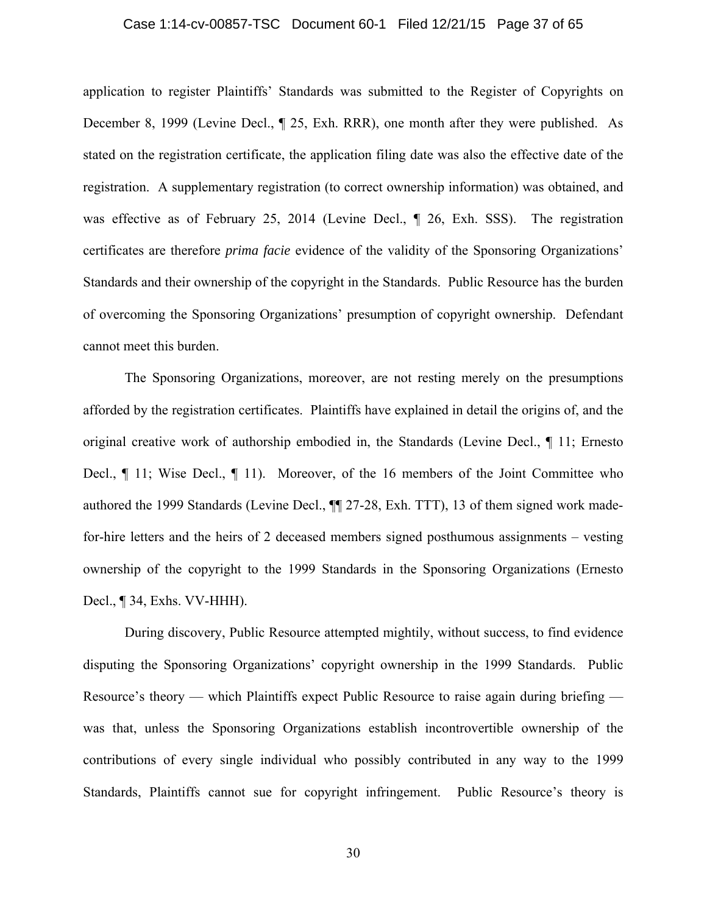application to register Plaintiffs' Standards was submitted to the Register of Copyrights on December 8, 1999 (Levine Decl., ¶ 25, Exh. RRR), one month after they were published. As stated on the registration certificate, the application filing date was also the effective date of the registration. A supplementary registration (to correct ownership information) was obtained, and was effective as of February 25, 2014 (Levine Decl., ¶ 26, Exh. SSS). The registration certificates are therefore *prima facie* evidence of the validity of the Sponsoring Organizations' Standards and their ownership of the copyright in the Standards. Public Resource has the burden of overcoming the Sponsoring Organizations' presumption of copyright ownership. Defendant cannot meet this burden.

The Sponsoring Organizations, moreover, are not resting merely on the presumptions afforded by the registration certificates. Plaintiffs have explained in detail the origins of, and the original creative work of authorship embodied in, the Standards (Levine Decl., ¶ 11; Ernesto Decl., ¶ 11; Wise Decl., ¶ 11). Moreover, of the 16 members of the Joint Committee who authored the 1999 Standards (Levine Decl., ¶¶ 27-28, Exh. TTT), 13 of them signed work made-for-hire letters and the heirs of 2 deceased members signed posthumous assignments – vesting ownership of the copyright to the 1999 Standards in the Sponsoring Organizations (Ernesto Decl., ¶ 34, Exhs. VV-HHH).

During discovery, Public Resource attempted mightily, without success, to find evidence disputing the Sponsoring Organizations' copyright ownership in the 1999 Standards. Public Resource's theory — which Plaintiffs expect Public Resource to raise again during briefing — was that, unless the Sponsoring Organizations establish incontrovertible ownership of the contributions of every single individual who possibly contributed in any way to the 1999 Standards, Plaintiffs cannot sue for copyright infringement. Public Resource's theory is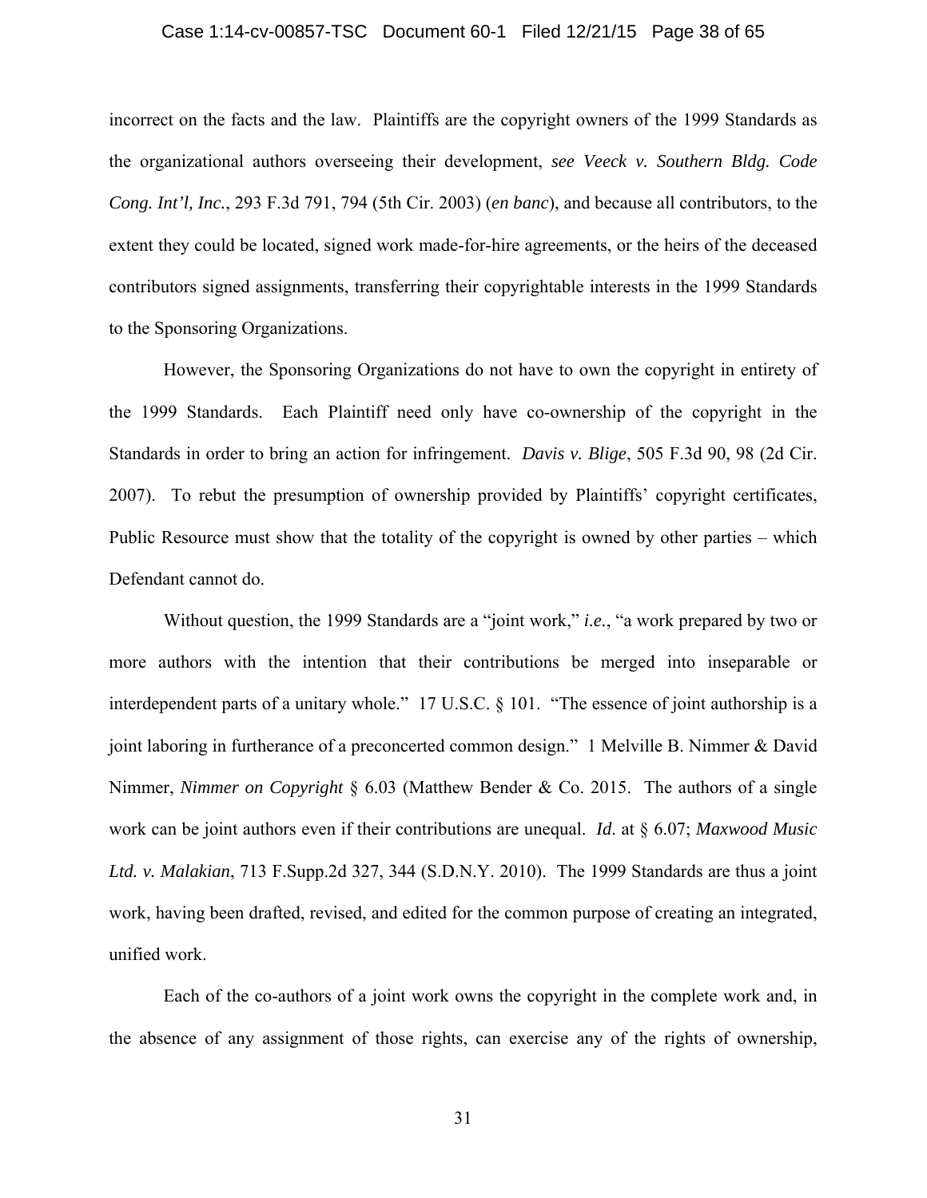incorrect on the facts and the law. Plaintiffs are the copyright owners of the 1999 Standards as the organizational authors overseeing their development, *see Veeck v. Southern Bldg. Code Cong. Int'l, Inc.*, 293 F.3d 791, 794 (5th Cir. 2003) (*en banc*), and because all contributors, to the extent they could be located, signed work made-for-hire agreements, or the heirs of the deceased contributors signed assignments, transferring their copyrightable interests in the 1999 Standards to the Sponsoring Organizations.

However, the Sponsoring Organizations do not have to own the copyright in entirety of the 1999 Standards. Each Plaintiff need only have co-ownership of the copyright in the Standards in order to bring an action for infringement. *Davis v. Blige*, 505 F.3d 90, 98 (2d Cir. 2007). To rebut the presumption of ownership provided by Plaintiffs' copyright certificates, Public Resource must show that the totality of the copyright is owned by other parties – which Defendant cannot do.

Without question, the 1999 Standards are a "joint work," *i.e.*, "a work prepared by two or more authors with the intention that their contributions be merged into inseparable or interdependent parts of a unitary whole." 17 U.S.C. § 101. "The essence of joint authorship is a joint laboring in furtherance of a preconcerted common design." 1 Melville B. Nimmer & David Nimmer, *Nimmer on Copyright* § 6.03 (Matthew Bender & Co. 2015. The authors of a single work can be joint authors even if their contributions are unequal. *Id*. at § 6.07; *Maxwood Music Ltd. v. Malakian*, 713 F.Supp.2d 327, 344 (S.D.N.Y. 2010). The 1999 Standards are thus a joint work, having been drafted, revised, and edited for the common purpose of creating an integrated, unified work.

Each of the co-authors of a joint work owns the copyright in the complete work and, in the absence of any assignment of those rights, can exercise any of the rights of ownership,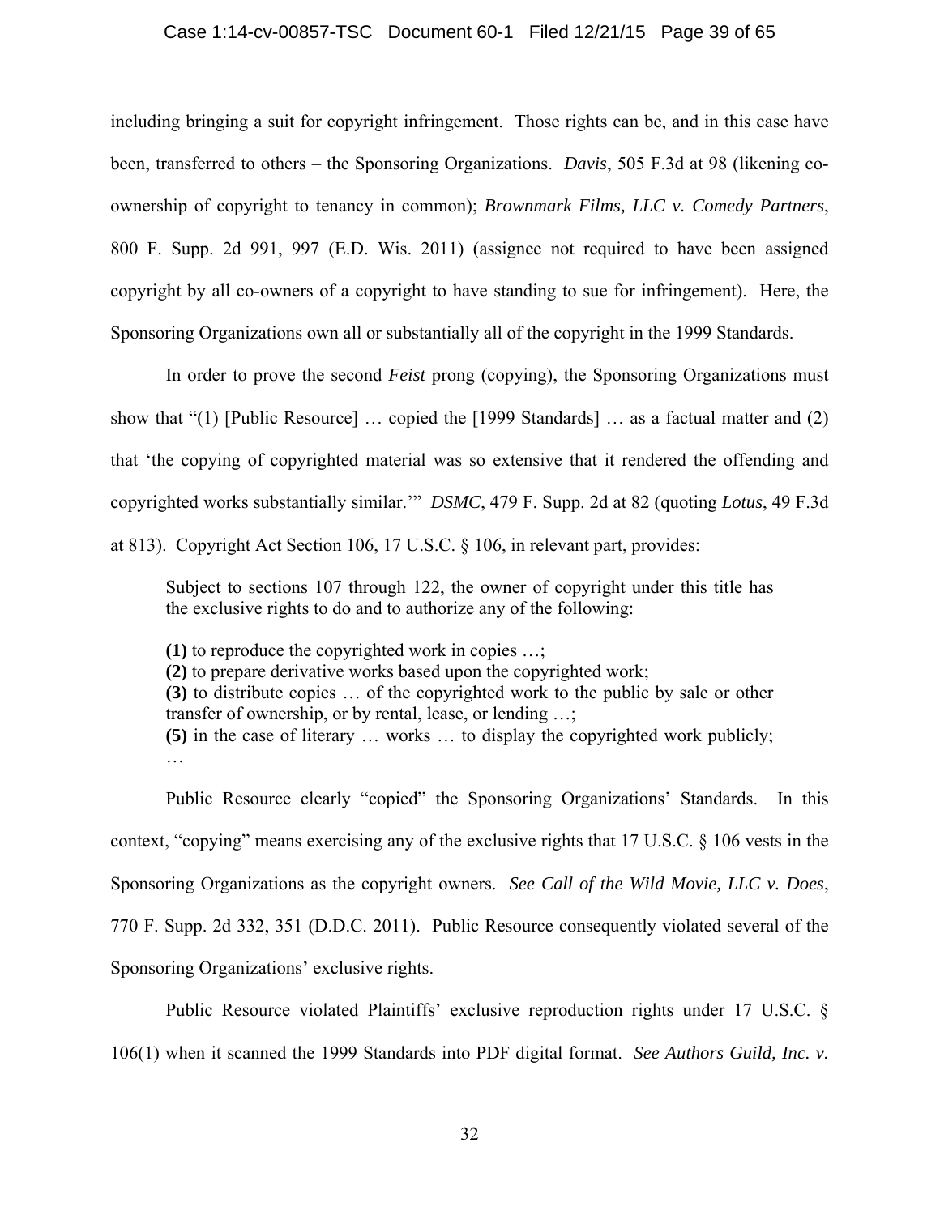including bringing a suit for copyright infringement. Those rights can be, and in this case have been, transferred to others – the Sponsoring Organizations. *Davis*, 505 F.3d at 98 (likening co-ownership of copyright to tenancy in common); *Brownmark Films, LLC v. Comedy Partners*, 800 F. Supp. 2d 991, 997 (E.D. Wis. 2011) (assignee not required to have been assigned copyright by all co-owners of a copyright to have standing to sue for infringement). Here, the Sponsoring Organizations own all or substantially all of the copyright in the 1999 Standards.

In order to prove the second *Feist* prong (copying), the Sponsoring Organizations must show that "(1) [Public Resource] … copied the [1999 Standards] … as a factual matter and (2) that 'the copying of copyrighted material was so extensive that it rendered the offending and copyrighted works substantially similar.'" *DSMC*, 479 F. Supp. 2d at 82 (quoting *Lotus*, 49 F.3d at 813). Copyright Act Section 106, 17 U.S.C. § 106, in relevant part, provides:

> Subject to sections 107 through 122, the owner of copyright under this title has the exclusive rights to do and to authorize any of the following:
>
> **(1)** to reproduce the copyrighted work in copies …;
> **(2)** to prepare derivative works based upon the copyrighted work;
> **(3)** to distribute copies … of the copyrighted work to the public by sale or other transfer of ownership, or by rental, lease, or lending …;
> **(5)** in the case of literary … works … to display the copyrighted work publicly;
> …

Public Resource clearly "copied" the Sponsoring Organizations' Standards. In this context, "copying" means exercising any of the exclusive rights that 17 U.S.C. § 106 vests in the Sponsoring Organizations as the copyright owners. *See Call of the Wild Movie, LLC v. Does*, 770 F. Supp. 2d 332, 351 (D.D.C. 2011). Public Resource consequently violated several of the Sponsoring Organizations' exclusive rights.

Public Resource violated Plaintiffs' exclusive reproduction rights under 17 U.S.C. § 106(1) when it scanned the 1999 Standards into PDF digital format. *See Authors Guild, Inc. v.*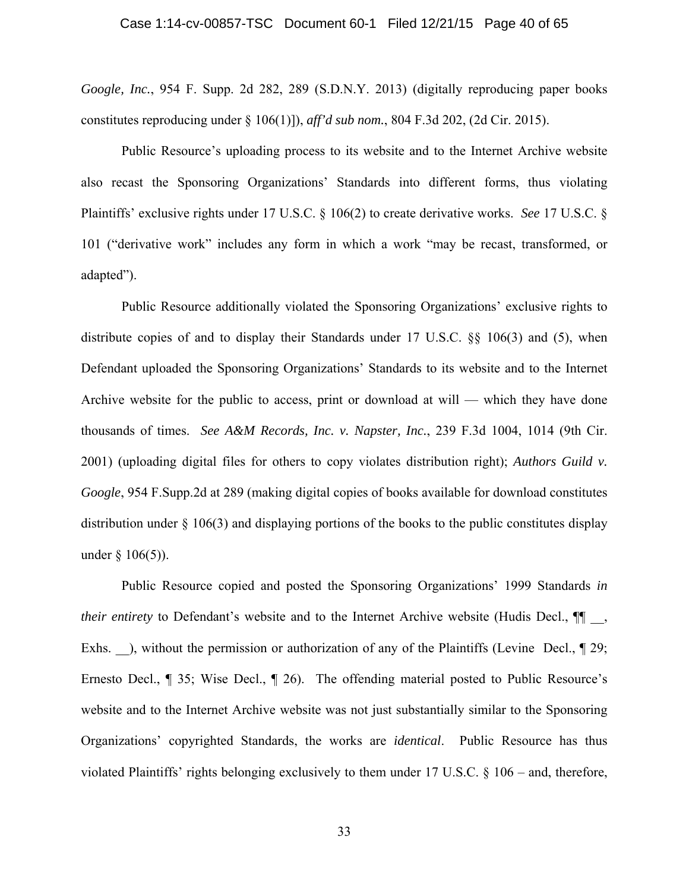*Google, Inc.*, 954 F. Supp. 2d 282, 289 (S.D.N.Y. 2013) (digitally reproducing paper books constitutes reproducing under § 106(1)]), *aff'd sub nom.*, 804 F.3d 202, (2d Cir. 2015).

Public Resource's uploading process to its website and to the Internet Archive website also recast the Sponsoring Organizations' Standards into different forms, thus violating Plaintiffs' exclusive rights under 17 U.S.C. § 106(2) to create derivative works. *See* 17 U.S.C. § 101 ("derivative work" includes any form in which a work "may be recast, transformed, or adapted").

Public Resource additionally violated the Sponsoring Organizations' exclusive rights to distribute copies of and to display their Standards under 17 U.S.C. §§ 106(3) and (5), when Defendant uploaded the Sponsoring Organizations' Standards to its website and to the Internet Archive website for the public to access, print or download at will — which they have done thousands of times. *See A&M Records, Inc. v. Napster, Inc.*, 239 F.3d 1004, 1014 (9th Cir. 2001) (uploading digital files for others to copy violates distribution right); *Authors Guild v. Google*, 954 F.Supp.2d at 289 (making digital copies of books available for download constitutes distribution under § 106(3) and displaying portions of the books to the public constitutes display under § 106(5)).

Public Resource copied and posted the Sponsoring Organizations' 1999 Standards *in their entirety* to Defendant's website and to the Internet Archive website (Hudis Decl., ¶¶ __, Exhs. __), without the permission or authorization of any of the Plaintiffs (Levine Decl., ¶ 29; Ernesto Decl., ¶ 35; Wise Decl., ¶ 26). The offending material posted to Public Resource's website and to the Internet Archive website was not just substantially similar to the Sponsoring Organizations' copyrighted Standards, the works are *identical*. Public Resource has thus violated Plaintiffs' rights belonging exclusively to them under 17 U.S.C. § 106 – and, therefore,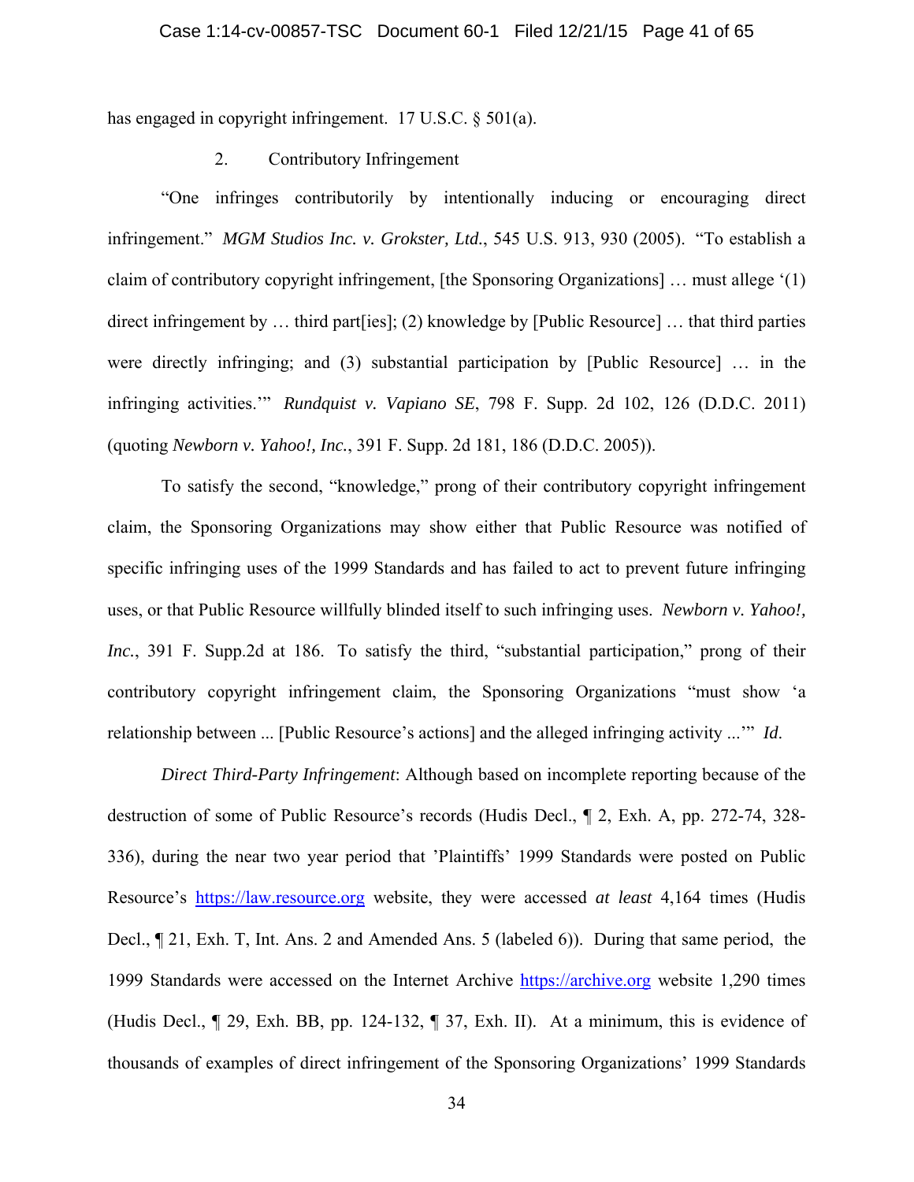has engaged in copyright infringement. 17 U.S.C. § 501(a).

2. Contributory Infringement

"One infringes contributorily by intentionally inducing or encouraging direct infringement." *MGM Studios Inc. v. Grokster, Ltd.*, 545 U.S. 913, 930 (2005). "To establish a claim of contributory copyright infringement, [the Sponsoring Organizations] … must allege '(1) direct infringement by … third part[ies]; (2) knowledge by [Public Resource] … that third parties were directly infringing; and (3) substantial participation by [Public Resource] … in the infringing activities.'" *Rundquist v. Vapiano SE*, 798 F. Supp. 2d 102, 126 (D.D.C. 2011) (quoting *Newborn v. Yahoo!, Inc.*, 391 F. Supp. 2d 181, 186 (D.D.C. 2005)).

To satisfy the second, "knowledge," prong of their contributory copyright infringement claim, the Sponsoring Organizations may show either that Public Resource was notified of specific infringing uses of the 1999 Standards and has failed to act to prevent future infringing uses, or that Public Resource willfully blinded itself to such infringing uses. *Newborn v. Yahoo!, Inc.*, 391 F. Supp.2d at 186. To satisfy the third, "substantial participation," prong of their contributory copyright infringement claim, the Sponsoring Organizations "must show 'a relationship between ... [Public Resource's actions] and the alleged infringing activity ...'" *Id*.

*Direct Third-Party Infringement*: Although based on incomplete reporting because of the destruction of some of Public Resource's records (Hudis Decl., ¶ 2, Exh. A, pp. 272-74, 328-336), during the near two year period that 'Plaintiffs' 1999 Standards were posted on Public Resource's https://law.resource.org website, they were accessed *at least* 4,164 times (Hudis Decl., ¶ 21, Exh. T, Int. Ans. 2 and Amended Ans. 5 (labeled 6)). During that same period, the 1999 Standards were accessed on the Internet Archive https://archive.org website 1,290 times (Hudis Decl., ¶ 29, Exh. BB, pp. 124-132, ¶ 37, Exh. II). At a minimum, this is evidence of thousands of examples of direct infringement of the Sponsoring Organizations' 1999 Standards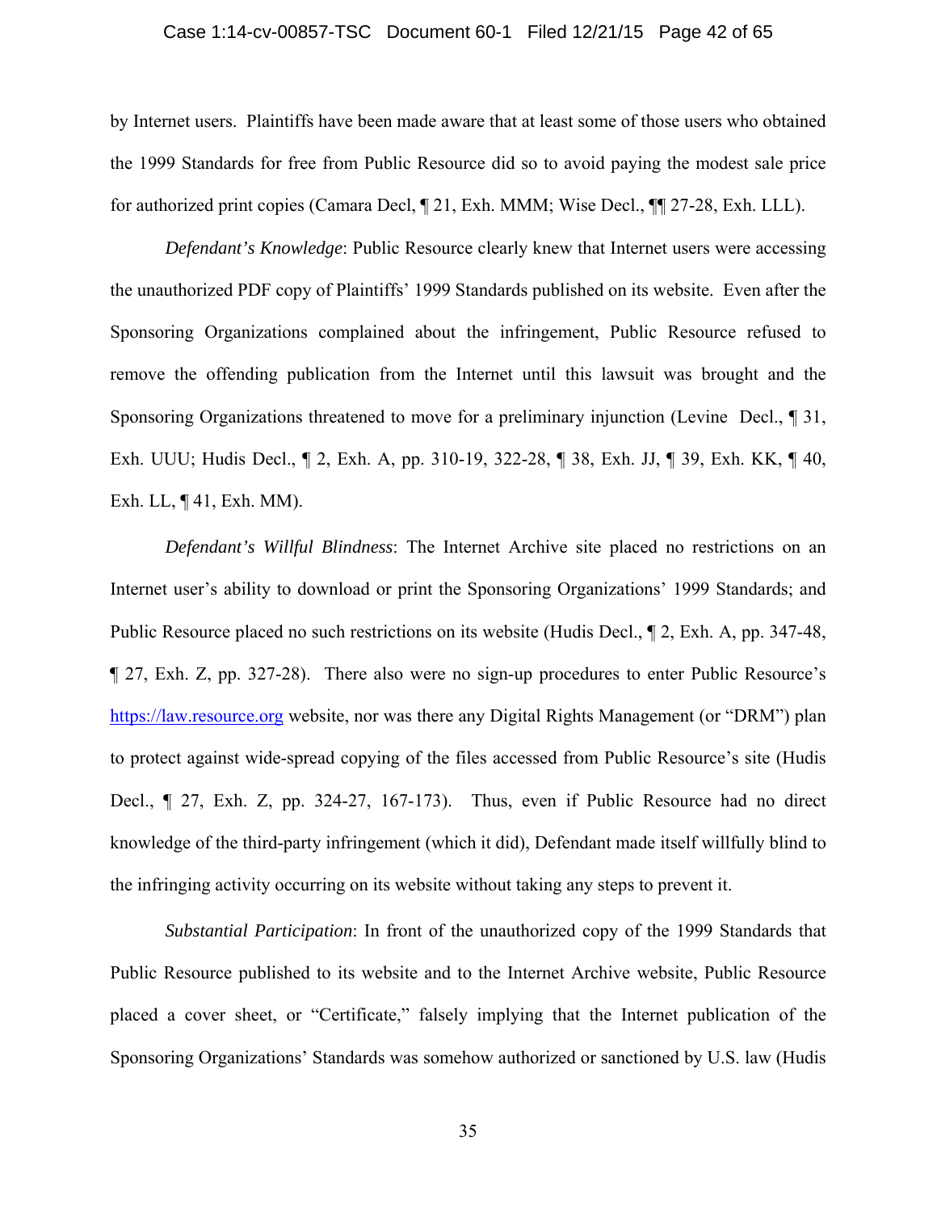by Internet users. Plaintiffs have been made aware that at least some of those users who obtained the 1999 Standards for free from Public Resource did so to avoid paying the modest sale price for authorized print copies (Camara Decl, ¶ 21, Exh. MMM; Wise Decl., ¶¶ 27-28, Exh. LLL).

*Defendant's Knowledge*: Public Resource clearly knew that Internet users were accessing the unauthorized PDF copy of Plaintiffs' 1999 Standards published on its website. Even after the Sponsoring Organizations complained about the infringement, Public Resource refused to remove the offending publication from the Internet until this lawsuit was brought and the Sponsoring Organizations threatened to move for a preliminary injunction (Levine Decl., ¶ 31, Exh. UUU; Hudis Decl., ¶ 2, Exh. A, pp. 310-19, 322-28, ¶ 38, Exh. JJ, ¶ 39, Exh. KK, ¶ 40, Exh. LL, ¶ 41, Exh. MM).

*Defendant's Willful Blindness*: The Internet Archive site placed no restrictions on an Internet user's ability to download or print the Sponsoring Organizations' 1999 Standards; and Public Resource placed no such restrictions on its website (Hudis Decl., ¶ 2, Exh. A, pp. 347-48, ¶ 27, Exh. Z, pp. 327-28). There also were no sign-up procedures to enter Public Resource's https://law.resource.org website, nor was there any Digital Rights Management (or "DRM") plan to protect against wide-spread copying of the files accessed from Public Resource's site (Hudis Decl., ¶ 27, Exh. Z, pp. 324-27, 167-173). Thus, even if Public Resource had no direct knowledge of the third-party infringement (which it did), Defendant made itself willfully blind to the infringing activity occurring on its website without taking any steps to prevent it.

*Substantial Participation*: In front of the unauthorized copy of the 1999 Standards that Public Resource published to its website and to the Internet Archive website, Public Resource placed a cover sheet, or "Certificate," falsely implying that the Internet publication of the Sponsoring Organizations' Standards was somehow authorized or sanctioned by U.S. law (Hudis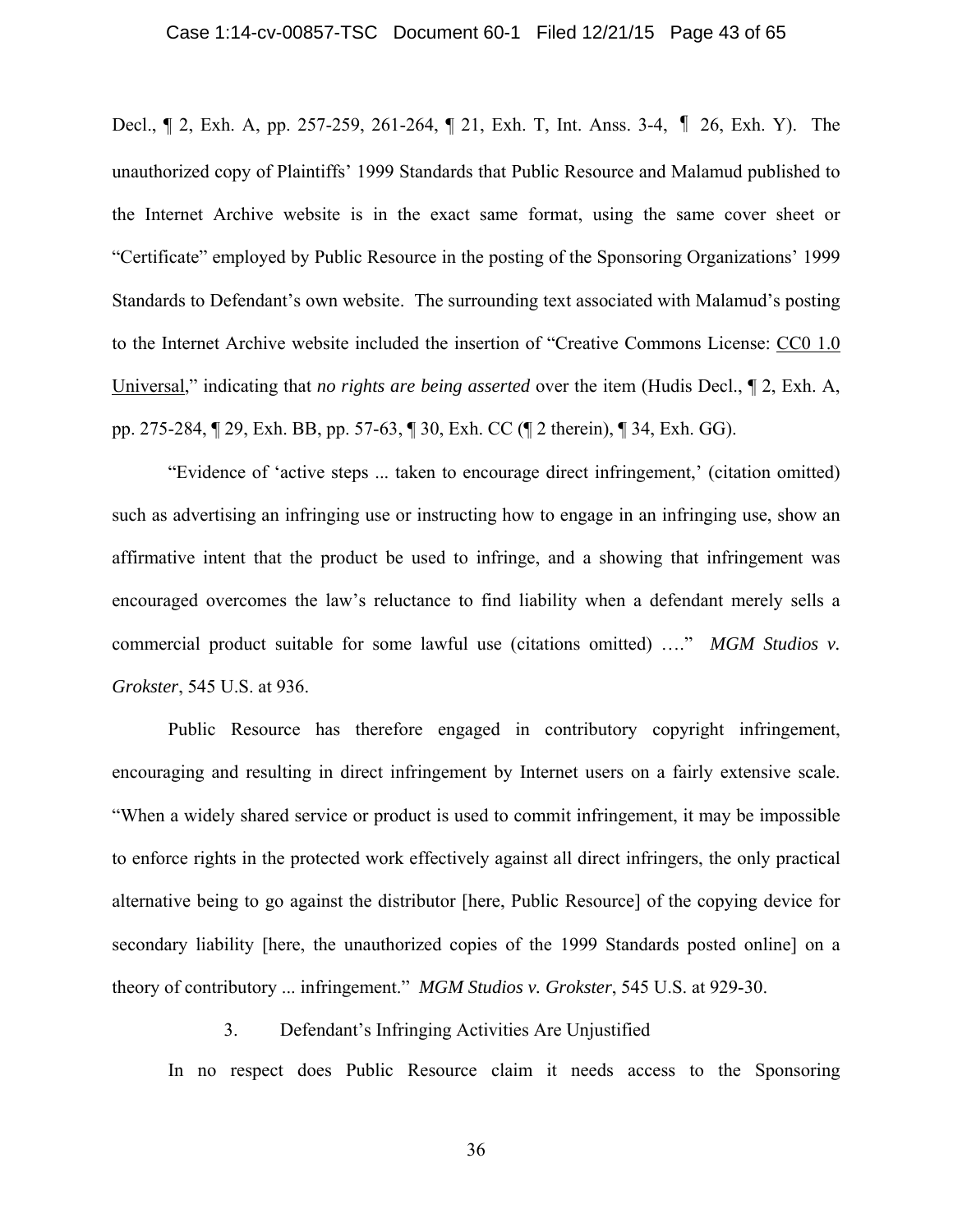Decl., ¶ 2, Exh. A, pp. 257-259, 261-264, ¶ 21, Exh. T, Int. Anss. 3-4, ¶ 26, Exh. Y). The unauthorized copy of Plaintiffs' 1999 Standards that Public Resource and Malamud published to the Internet Archive website is in the exact same format, using the same cover sheet or "Certificate" employed by Public Resource in the posting of the Sponsoring Organizations' 1999 Standards to Defendant's own website. The surrounding text associated with Malamud's posting to the Internet Archive website included the insertion of "Creative Commons License: CC0 1.0 Universal," indicating that *no rights are being asserted* over the item (Hudis Decl., ¶ 2, Exh. A, pp. 275-284, ¶ 29, Exh. BB, pp. 57-63, ¶ 30, Exh. CC (¶ 2 therein), ¶ 34, Exh. GG).

"Evidence of 'active steps ... taken to encourage direct infringement,' (citation omitted) such as advertising an infringing use or instructing how to engage in an infringing use, show an affirmative intent that the product be used to infringe, and a showing that infringement was encouraged overcomes the law's reluctance to find liability when a defendant merely sells a commercial product suitable for some lawful use (citations omitted) …." *MGM Studios v. Grokster*, 545 U.S. at 936.

Public Resource has therefore engaged in contributory copyright infringement, encouraging and resulting in direct infringement by Internet users on a fairly extensive scale. "When a widely shared service or product is used to commit infringement, it may be impossible to enforce rights in the protected work effectively against all direct infringers, the only practical alternative being to go against the distributor [here, Public Resource] of the copying device for secondary liability [here, the unauthorized copies of the 1999 Standards posted online] on a theory of contributory ... infringement." *MGM Studios v. Grokster*, 545 U.S. at 929-30.

3. Defendant's Infringing Activities Are Unjustified

In no respect does Public Resource claim it needs access to the Sponsoring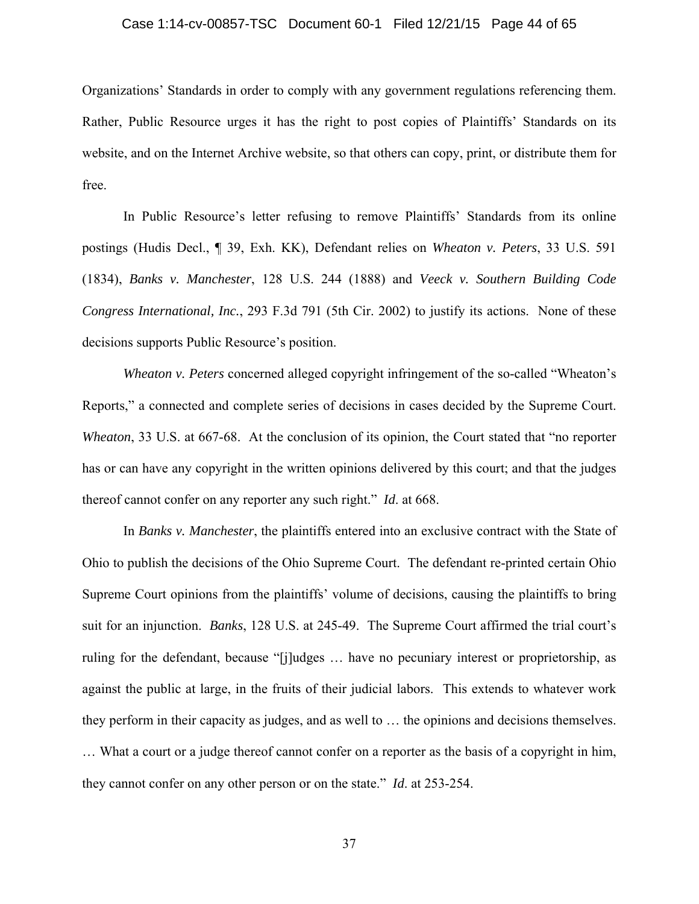Organizations' Standards in order to comply with any government regulations referencing them. Rather, Public Resource urges it has the right to post copies of Plaintiffs' Standards on its website, and on the Internet Archive website, so that others can copy, print, or distribute them for free.

In Public Resource's letter refusing to remove Plaintiffs' Standards from its online postings (Hudis Decl., ¶ 39, Exh. KK), Defendant relies on *Wheaton v. Peters*, 33 U.S. 591 (1834), *Banks v. Manchester*, 128 U.S. 244 (1888) and *Veeck v. Southern Building Code Congress International, Inc.*, 293 F.3d 791 (5th Cir. 2002) to justify its actions. None of these decisions supports Public Resource's position.

*Wheaton v. Peters* concerned alleged copyright infringement of the so-called "Wheaton's Reports," a connected and complete series of decisions in cases decided by the Supreme Court. *Wheaton*, 33 U.S. at 667-68. At the conclusion of its opinion, the Court stated that "no reporter has or can have any copyright in the written opinions delivered by this court; and that the judges thereof cannot confer on any reporter any such right." *Id*. at 668.

In *Banks v. Manchester*, the plaintiffs entered into an exclusive contract with the State of Ohio to publish the decisions of the Ohio Supreme Court. The defendant re-printed certain Ohio Supreme Court opinions from the plaintiffs' volume of decisions, causing the plaintiffs to bring suit for an injunction. *Banks*, 128 U.S. at 245-49. The Supreme Court affirmed the trial court's ruling for the defendant, because "[j]udges … have no pecuniary interest or proprietorship, as against the public at large, in the fruits of their judicial labors. This extends to whatever work they perform in their capacity as judges, and as well to … the opinions and decisions themselves. … What a court or a judge thereof cannot confer on a reporter as the basis of a copyright in him, they cannot confer on any other person or on the state." *Id*. at 253-254.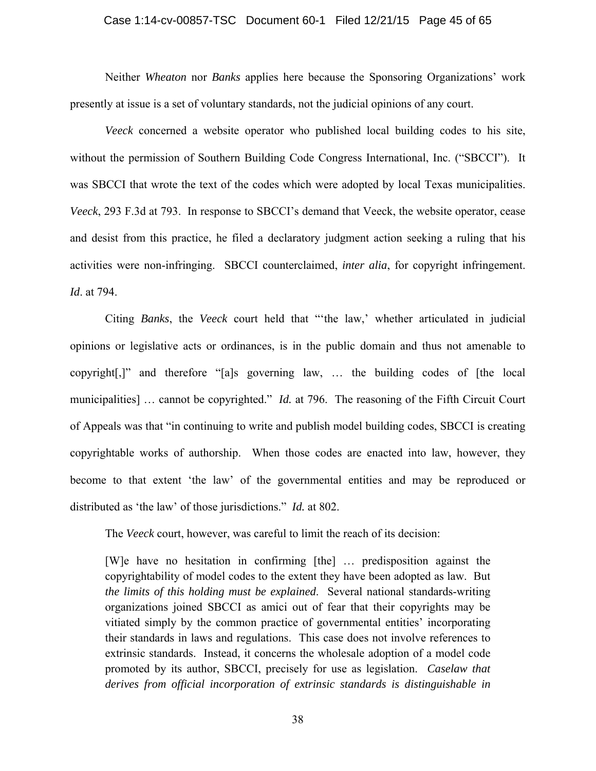Neither *Wheaton* nor *Banks* applies here because the Sponsoring Organizations' work presently at issue is a set of voluntary standards, not the judicial opinions of any court.

*Veeck* concerned a website operator who published local building codes to his site, without the permission of Southern Building Code Congress International, Inc. ("SBCCI"). It was SBCCI that wrote the text of the codes which were adopted by local Texas municipalities. *Veeck*, 293 F.3d at 793. In response to SBCCI's demand that Veeck, the website operator, cease and desist from this practice, he filed a declaratory judgment action seeking a ruling that his activities were non-infringing. SBCCI counterclaimed, *inter alia*, for copyright infringement. *Id*. at 794.

Citing *Banks*, the *Veeck* court held that "'the law,' whether articulated in judicial opinions or legislative acts or ordinances, is in the public domain and thus not amenable to copyright[,]" and therefore "[a]s governing law, … the building codes of [the local municipalities] … cannot be copyrighted." *Id.* at 796. The reasoning of the Fifth Circuit Court of Appeals was that "in continuing to write and publish model building codes, SBCCI is creating copyrightable works of authorship. When those codes are enacted into law, however, they become to that extent 'the law' of the governmental entities and may be reproduced or distributed as 'the law' of those jurisdictions." *Id.* at 802.

The *Veeck* court, however, was careful to limit the reach of its decision:

> [W]e have no hesitation in confirming [the] … predisposition against the copyrightability of model codes to the extent they have been adopted as law. But *the limits of this holding must be explained*. Several national standards-writing organizations joined SBCCI as amici out of fear that their copyrights may be vitiated simply by the common practice of governmental entities' incorporating their standards in laws and regulations. This case does not involve references to extrinsic standards. Instead, it concerns the wholesale adoption of a model code promoted by its author, SBCCI, precisely for use as legislation. *Caselaw that derives from official incorporation of extrinsic standards is distinguishable in*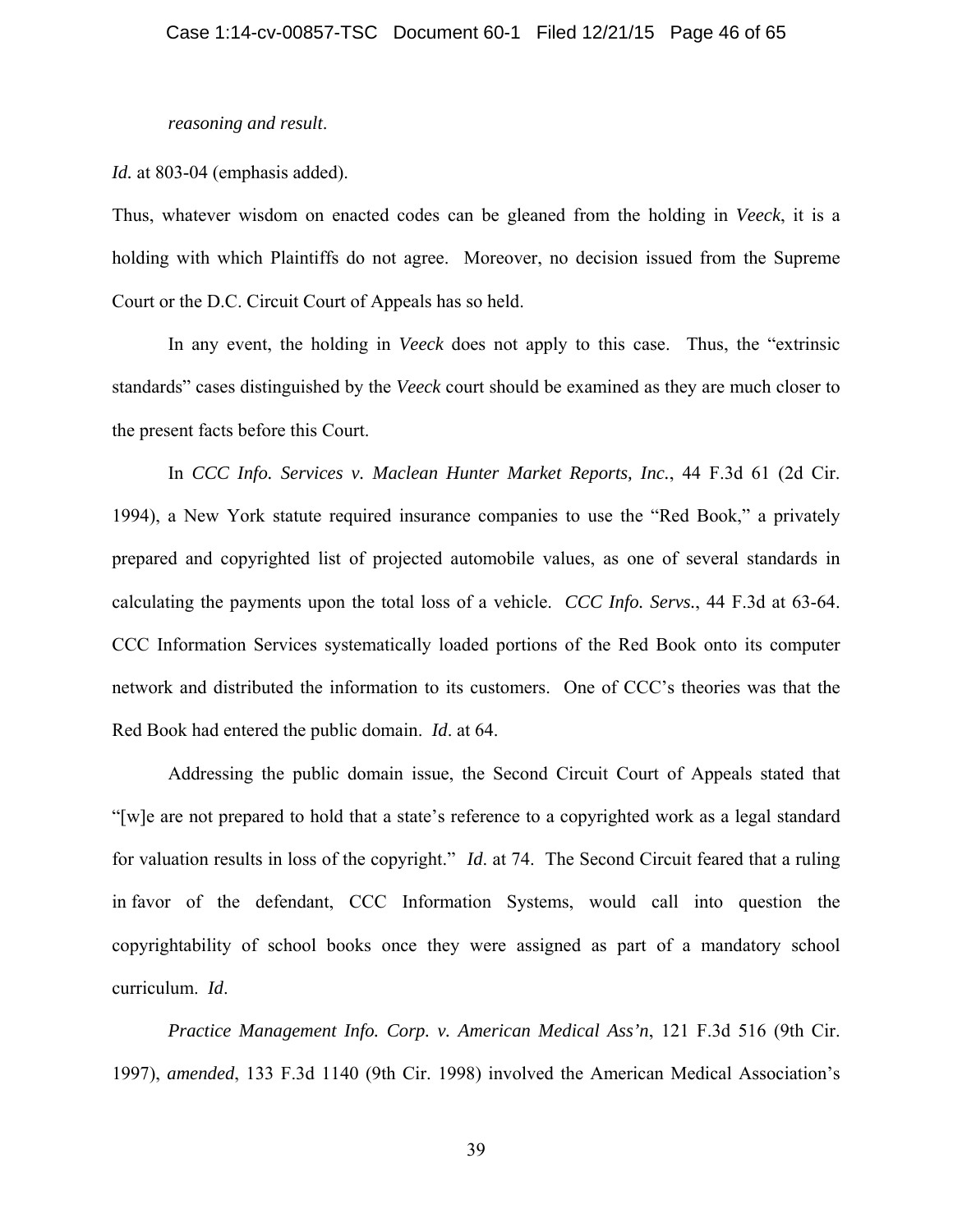*reasoning and result*.

*Id.* at 803-04 (emphasis added).

Thus, whatever wisdom on enacted codes can be gleaned from the holding in *Veeck*, it is a holding with which Plaintiffs do not agree. Moreover, no decision issued from the Supreme Court or the D.C. Circuit Court of Appeals has so held.

In any event, the holding in *Veeck* does not apply to this case. Thus, the "extrinsic standards" cases distinguished by the *Veeck* court should be examined as they are much closer to the present facts before this Court.

In *CCC Info. Services v. Maclean Hunter Market Reports, Inc.*, 44 F.3d 61 (2d Cir. 1994), a New York statute required insurance companies to use the "Red Book," a privately prepared and copyrighted list of projected automobile values, as one of several standards in calculating the payments upon the total loss of a vehicle. *CCC Info. Servs.*, 44 F.3d at 63-64. CCC Information Services systematically loaded portions of the Red Book onto its computer network and distributed the information to its customers. One of CCC's theories was that the Red Book had entered the public domain. *Id*. at 64.

Addressing the public domain issue, the Second Circuit Court of Appeals stated that "[w]e are not prepared to hold that a state's reference to a copyrighted work as a legal standard for valuation results in loss of the copyright." *Id*. at 74. The Second Circuit feared that a ruling in favor of the defendant, CCC Information Systems, would call into question the copyrightability of school books once they were assigned as part of a mandatory school curriculum. *Id*.

*Practice Management Info. Corp. v. American Medical Ass'n*, 121 F.3d 516 (9th Cir. 1997), *amended*, 133 F.3d 1140 (9th Cir. 1998) involved the American Medical Association's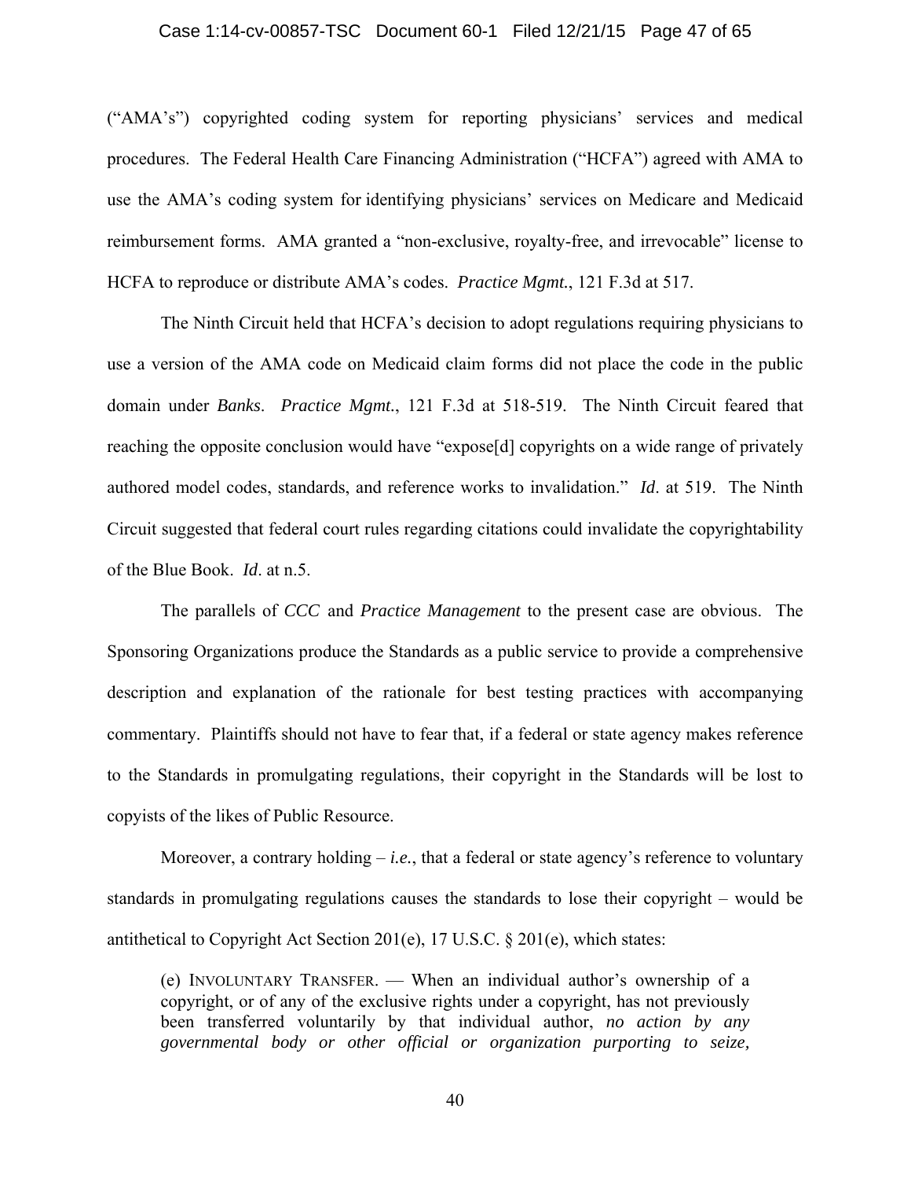("AMA's") copyrighted coding system for reporting physicians' services and medical procedures. The Federal Health Care Financing Administration ("HCFA") agreed with AMA to use the AMA's coding system for identifying physicians' services on Medicare and Medicaid reimbursement forms. AMA granted a "non-exclusive, royalty-free, and irrevocable" license to HCFA to reproduce or distribute AMA's codes. *Practice Mgmt.*, 121 F.3d at 517.

The Ninth Circuit held that HCFA's decision to adopt regulations requiring physicians to use a version of the AMA code on Medicaid claim forms did not place the code in the public domain under *Banks*. *Practice Mgmt.*, 121 F.3d at 518-519. The Ninth Circuit feared that reaching the opposite conclusion would have "expose[d] copyrights on a wide range of privately authored model codes, standards, and reference works to invalidation." *Id*. at 519. The Ninth Circuit suggested that federal court rules regarding citations could invalidate the copyrightability of the Blue Book. *Id*. at n.5.

The parallels of *CCC* and *Practice Management* to the present case are obvious. The Sponsoring Organizations produce the Standards as a public service to provide a comprehensive description and explanation of the rationale for best testing practices with accompanying commentary. Plaintiffs should not have to fear that, if a federal or state agency makes reference to the Standards in promulgating regulations, their copyright in the Standards will be lost to copyists of the likes of Public Resource.

Moreover, a contrary holding – *i.e.*, that a federal or state agency's reference to voluntary standards in promulgating regulations causes the standards to lose their copyright – would be antithetical to Copyright Act Section 201(e), 17 U.S.C. § 201(e), which states:

> (e) INVOLUNTARY TRANSFER. — When an individual author's ownership of a copyright, or of any of the exclusive rights under a copyright, has not previously been transferred voluntarily by that individual author, *no action by any governmental body or other official or organization purporting to seize,*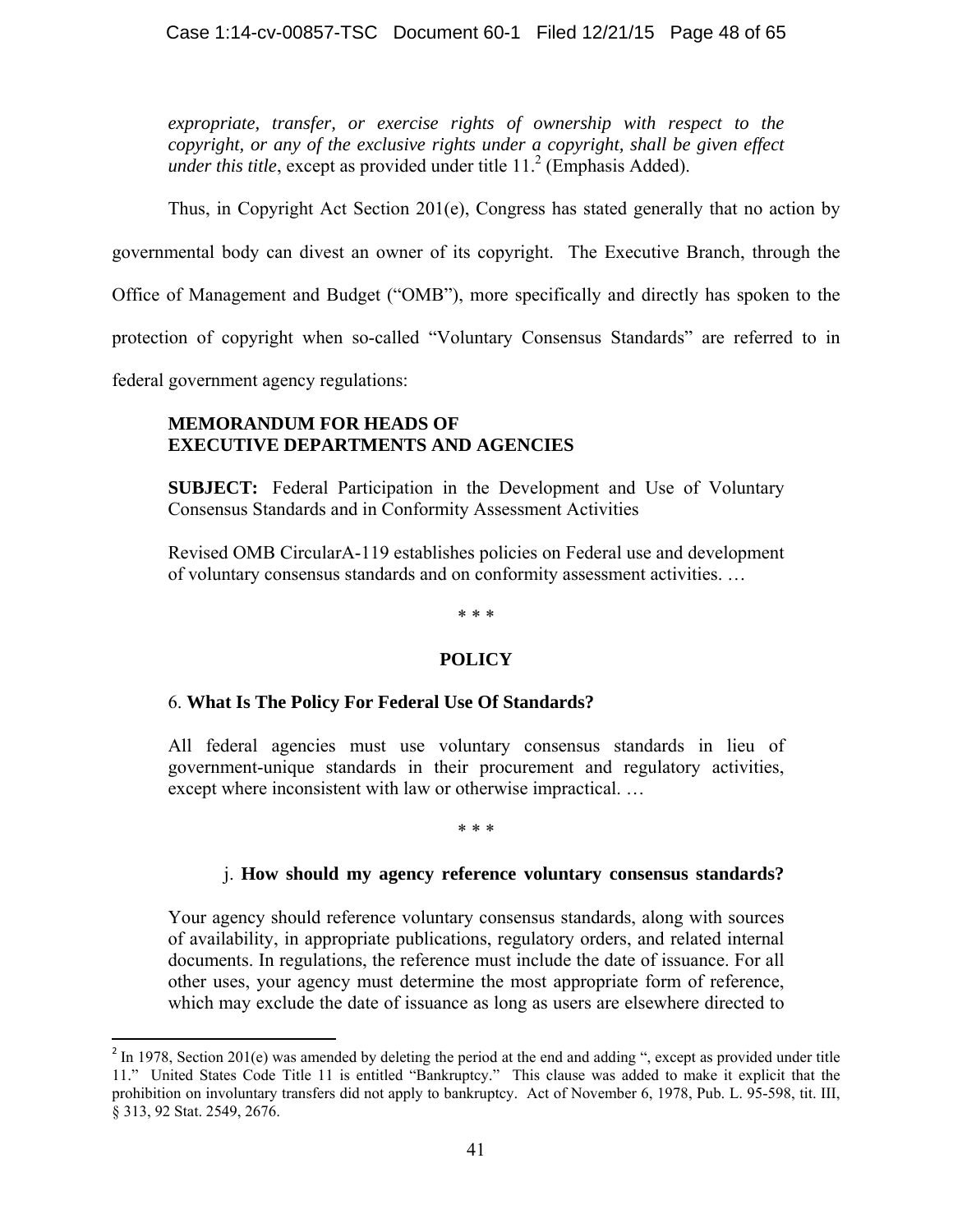> *expropriate, transfer, or exercise rights of ownership with respect to the copyright, or any of the exclusive rights under a copyright, shall be given effect under this title*, except as provided under title 11.[2] (Emphasis Added).

Thus, in Copyright Act Section 201(e), Congress has stated generally that no action by governmental body can divest an owner of its copyright. The Executive Branch, through the Office of Management and Budget ("OMB"), more specifically and directly has spoken to the protection of copyright when so-called "Voluntary Consensus Standards" are referred to in federal government agency regulations:

> **MEMORANDUM FOR HEADS OF EXECUTIVE DEPARTMENTS AND AGENCIES**
>
> **SUBJECT:** Federal Participation in the Development and Use of Voluntary Consensus Standards and in Conformity Assessment Activities
>
> Revised OMB CircularA-119 establishes policies on Federal use and development of voluntary consensus standards and on conformity assessment activities. …
>
> \* \* \*
>
> **POLICY**
>
> 6. **What Is The Policy For Federal Use Of Standards?**
>
> All federal agencies must use voluntary consensus standards in lieu of government-unique standards in their procurement and regulatory activities, except where inconsistent with law or otherwise impractical. …
>
> \* \* \*
>
> j. **How should my agency reference voluntary consensus standards?**
>
> Your agency should reference voluntary consensus standards, along with sources of availability, in appropriate publications, regulatory orders, and related internal documents. In regulations, the reference must include the date of issuance. For all other uses, your agency must determine the most appropriate form of reference, which may exclude the date of issuance as long as users are elsewhere directed to

---

[2] In 1978, Section 201(e) was amended by deleting the period at the end and adding ", except as provided under title 11." United States Code Title 11 is entitled "Bankruptcy." This clause was added to make it explicit that the prohibition on involuntary transfers did not apply to bankruptcy. Act of November 6, 1978, Pub. L. 95-598, tit. III, § 313, 92 Stat. 2549, 2676.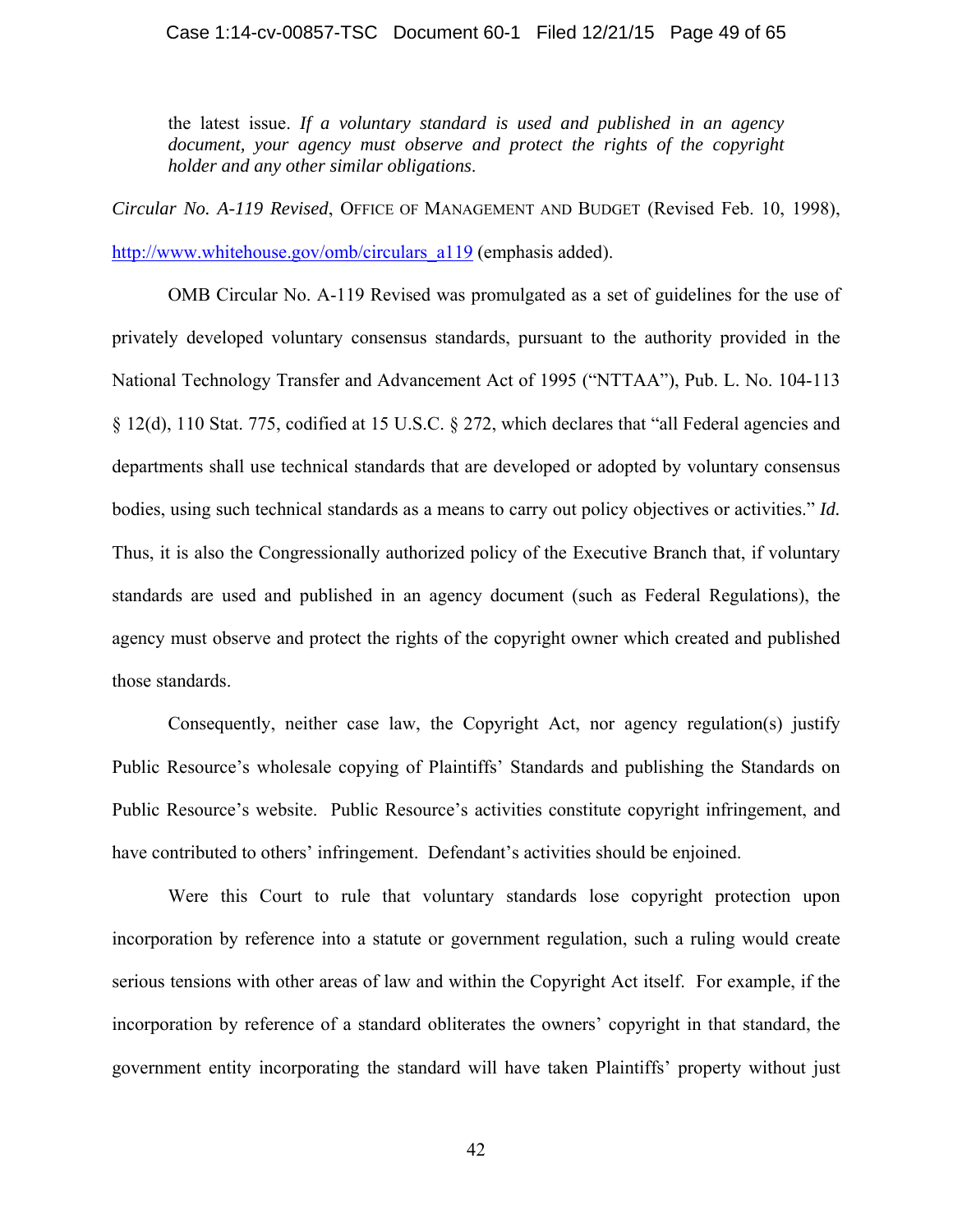> the latest issue. *If a voluntary standard is used and published in an agency document, your agency must observe and protect the rights of the copyright holder and any other similar obligations*.

*Circular No. A-119 Revised*, OFFICE OF MANAGEMENT AND BUDGET (Revised Feb. 10, 1998), http://www.whitehouse.gov/omb/circulars_a119 (emphasis added).

OMB Circular No. A-119 Revised was promulgated as a set of guidelines for the use of privately developed voluntary consensus standards, pursuant to the authority provided in the National Technology Transfer and Advancement Act of 1995 ("NTTAA"), Pub. L. No. 104-113 § 12(d), 110 Stat. 775, codified at 15 U.S.C. § 272, which declares that "all Federal agencies and departments shall use technical standards that are developed or adopted by voluntary consensus bodies, using such technical standards as a means to carry out policy objectives or activities." *Id.* Thus, it is also the Congressionally authorized policy of the Executive Branch that, if voluntary standards are used and published in an agency document (such as Federal Regulations), the agency must observe and protect the rights of the copyright owner which created and published those standards.

Consequently, neither case law, the Copyright Act, nor agency regulation(s) justify Public Resource's wholesale copying of Plaintiffs' Standards and publishing the Standards on Public Resource's website. Public Resource's activities constitute copyright infringement, and have contributed to others' infringement. Defendant's activities should be enjoined.

Were this Court to rule that voluntary standards lose copyright protection upon incorporation by reference into a statute or government regulation, such a ruling would create serious tensions with other areas of law and within the Copyright Act itself. For example, if the incorporation by reference of a standard obliterates the owners' copyright in that standard, the government entity incorporating the standard will have taken Plaintiffs' property without just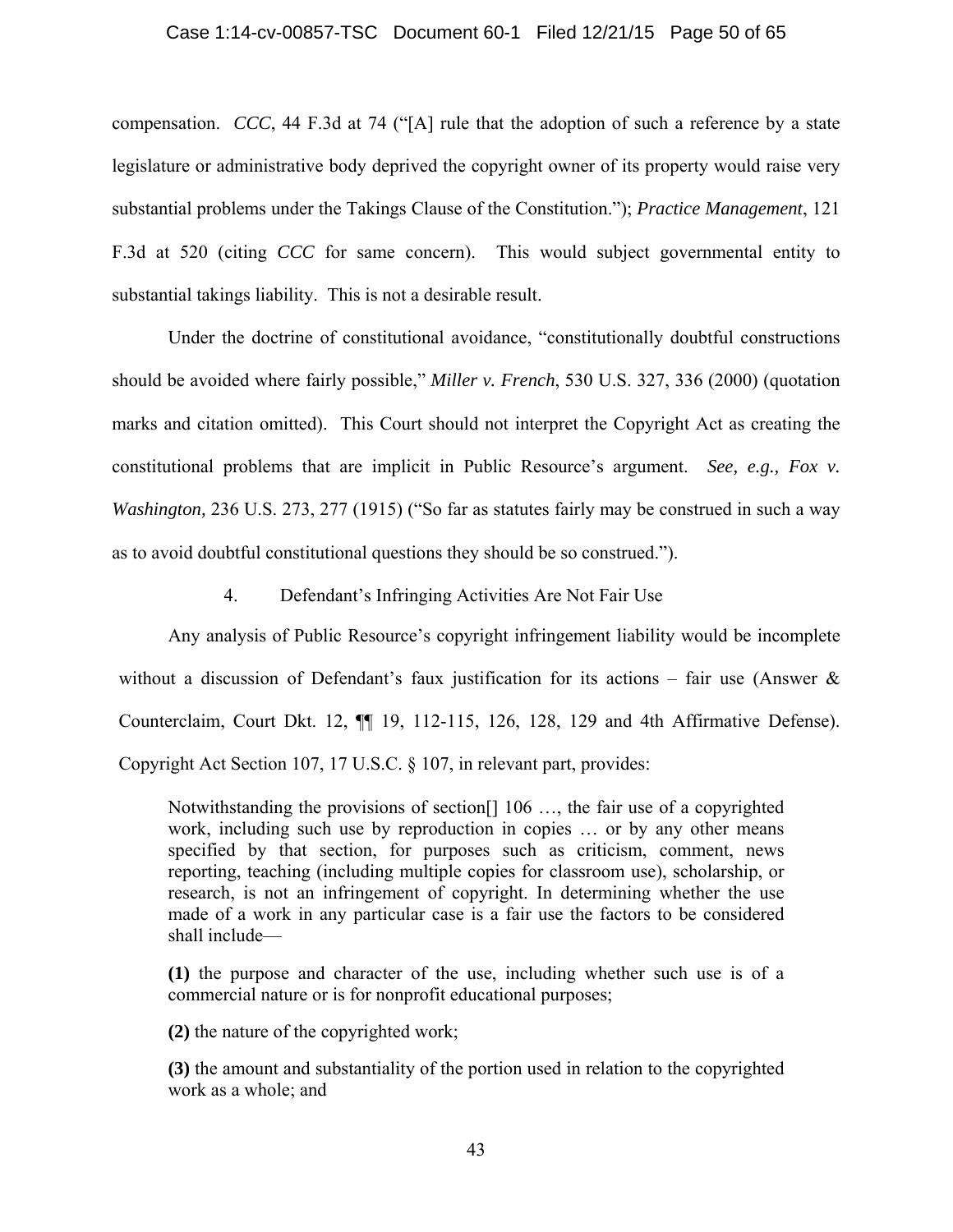compensation. *CCC*, 44 F.3d at 74 ("[A] rule that the adoption of such a reference by a state legislature or administrative body deprived the copyright owner of its property would raise very substantial problems under the Takings Clause of the Constitution."); *Practice Management*, 121 F.3d at 520 (citing *CCC* for same concern). This would subject governmental entity to substantial takings liability. This is not a desirable result.

Under the doctrine of constitutional avoidance, "constitutionally doubtful constructions should be avoided where fairly possible," *Miller v. French*, 530 U.S. 327, 336 (2000) (quotation marks and citation omitted). This Court should not interpret the Copyright Act as creating the constitutional problems that are implicit in Public Resource's argument. *See, e.g., Fox v. Washington,* 236 U.S. 273, 277 (1915) ("So far as statutes fairly may be construed in such a way as to avoid doubtful constitutional questions they should be so construed.").

#### 4. Defendant's Infringing Activities Are Not Fair Use

Any analysis of Public Resource's copyright infringement liability would be incomplete without a discussion of Defendant's faux justification for its actions – fair use (Answer & Counterclaim, Court Dkt. 12, ¶¶ 19, 112-115, 126, 128, 129 and 4th Affirmative Defense). Copyright Act Section 107, 17 U.S.C. § 107, in relevant part, provides:

> Notwithstanding the provisions of section[] 106 …, the fair use of a copyrighted work, including such use by reproduction in copies … or by any other means specified by that section, for purposes such as criticism, comment, news reporting, teaching (including multiple copies for classroom use), scholarship, or research, is not an infringement of copyright. In determining whether the use made of a work in any particular case is a fair use the factors to be considered shall include—
>
> **(1)** the purpose and character of the use, including whether such use is of a commercial nature or is for nonprofit educational purposes;
>
> **(2)** the nature of the copyrighted work;
>
> **(3)** the amount and substantiality of the portion used in relation to the copyrighted work as a whole; and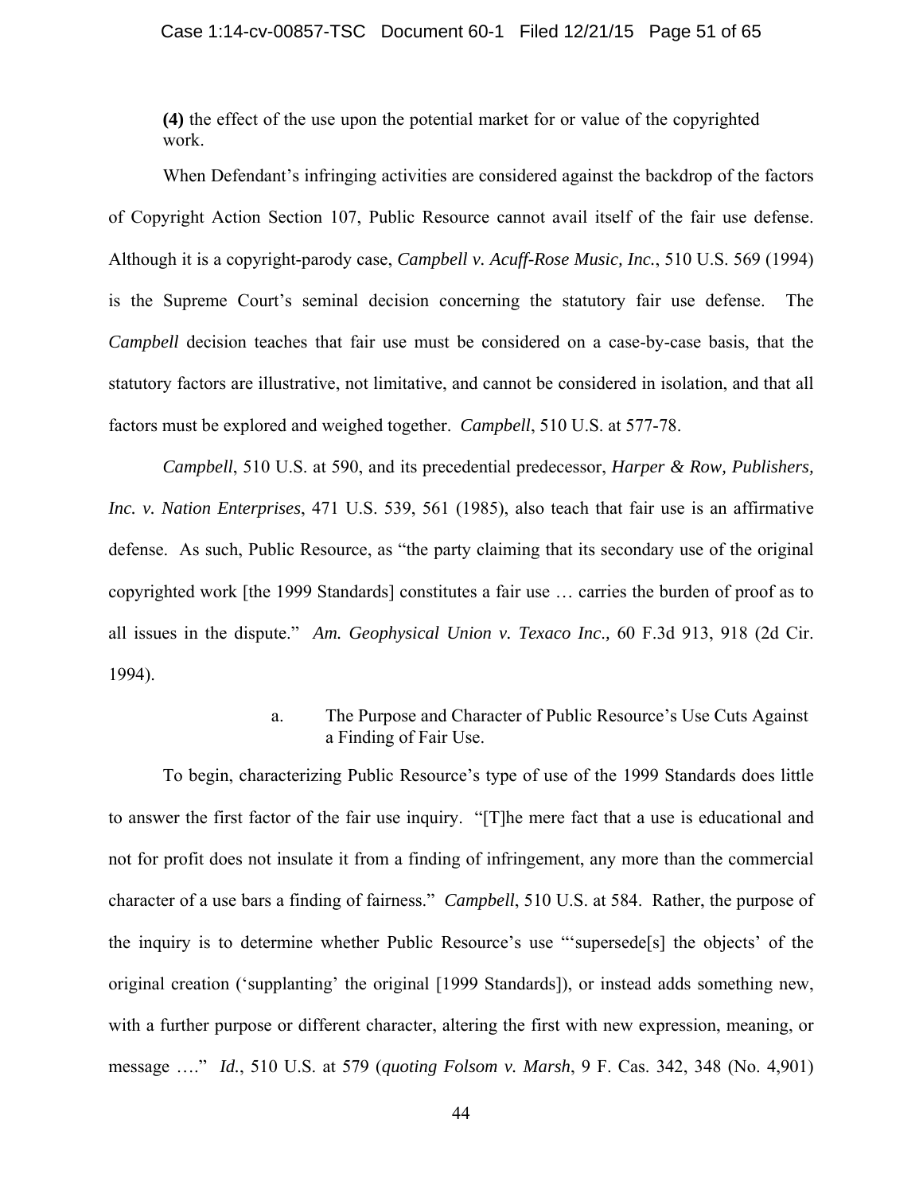**(4)** the effect of the use upon the potential market for or value of the copyrighted work.

When Defendant's infringing activities are considered against the backdrop of the factors of Copyright Action Section 107, Public Resource cannot avail itself of the fair use defense. Although it is a copyright-parody case, *Campbell v. Acuff-Rose Music, Inc.*, 510 U.S. 569 (1994) is the Supreme Court's seminal decision concerning the statutory fair use defense. The *Campbell* decision teaches that fair use must be considered on a case-by-case basis, that the statutory factors are illustrative, not limitative, and cannot be considered in isolation, and that all factors must be explored and weighed together. *Campbell*, 510 U.S. at 577-78.

*Campbell*, 510 U.S. at 590, and its precedential predecessor, *Harper & Row, Publishers, Inc. v. Nation Enterprises*, 471 U.S. 539, 561 (1985), also teach that fair use is an affirmative defense. As such, Public Resource, as "the party claiming that its secondary use of the original copyrighted work [the 1999 Standards] constitutes a fair use … carries the burden of proof as to all issues in the dispute." *Am. Geophysical Union v. Texaco Inc.,* 60 F.3d 913, 918 (2d Cir. 1994).

a. The Purpose and Character of Public Resource's Use Cuts Against a Finding of Fair Use.

To begin, characterizing Public Resource's type of use of the 1999 Standards does little to answer the first factor of the fair use inquiry. "[T]he mere fact that a use is educational and not for profit does not insulate it from a finding of infringement, any more than the commercial character of a use bars a finding of fairness." *Campbell*, 510 U.S. at 584. Rather, the purpose of the inquiry is to determine whether Public Resource's use "'supersede[s] the objects' of the original creation ('supplanting' the original [1999 Standards]), or instead adds something new, with a further purpose or different character, altering the first with new expression, meaning, or message …." *Id.*, 510 U.S. at 579 (*quoting Folsom v. Marsh*, 9 F. Cas. 342, 348 (No. 4,901)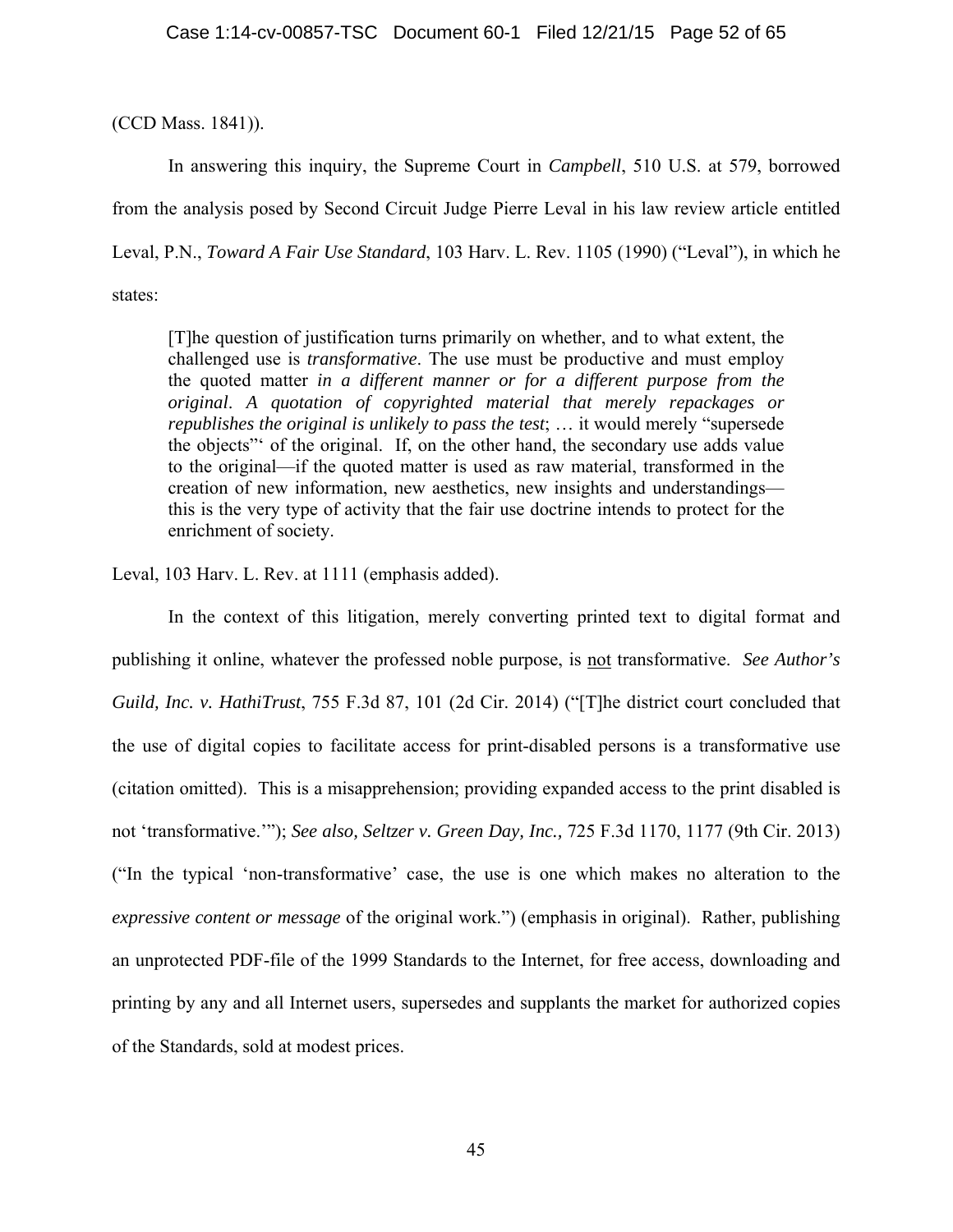(CCD Mass. 1841)).

In answering this inquiry, the Supreme Court in *Campbell*, 510 U.S. at 579, borrowed from the analysis posed by Second Circuit Judge Pierre Leval in his law review article entitled Leval, P.N., *Toward A Fair Use Standard*, 103 Harv. L. Rev. 1105 (1990) ("Leval"), in which he states:

> [T]he question of justification turns primarily on whether, and to what extent, the challenged use is *transformative*. The use must be productive and must employ the quoted matter *in a different manner or for a different purpose from the original*. *A quotation of copyrighted material that merely repackages or republishes the original is unlikely to pass the test*; … it would merely "supersede the objects"' of the original. If, on the other hand, the secondary use adds value to the original—if the quoted matter is used as raw material, transformed in the creation of new information, new aesthetics, new insights and understandings—this is the very type of activity that the fair use doctrine intends to protect for the enrichment of society.

Leval, 103 Harv. L. Rev. at 1111 (emphasis added).

In the context of this litigation, merely converting printed text to digital format and publishing it online, whatever the professed noble purpose, is <u>not</u> transformative. *See Author's Guild, Inc. v. HathiTrust*, 755 F.3d 87, 101 (2d Cir. 2014) ("[T]he district court concluded that the use of digital copies to facilitate access for print-disabled persons is a transformative use (citation omitted). This is a misapprehension; providing expanded access to the print disabled is not 'transformative.'"); *See also, Seltzer v. Green Day, Inc.,* 725 F.3d 1170, 1177 (9th Cir. 2013) ("In the typical 'non-transformative' case, the use is one which makes no alteration to the *expressive content or message* of the original work.") (emphasis in original). Rather, publishing an unprotected PDF-file of the 1999 Standards to the Internet, for free access, downloading and printing by any and all Internet users, supersedes and supplants the market for authorized copies of the Standards, sold at modest prices.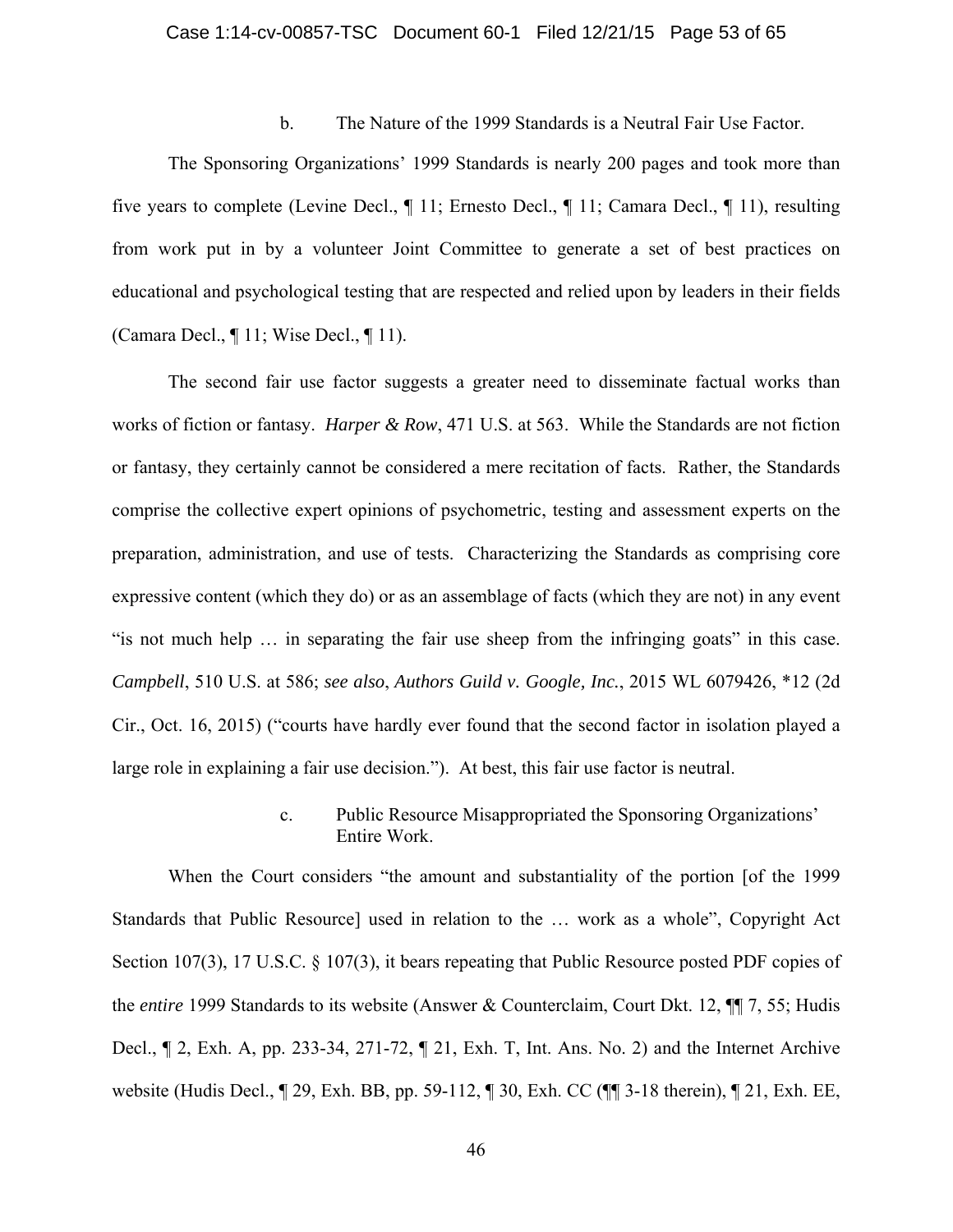b. The Nature of the 1999 Standards is a Neutral Fair Use Factor.

The Sponsoring Organizations' 1999 Standards is nearly 200 pages and took more than five years to complete (Levine Decl., ¶ 11; Ernesto Decl., ¶ 11; Camara Decl., ¶ 11), resulting from work put in by a volunteer Joint Committee to generate a set of best practices on educational and psychological testing that are respected and relied upon by leaders in their fields (Camara Decl., ¶ 11; Wise Decl., ¶ 11).

The second fair use factor suggests a greater need to disseminate factual works than works of fiction or fantasy. *Harper & Row*, 471 U.S. at 563. While the Standards are not fiction or fantasy, they certainly cannot be considered a mere recitation of facts. Rather, the Standards comprise the collective expert opinions of psychometric, testing and assessment experts on the preparation, administration, and use of tests. Characterizing the Standards as comprising core expressive content (which they do) or as an assemblage of facts (which they are not) in any event "is not much help … in separating the fair use sheep from the infringing goats" in this case. *Campbell*, 510 U.S. at 586; *see also*, *Authors Guild v. Google, Inc.*, 2015 WL 6079426, *12 (2d Cir., Oct. 16, 2015) ("courts have hardly ever found that the second factor in isolation played a large role in explaining a fair use decision."). At best, this fair use factor is neutral.

c. Public Resource Misappropriated the Sponsoring Organizations' Entire Work.

When the Court considers "the amount and substantiality of the portion [of the 1999 Standards that Public Resource] used in relation to the … work as a whole", Copyright Act Section 107(3), 17 U.S.C. § 107(3), it bears repeating that Public Resource posted PDF copies of the *entire* 1999 Standards to its website (Answer & Counterclaim, Court Dkt. 12, ¶¶ 7, 55; Hudis Decl., ¶ 2, Exh. A, pp. 233-34, 271-72, ¶ 21, Exh. T, Int. Ans. No. 2) and the Internet Archive website (Hudis Decl., ¶ 29, Exh. BB, pp. 59-112, ¶ 30, Exh. CC (¶¶ 3-18 therein), ¶ 21, Exh. EE,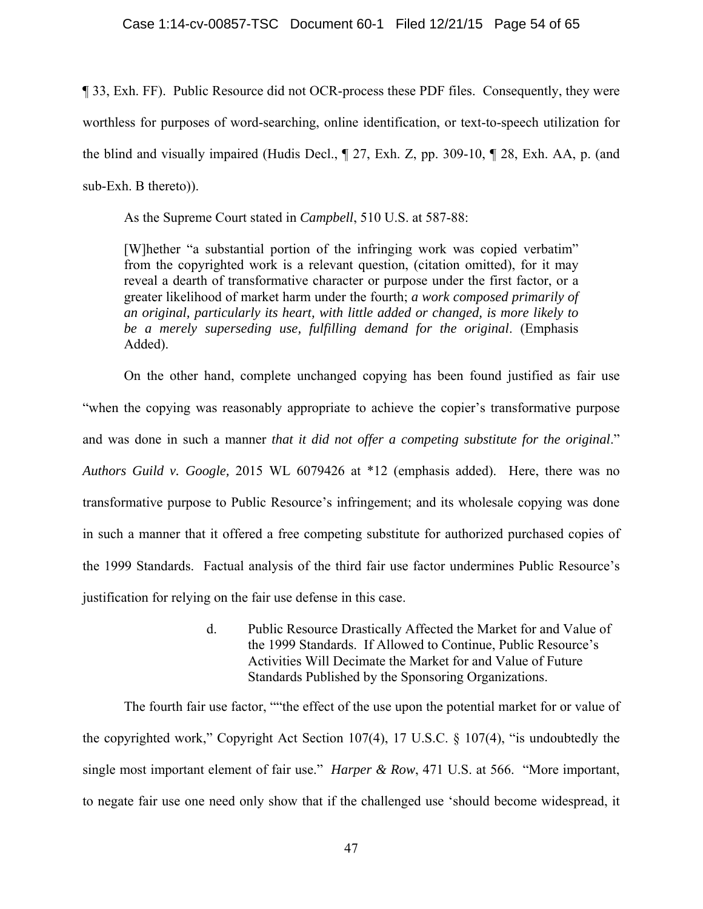¶ 33, Exh. FF). Public Resource did not OCR-process these PDF files. Consequently, they were worthless for purposes of word-searching, online identification, or text-to-speech utilization for the blind and visually impaired (Hudis Decl., ¶ 27, Exh. Z, pp. 309-10, ¶ 28, Exh. AA, p. (and sub-Exh. B thereto)).

As the Supreme Court stated in *Campbell*, 510 U.S. at 587-88:

> [W]hether "a substantial portion of the infringing work was copied verbatim" from the copyrighted work is a relevant question, (citation omitted), for it may reveal a dearth of transformative character or purpose under the first factor, or a greater likelihood of market harm under the fourth; *a work composed primarily of an original, particularly its heart, with little added or changed, is more likely to be a merely superseding use, fulfilling demand for the original*. (Emphasis Added).

On the other hand, complete unchanged copying has been found justified as fair use "when the copying was reasonably appropriate to achieve the copier's transformative purpose and was done in such a manner *that it did not offer a competing substitute for the original*." *Authors Guild v. Google,* 2015 WL 6079426 at *12 (emphasis added). Here, there was no transformative purpose to Public Resource's infringement; and its wholesale copying was done in such a manner that it offered a free competing substitute for authorized purchased copies of the 1999 Standards. Factual analysis of the third fair use factor undermines Public Resource's justification for relying on the fair use defense in this case.

d. Public Resource Drastically Affected the Market for and Value of the 1999 Standards. If Allowed to Continue, Public Resource's Activities Will Decimate the Market for and Value of Future Standards Published by the Sponsoring Organizations.

The fourth fair use factor, ""the effect of the use upon the potential market for or value of the copyrighted work," Copyright Act Section 107(4), 17 U.S.C. § 107(4), "is undoubtedly the single most important element of fair use." *Harper & Row*, 471 U.S. at 566. "More important, to negate fair use one need only show that if the challenged use 'should become widespread, it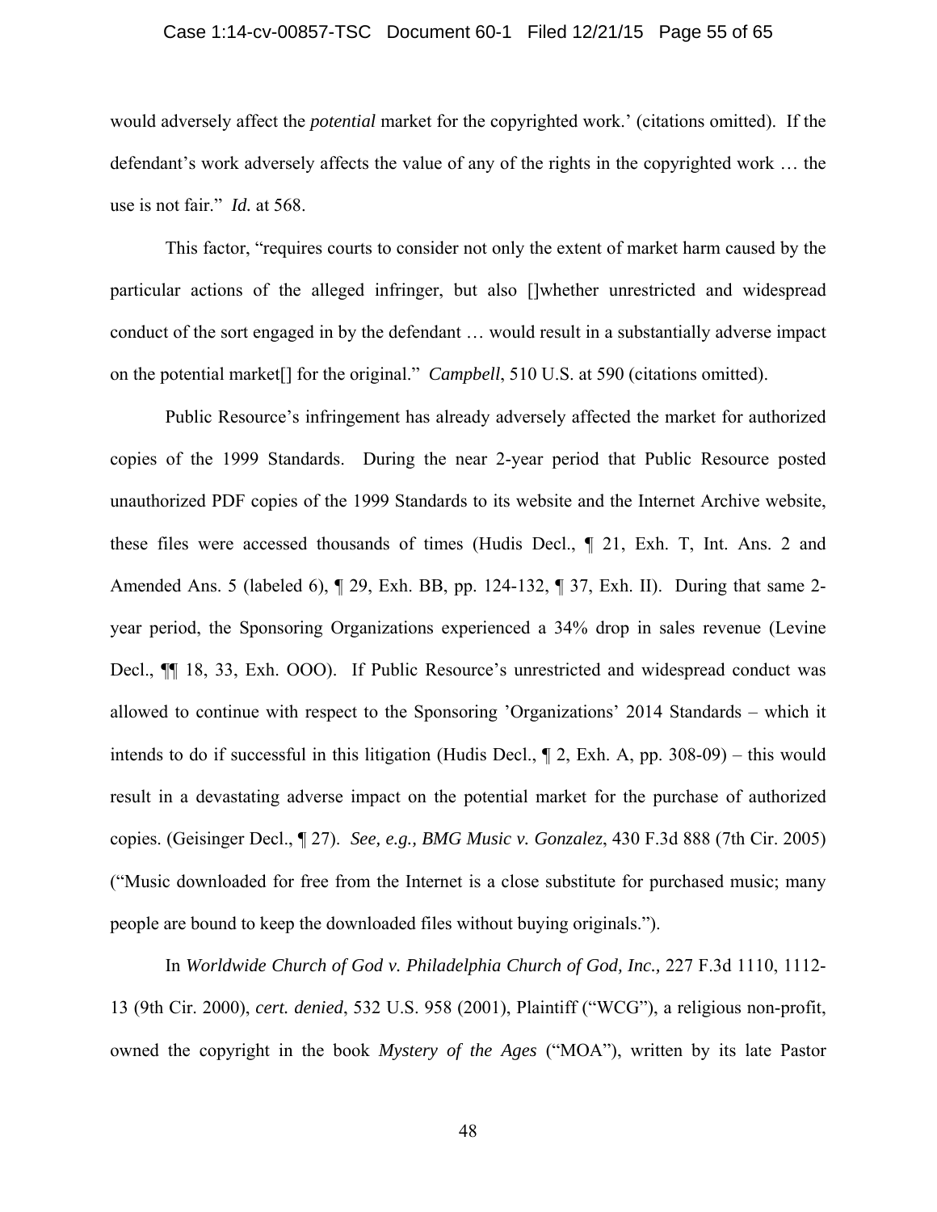would adversely affect the *potential* market for the copyrighted work.' (citations omitted). If the defendant's work adversely affects the value of any of the rights in the copyrighted work … the use is not fair." *Id.* at 568.

This factor, "requires courts to consider not only the extent of market harm caused by the particular actions of the alleged infringer, but also []whether unrestricted and widespread conduct of the sort engaged in by the defendant … would result in a substantially adverse impact on the potential market[] for the original." *Campbell*, 510 U.S. at 590 (citations omitted).

Public Resource's infringement has already adversely affected the market for authorized copies of the 1999 Standards. During the near 2-year period that Public Resource posted unauthorized PDF copies of the 1999 Standards to its website and the Internet Archive website, these files were accessed thousands of times (Hudis Decl., ¶ 21, Exh. T, Int. Ans. 2 and Amended Ans. 5 (labeled 6), ¶ 29, Exh. BB, pp. 124-132, ¶ 37, Exh. II). During that same 2-year period, the Sponsoring Organizations experienced a 34% drop in sales revenue (Levine Decl., ¶¶ 18, 33, Exh. OOO). If Public Resource's unrestricted and widespread conduct was allowed to continue with respect to the Sponsoring 'Organizations' 2014 Standards – which it intends to do if successful in this litigation (Hudis Decl., ¶ 2, Exh. A, pp. 308-09) – this would result in a devastating adverse impact on the potential market for the purchase of authorized copies. (Geisinger Decl., ¶ 27). *See, e.g., BMG Music v. Gonzalez*, 430 F.3d 888 (7th Cir. 2005) ("Music downloaded for free from the Internet is a close substitute for purchased music; many people are bound to keep the downloaded files without buying originals.").

In *Worldwide Church of God v. Philadelphia Church of God, Inc.,* 227 F.3d 1110, 1112-13 (9th Cir. 2000), *cert. denied*, 532 U.S. 958 (2001), Plaintiff ("WCG"), a religious non-profit, owned the copyright in the book *Mystery of the Ages* ("MOA"), written by its late Pastor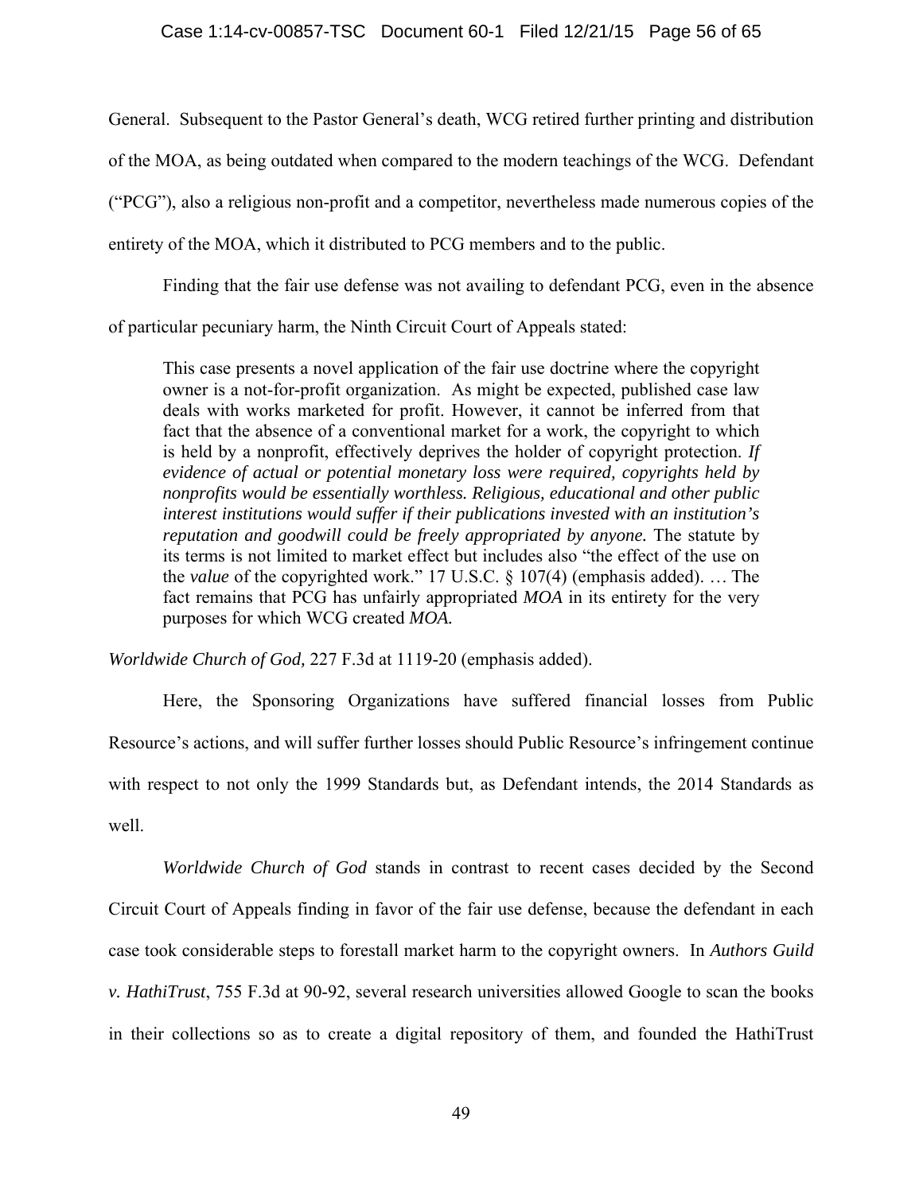General. Subsequent to the Pastor General's death, WCG retired further printing and distribution of the MOA, as being outdated when compared to the modern teachings of the WCG. Defendant ("PCG"), also a religious non-profit and a competitor, nevertheless made numerous copies of the entirety of the MOA, which it distributed to PCG members and to the public.

Finding that the fair use defense was not availing to defendant PCG, even in the absence of particular pecuniary harm, the Ninth Circuit Court of Appeals stated:

> This case presents a novel application of the fair use doctrine where the copyright owner is a not-for-profit organization. As might be expected, published case law deals with works marketed for profit. However, it cannot be inferred from that fact that the absence of a conventional market for a work, the copyright to which is held by a nonprofit, effectively deprives the holder of copyright protection. *If evidence of actual or potential monetary loss were required, copyrights held by nonprofits would be essentially worthless. Religious, educational and other public interest institutions would suffer if their publications invested with an institution's reputation and goodwill could be freely appropriated by anyone.* The statute by its terms is not limited to market effect but includes also "the effect of the use on the *value* of the copyrighted work." 17 U.S.C. § 107(4) (emphasis added). … The fact remains that PCG has unfairly appropriated *MOA* in its entirety for the very purposes for which WCG created *MOA.*

*Worldwide Church of God,* 227 F.3d at 1119-20 (emphasis added).

Here, the Sponsoring Organizations have suffered financial losses from Public Resource's actions, and will suffer further losses should Public Resource's infringement continue with respect to not only the 1999 Standards but, as Defendant intends, the 2014 Standards as well.

*Worldwide Church of God* stands in contrast to recent cases decided by the Second Circuit Court of Appeals finding in favor of the fair use defense, because the defendant in each case took considerable steps to forestall market harm to the copyright owners. In *Authors Guild v. HathiTrust*, 755 F.3d at 90-92, several research universities allowed Google to scan the books in their collections so as to create a digital repository of them, and founded the HathiTrust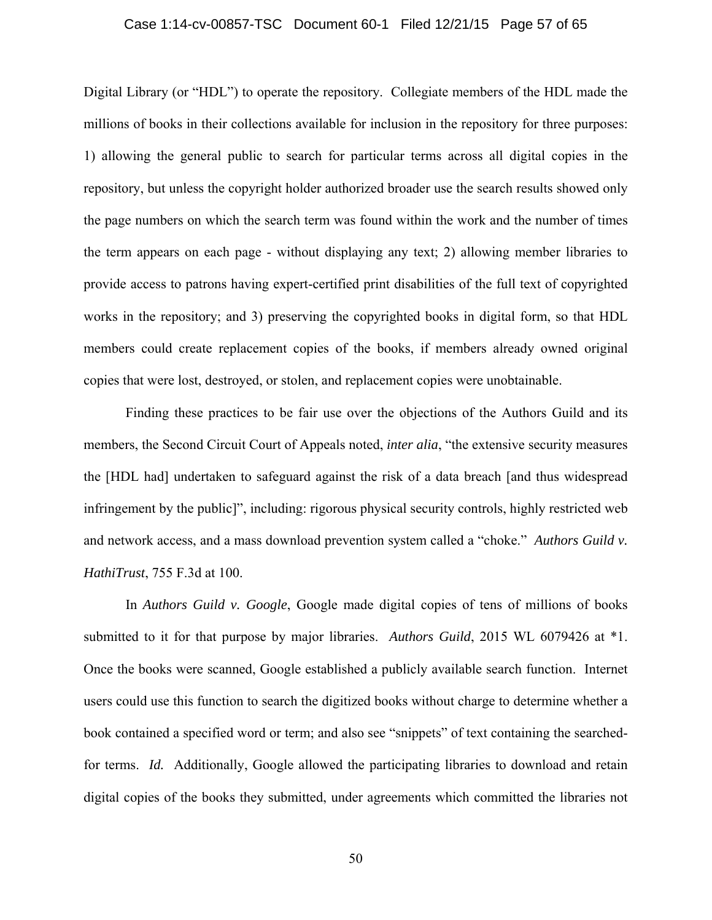Digital Library (or "HDL") to operate the repository. Collegiate members of the HDL made the millions of books in their collections available for inclusion in the repository for three purposes: 1) allowing the general public to search for particular terms across all digital copies in the repository, but unless the copyright holder authorized broader use the search results showed only the page numbers on which the search term was found within the work and the number of times the term appears on each page - without displaying any text; 2) allowing member libraries to provide access to patrons having expert-certified print disabilities of the full text of copyrighted works in the repository; and 3) preserving the copyrighted books in digital form, so that HDL members could create replacement copies of the books, if members already owned original copies that were lost, destroyed, or stolen, and replacement copies were unobtainable.

Finding these practices to be fair use over the objections of the Authors Guild and its members, the Second Circuit Court of Appeals noted, *inter alia*, "the extensive security measures the [HDL had] undertaken to safeguard against the risk of a data breach [and thus widespread infringement by the public]", including: rigorous physical security controls, highly restricted web and network access, and a mass download prevention system called a "choke." *Authors Guild v. HathiTrust*, 755 F.3d at 100.

In *Authors Guild v. Google*, Google made digital copies of tens of millions of books submitted to it for that purpose by major libraries. *Authors Guild*, 2015 WL 6079426 at *1. Once the books were scanned, Google established a publicly available search function. Internet users could use this function to search the digitized books without charge to determine whether a book contained a specified word or term; and also see "snippets" of text containing the searched-for terms. *Id.* Additionally, Google allowed the participating libraries to download and retain digital copies of the books they submitted, under agreements which committed the libraries not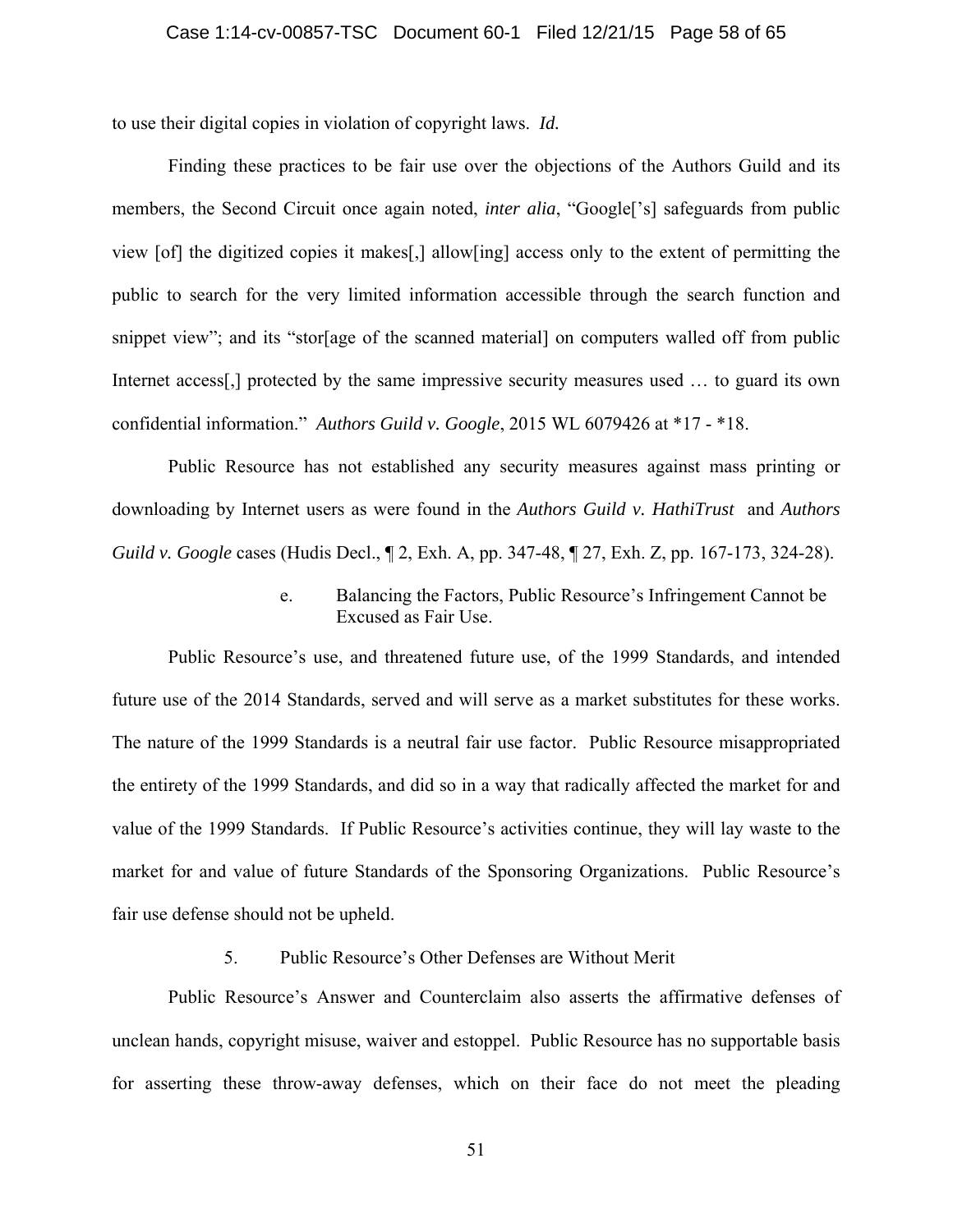to use their digital copies in violation of copyright laws. *Id.*

Finding these practices to be fair use over the objections of the Authors Guild and its members, the Second Circuit once again noted, *inter alia*, "Google['s] safeguards from public view [of] the digitized copies it makes[,] allow[ing] access only to the extent of permitting the public to search for the very limited information accessible through the search function and snippet view"; and its "stor[age of the scanned material] on computers walled off from public Internet access[,] protected by the same impressive security measures used … to guard its own confidential information." *Authors Guild v. Google*, 2015 WL 6079426 at *17 - *18.

Public Resource has not established any security measures against mass printing or downloading by Internet users as were found in the *Authors Guild v. HathiTrust* and *Authors Guild v. Google* cases (Hudis Decl., ¶ 2, Exh. A, pp. 347-48, ¶ 27, Exh. Z, pp. 167-173, 324-28).

e. Balancing the Factors, Public Resource's Infringement Cannot be Excused as Fair Use.

Public Resource's use, and threatened future use, of the 1999 Standards, and intended future use of the 2014 Standards, served and will serve as a market substitutes for these works. The nature of the 1999 Standards is a neutral fair use factor. Public Resource misappropriated the entirety of the 1999 Standards, and did so in a way that radically affected the market for and value of the 1999 Standards. If Public Resource's activities continue, they will lay waste to the market for and value of future Standards of the Sponsoring Organizations. Public Resource's fair use defense should not be upheld.

5. Public Resource's Other Defenses are Without Merit

Public Resource's Answer and Counterclaim also asserts the affirmative defenses of unclean hands, copyright misuse, waiver and estoppel. Public Resource has no supportable basis for asserting these throw-away defenses, which on their face do not meet the pleading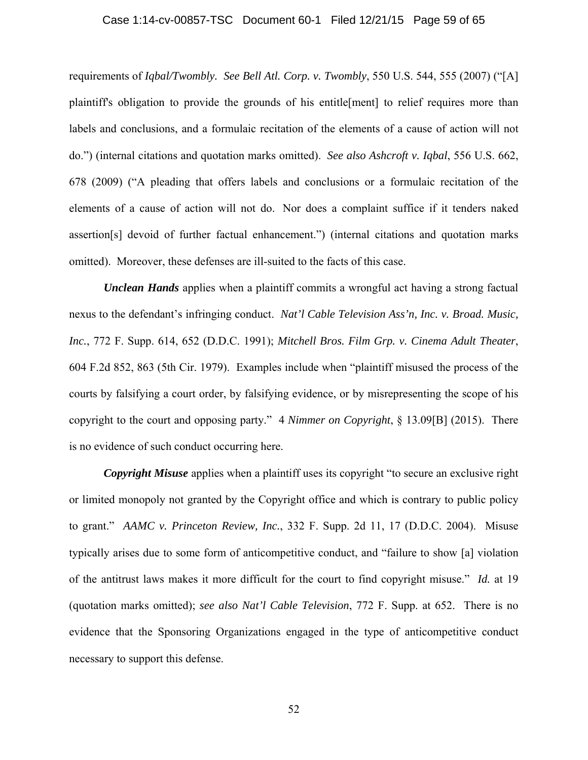requirements of *Iqbal/Twombly*. *See Bell Atl. Corp. v. Twombly*, 550 U.S. 544, 555 (2007) ("[A] plaintiff's obligation to provide the grounds of his entitle[ment] to relief requires more than labels and conclusions, and a formulaic recitation of the elements of a cause of action will not do.") (internal citations and quotation marks omitted). *See also Ashcroft v. Iqbal*, 556 U.S. 662, 678 (2009) ("A pleading that offers labels and conclusions or a formulaic recitation of the elements of a cause of action will not do. Nor does a complaint suffice if it tenders naked assertion[s] devoid of further factual enhancement.") (internal citations and quotation marks omitted). Moreover, these defenses are ill-suited to the facts of this case.

***Unclean Hands*** applies when a plaintiff commits a wrongful act having a strong factual nexus to the defendant's infringing conduct. *Nat'l Cable Television Ass'n, Inc. v. Broad. Music, Inc.*, 772 F. Supp. 614, 652 (D.D.C. 1991); *Mitchell Bros. Film Grp. v. Cinema Adult Theater*, 604 F.2d 852, 863 (5th Cir. 1979). Examples include when "plaintiff misused the process of the courts by falsifying a court order, by falsifying evidence, or by misrepresenting the scope of his copyright to the court and opposing party." 4 *Nimmer on Copyright*, § 13.09[B] (2015). There is no evidence of such conduct occurring here.

***Copyright Misuse*** applies when a plaintiff uses its copyright "to secure an exclusive right or limited monopoly not granted by the Copyright office and which is contrary to public policy to grant." *AAMC v. Princeton Review, Inc.*, 332 F. Supp. 2d 11, 17 (D.D.C. 2004). Misuse typically arises due to some form of anticompetitive conduct, and "failure to show [a] violation of the antitrust laws makes it more difficult for the court to find copyright misuse." *Id.* at 19 (quotation marks omitted); *see also Nat'l Cable Television*, 772 F. Supp. at 652. There is no evidence that the Sponsoring Organizations engaged in the type of anticompetitive conduct necessary to support this defense.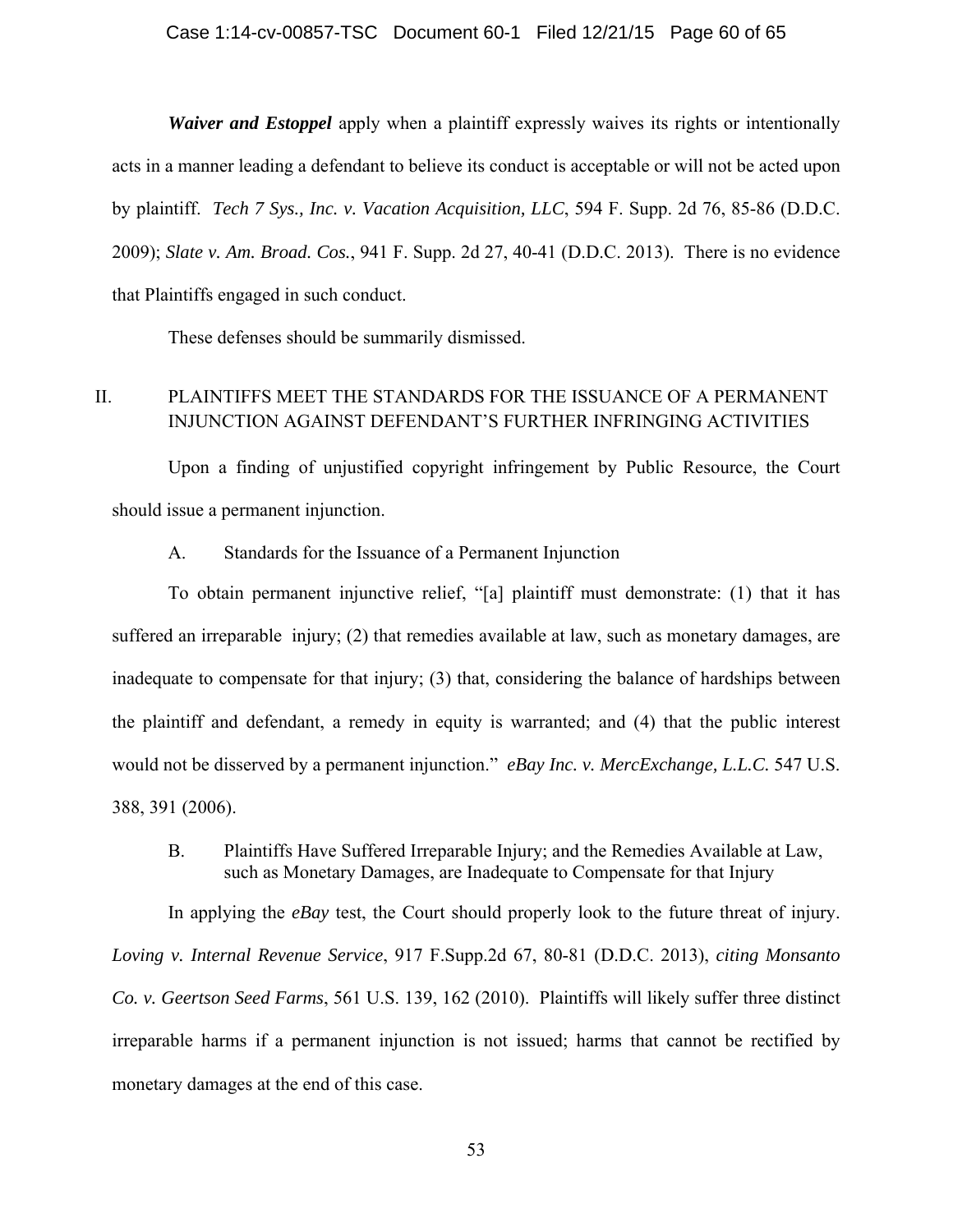***Waiver and Estoppel*** apply when a plaintiff expressly waives its rights or intentionally acts in a manner leading a defendant to believe its conduct is acceptable or will not be acted upon by plaintiff. *Tech 7 Sys., Inc. v. Vacation Acquisition, LLC*, 594 F. Supp. 2d 76, 85-86 (D.D.C. 2009); *Slate v. Am. Broad. Cos.*, 941 F. Supp. 2d 27, 40-41 (D.D.C. 2013). There is no evidence that Plaintiffs engaged in such conduct.

These defenses should be summarily dismissed.

## II. PLAINTIFFS MEET THE STANDARDS FOR THE ISSUANCE OF A PERMANENT INJUNCTION AGAINST DEFENDANT'S FURTHER INFRINGING ACTIVITIES

Upon a finding of unjustified copyright infringement by Public Resource, the Court should issue a permanent injunction.

### A. Standards for the Issuance of a Permanent Injunction

To obtain permanent injunctive relief, "[a] plaintiff must demonstrate: (1) that it has suffered an irreparable injury; (2) that remedies available at law, such as monetary damages, are inadequate to compensate for that injury; (3) that, considering the balance of hardships between the plaintiff and defendant, a remedy in equity is warranted; and (4) that the public interest would not be disserved by a permanent injunction." *eBay Inc. v. MercExchange, L.L.C.* 547 U.S. 388, 391 (2006).

### B. Plaintiffs Have Suffered Irreparable Injury; and the Remedies Available at Law, such as Monetary Damages, are Inadequate to Compensate for that Injury

In applying the *eBay* test, the Court should properly look to the future threat of injury. *Loving v. Internal Revenue Service*, 917 F.Supp.2d 67, 80-81 (D.D.C. 2013), *citing Monsanto Co. v. Geertson Seed Farms*, 561 U.S. 139, 162 (2010). Plaintiffs will likely suffer three distinct irreparable harms if a permanent injunction is not issued; harms that cannot be rectified by monetary damages at the end of this case.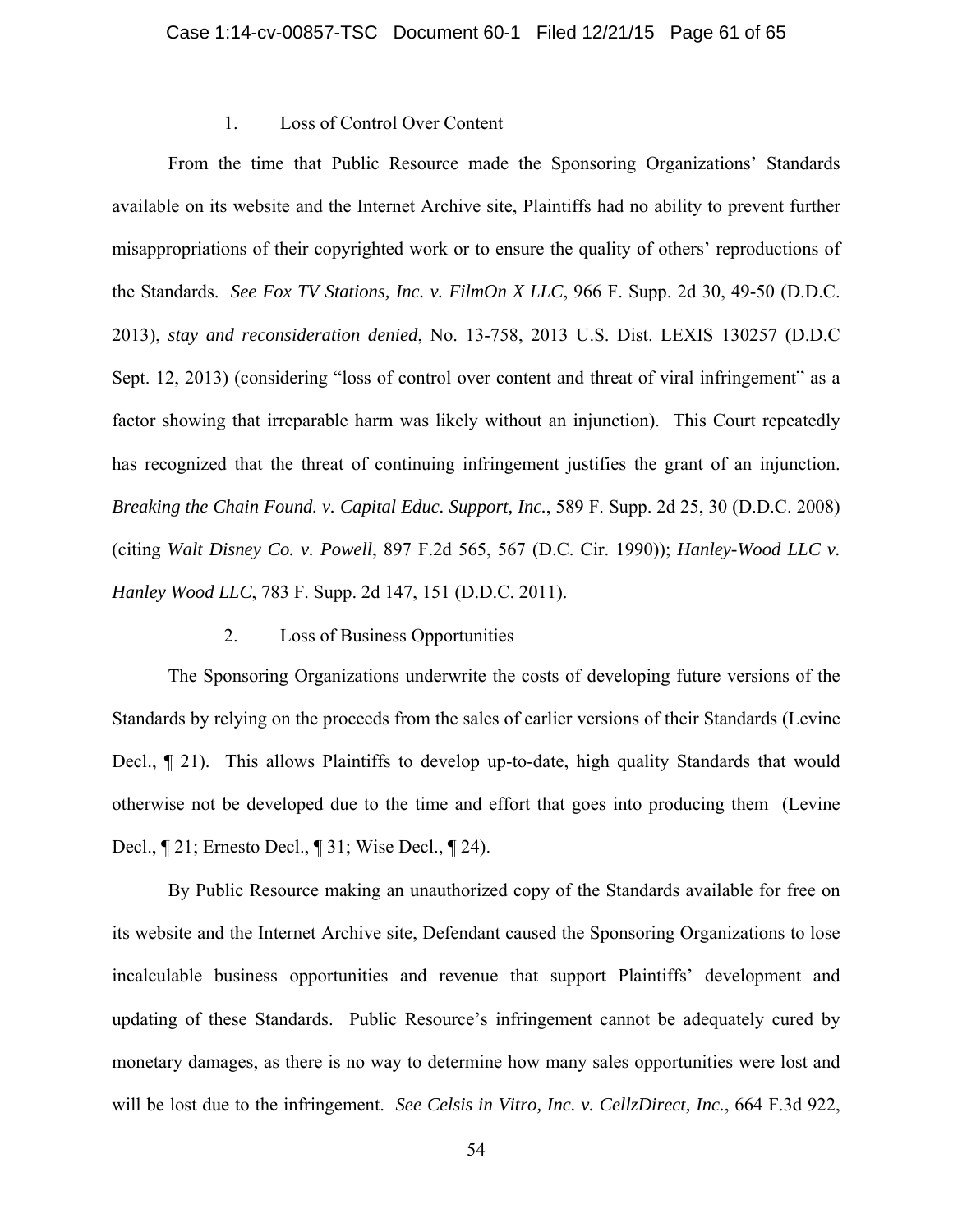1. Loss of Control Over Content

From the time that Public Resource made the Sponsoring Organizations' Standards available on its website and the Internet Archive site, Plaintiffs had no ability to prevent further misappropriations of their copyrighted work or to ensure the quality of others' reproductions of the Standards. *See Fox TV Stations, Inc. v. FilmOn X LLC*, 966 F. Supp. 2d 30, 49-50 (D.D.C. 2013), *stay and reconsideration denied*, No. 13-758, 2013 U.S. Dist. LEXIS 130257 (D.D.C Sept. 12, 2013) (considering "loss of control over content and threat of viral infringement" as a factor showing that irreparable harm was likely without an injunction). This Court repeatedly has recognized that the threat of continuing infringement justifies the grant of an injunction. *Breaking the Chain Found. v. Capital Educ. Support, Inc.*, 589 F. Supp. 2d 25, 30 (D.D.C. 2008) (citing *Walt Disney Co. v. Powell*, 897 F.2d 565, 567 (D.C. Cir. 1990)); *Hanley-Wood LLC v. Hanley Wood LLC*, 783 F. Supp. 2d 147, 151 (D.D.C. 2011).

2. Loss of Business Opportunities

The Sponsoring Organizations underwrite the costs of developing future versions of the Standards by relying on the proceeds from the sales of earlier versions of their Standards (Levine Decl., ¶ 21). This allows Plaintiffs to develop up-to-date, high quality Standards that would otherwise not be developed due to the time and effort that goes into producing them (Levine Decl., ¶ 21; Ernesto Decl., ¶ 31; Wise Decl., ¶ 24).

By Public Resource making an unauthorized copy of the Standards available for free on its website and the Internet Archive site, Defendant caused the Sponsoring Organizations to lose incalculable business opportunities and revenue that support Plaintiffs' development and updating of these Standards. Public Resource's infringement cannot be adequately cured by monetary damages, as there is no way to determine how many sales opportunities were lost and will be lost due to the infringement. *See Celsis in Vitro, Inc. v. CellzDirect, Inc.*, 664 F.3d 922,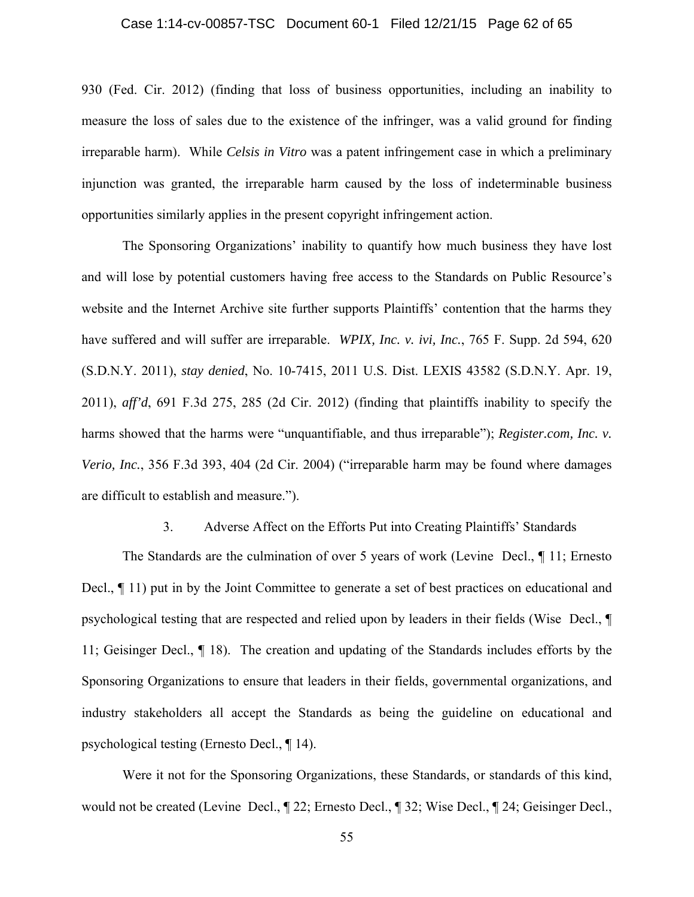930 (Fed. Cir. 2012) (finding that loss of business opportunities, including an inability to measure the loss of sales due to the existence of the infringer, was a valid ground for finding irreparable harm). While *Celsis in Vitro* was a patent infringement case in which a preliminary injunction was granted, the irreparable harm caused by the loss of indeterminable business opportunities similarly applies in the present copyright infringement action.

The Sponsoring Organizations' inability to quantify how much business they have lost and will lose by potential customers having free access to the Standards on Public Resource's website and the Internet Archive site further supports Plaintiffs' contention that the harms they have suffered and will suffer are irreparable. *WPIX, Inc. v. ivi, Inc.*, 765 F. Supp. 2d 594, 620 (S.D.N.Y. 2011), *stay denied*, No. 10-7415, 2011 U.S. Dist. LEXIS 43582 (S.D.N.Y. Apr. 19, 2011), *aff'd*, 691 F.3d 275, 285 (2d Cir. 2012) (finding that plaintiffs inability to specify the harms showed that the harms were "unquantifiable, and thus irreparable"); *Register.com, Inc. v. Verio, Inc.*, 356 F.3d 393, 404 (2d Cir. 2004) ("irreparable harm may be found where damages are difficult to establish and measure.").

3. Adverse Affect on the Efforts Put into Creating Plaintiffs' Standards

The Standards are the culmination of over 5 years of work (Levine Decl., ¶ 11; Ernesto Decl., ¶ 11) put in by the Joint Committee to generate a set of best practices on educational and psychological testing that are respected and relied upon by leaders in their fields (Wise Decl., ¶ 11; Geisinger Decl., ¶ 18). The creation and updating of the Standards includes efforts by the Sponsoring Organizations to ensure that leaders in their fields, governmental organizations, and industry stakeholders all accept the Standards as being the guideline on educational and psychological testing (Ernesto Decl., ¶ 14).

Were it not for the Sponsoring Organizations, these Standards, or standards of this kind, would not be created (Levine Decl., ¶ 22; Ernesto Decl., ¶ 32; Wise Decl., ¶ 24; Geisinger Decl.,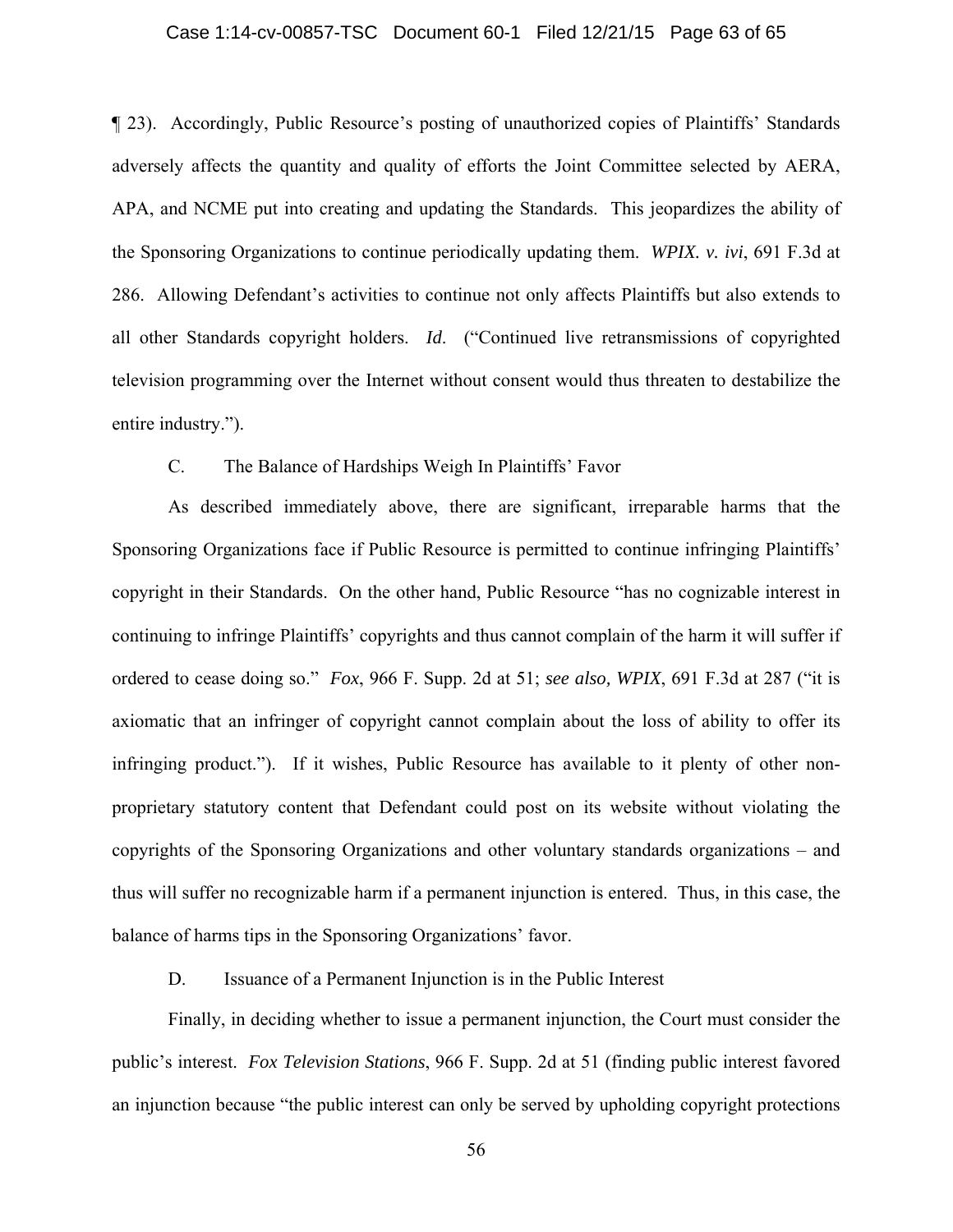¶ 23). Accordingly, Public Resource's posting of unauthorized copies of Plaintiffs' Standards adversely affects the quantity and quality of efforts the Joint Committee selected by AERA, APA, and NCME put into creating and updating the Standards. This jeopardizes the ability of the Sponsoring Organizations to continue periodically updating them. *WPIX. v. ivi*, 691 F.3d at 286. Allowing Defendant's activities to continue not only affects Plaintiffs but also extends to all other Standards copyright holders. *Id*. ("Continued live retransmissions of copyrighted television programming over the Internet without consent would thus threaten to destabilize the entire industry.").

C. The Balance of Hardships Weigh In Plaintiffs' Favor

As described immediately above, there are significant, irreparable harms that the Sponsoring Organizations face if Public Resource is permitted to continue infringing Plaintiffs' copyright in their Standards. On the other hand, Public Resource "has no cognizable interest in continuing to infringe Plaintiffs' copyrights and thus cannot complain of the harm it will suffer if ordered to cease doing so." *Fox*, 966 F. Supp. 2d at 51; *see also, WPIX*, 691 F.3d at 287 ("it is axiomatic that an infringer of copyright cannot complain about the loss of ability to offer its infringing product."). If it wishes, Public Resource has available to it plenty of other non-proprietary statutory content that Defendant could post on its website without violating the copyrights of the Sponsoring Organizations and other voluntary standards organizations – and thus will suffer no recognizable harm if a permanent injunction is entered. Thus, in this case, the balance of harms tips in the Sponsoring Organizations' favor.

D. Issuance of a Permanent Injunction is in the Public Interest

Finally, in deciding whether to issue a permanent injunction, the Court must consider the public's interest. *Fox Television Stations*, 966 F. Supp. 2d at 51 (finding public interest favored an injunction because "the public interest can only be served by upholding copyright protections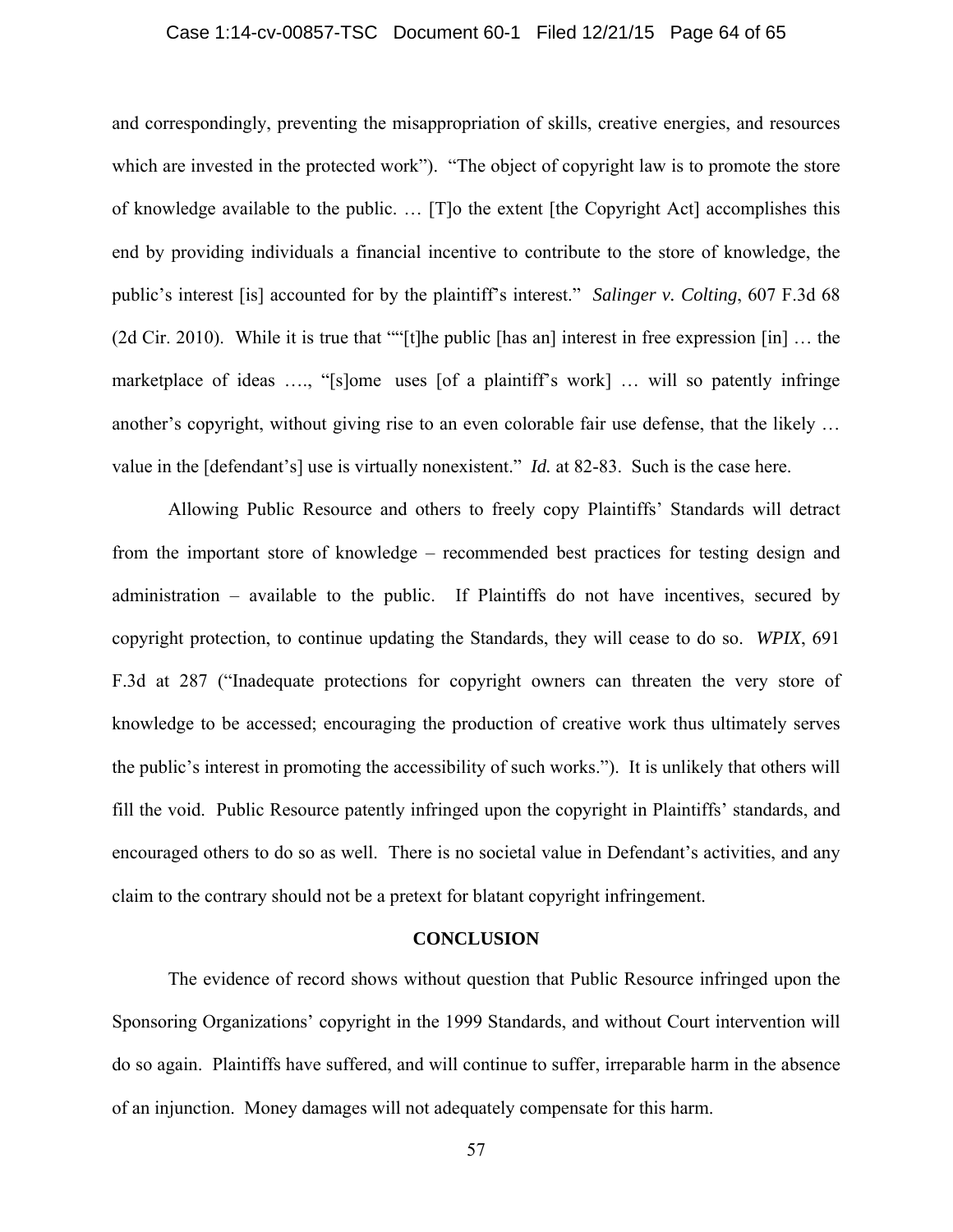and correspondingly, preventing the misappropriation of skills, creative energies, and resources which are invested in the protected work"). "The object of copyright law is to promote the store of knowledge available to the public. … [T]o the extent [the Copyright Act] accomplishes this end by providing individuals a financial incentive to contribute to the store of knowledge, the public's interest [is] accounted for by the plaintiff's interest." *Salinger v. Colting*, 607 F.3d 68 (2d Cir. 2010). While it is true that ""[t]he public [has an] interest in free expression [in] … the marketplace of ideas …., "[s]ome uses [of a plaintiff's work] … will so patently infringe another's copyright, without giving rise to an even colorable fair use defense, that the likely … value in the [defendant's] use is virtually nonexistent." *Id.* at 82-83. Such is the case here.

Allowing Public Resource and others to freely copy Plaintiffs' Standards will detract from the important store of knowledge – recommended best practices for testing design and administration – available to the public. If Plaintiffs do not have incentives, secured by copyright protection, to continue updating the Standards, they will cease to do so. *WPIX*, 691 F.3d at 287 ("Inadequate protections for copyright owners can threaten the very store of knowledge to be accessed; encouraging the production of creative work thus ultimately serves the public's interest in promoting the accessibility of such works."). It is unlikely that others will fill the void. Public Resource patently infringed upon the copyright in Plaintiffs' standards, and encouraged others to do so as well. There is no societal value in Defendant's activities, and any claim to the contrary should not be a pretext for blatant copyright infringement.

## CONCLUSION

The evidence of record shows without question that Public Resource infringed upon the Sponsoring Organizations' copyright in the 1999 Standards, and without Court intervention will do so again. Plaintiffs have suffered, and will continue to suffer, irreparable harm in the absence of an injunction. Money damages will not adequately compensate for this harm.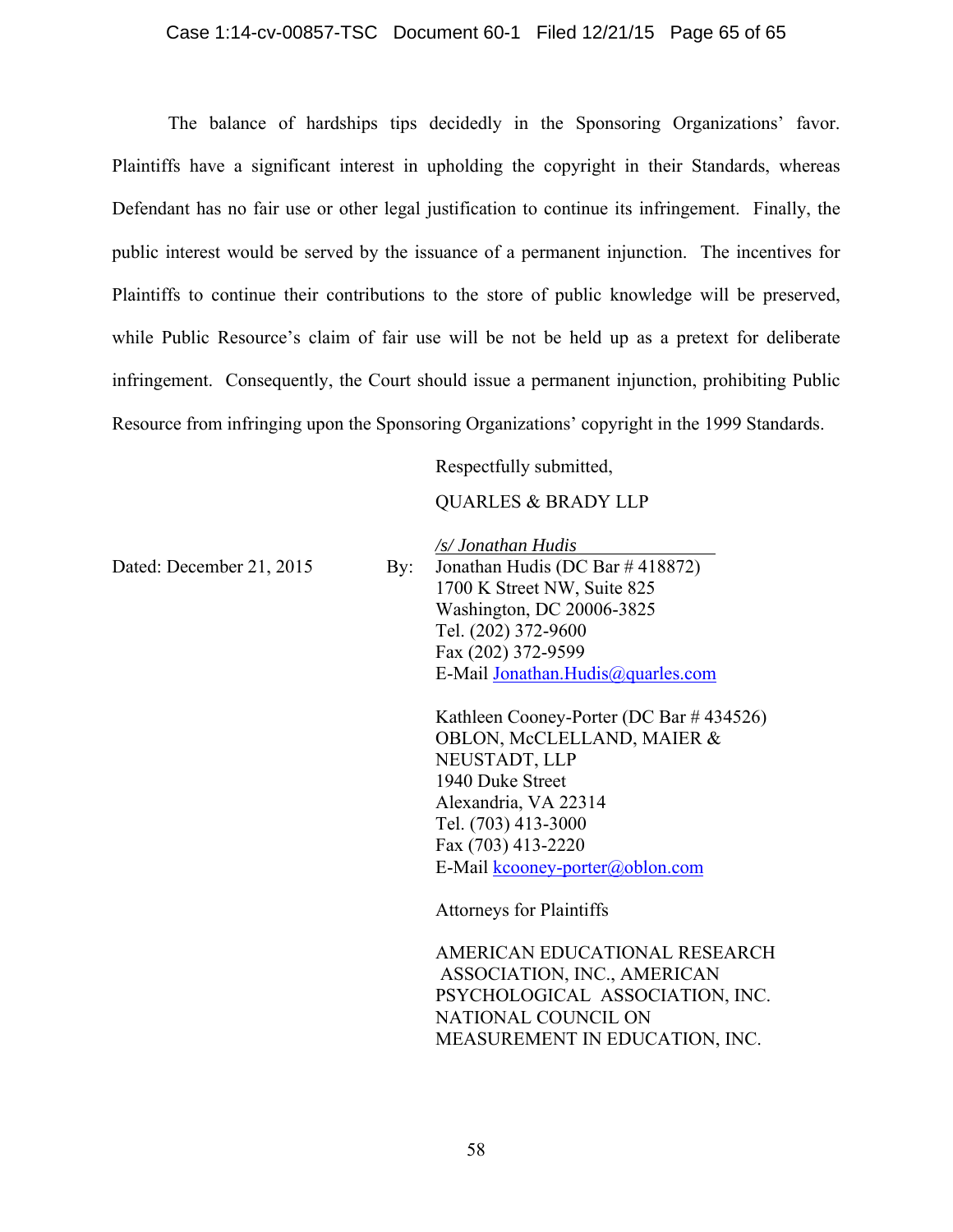The balance of hardships tips decidedly in the Sponsoring Organizations' favor. Plaintiffs have a significant interest in upholding the copyright in their Standards, whereas Defendant has no fair use or other legal justification to continue its infringement. Finally, the public interest would be served by the issuance of a permanent injunction. The incentives for Plaintiffs to continue their contributions to the store of public knowledge will be preserved, while Public Resource's claim of fair use will be not be held up as a pretext for deliberate infringement. Consequently, the Court should issue a permanent injunction, prohibiting Public Resource from infringing upon the Sponsoring Organizations' copyright in the 1999 Standards.

Respectfully submitted,

QUARLES & BRADY LLP

Dated: December 21, 2015

By: */s/ Jonathan Hudis*
Jonathan Hudis (DC Bar # 418872)
1700 K Street NW, Suite 825
Washington, DC 20006-3825
Tel. (202) 372-9600
Fax (202) 372-9599
E-Mail Jonathan.Hudis@quarles.com

Kathleen Cooney-Porter (DC Bar # 434526)
OBLON, McCLELLAND, MAIER & NEUSTADT, LLP
1940 Duke Street
Alexandria, VA 22314
Tel. (703) 413-3000
Fax (703) 413-2220
E-Mail kcooney-porter@oblon.com

Attorneys for Plaintiffs

AMERICAN EDUCATIONAL RESEARCH ASSOCIATION, INC., AMERICAN PSYCHOLOGICAL ASSOCIATION, INC. NATIONAL COUNCIL ON MEASUREMENT IN EDUCATION, INC.